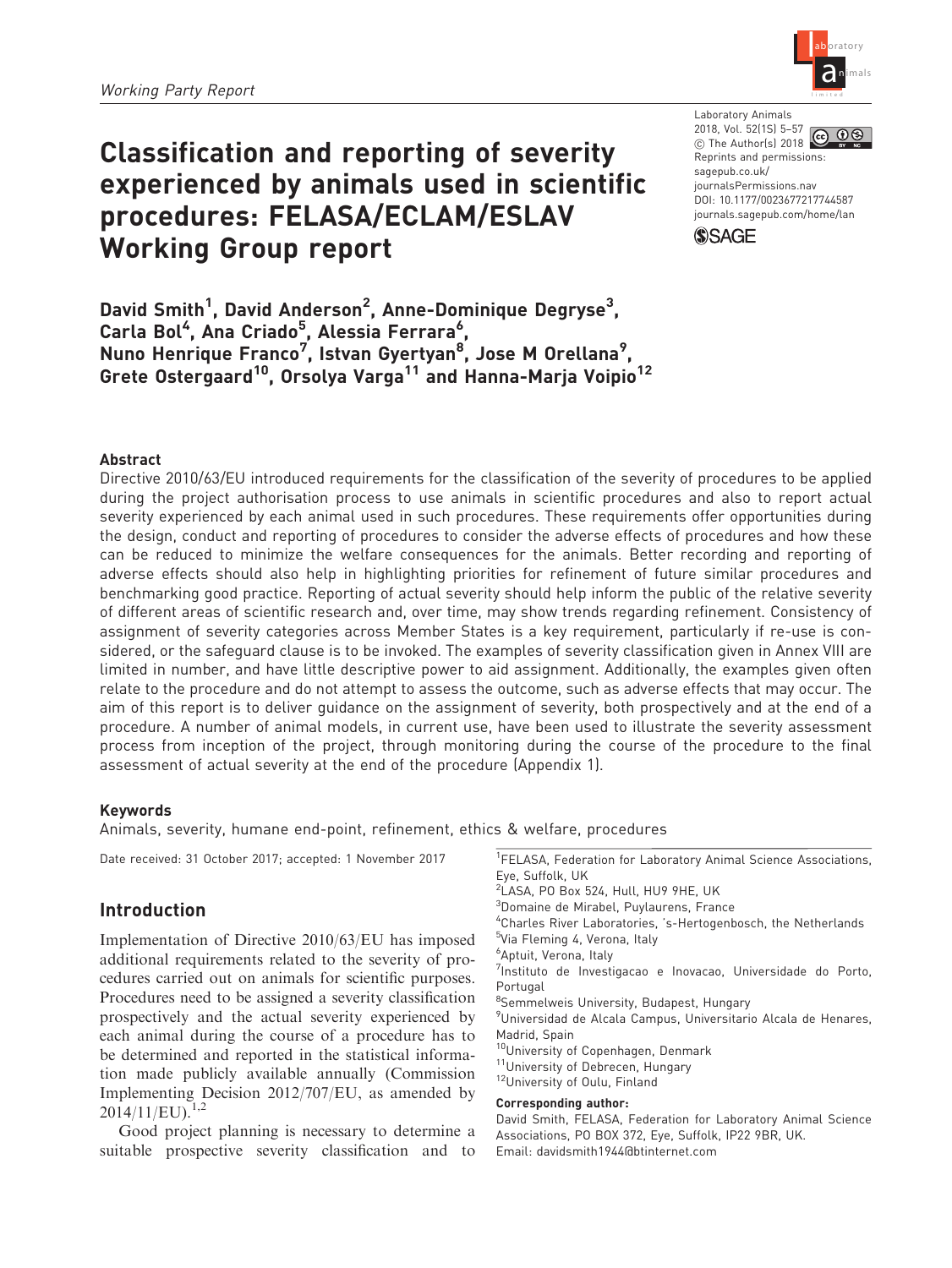*Working Party Report*

# Classification and reporting of severity experienced by animals used in scientific procedures: FELASA/ECLAM/ESLAV Working Group report

Laboratory Animals
2018, Vol. 52(1S) 5–57
© The Author(s) 2018
Reprints and permissions: sagepub.co.uk/journalsPermissions.nav
DOI: 10.1177/0023677217744587
journals.sagepub.com/home/lan

**David Smith[1], David Anderson[2], Anne-Dominique Degryse[3], Carla Bol[4], Ana Criado[5], Alessia Ferrara[6], Nuno Henrique Franco[7], Istvan Gyertyan[8], Jose M Orellana[9], Grete Ostergaard[10], Orsolya Varga[11] and Hanna-Marja Voipio[12]**

## Abstract

Directive 2010/63/EU introduced requirements for the classification of the severity of procedures to be applied during the project authorisation process to use animals in scientific procedures and also to report actual severity experienced by each animal used in such procedures. These requirements offer opportunities during the design, conduct and reporting of procedures to consider the adverse effects of procedures and how these can be reduced to minimize the welfare consequences for the animals. Better recording and reporting of adverse effects should also help in highlighting priorities for refinement of future similar procedures and benchmarking good practice. Reporting of actual severity should help inform the public of the relative severity of different areas of scientific research and, over time, may show trends regarding refinement. Consistency of assignment of severity categories across Member States is a key requirement, particularly if re-use is considered, or the safeguard clause is to be invoked. The examples of severity classification given in Annex VIII are limited in number, and have little descriptive power to aid assignment. Additionally, the examples given often relate to the procedure and do not attempt to assess the outcome, such as adverse effects that may occur. The aim of this report is to deliver guidance on the assignment of severity, both prospectively and at the end of a procedure. A number of animal models, in current use, have been used to illustrate the severity assessment process from inception of the project, through monitoring during the course of the procedure to the final assessment of actual severity at the end of the procedure (Appendix 1).

### Keywords

Animals, severity, humane end-point, refinement, ethics & welfare, procedures

Date received: 31 October 2017; accepted: 1 November 2017

## Introduction

Implementation of Directive 2010/63/EU has imposed additional requirements related to the severity of procedures carried out on animals for scientific purposes. Procedures need to be assigned a severity classification prospectively and the actual severity experienced by each animal during the course of a procedure has to be determined and reported in the statistical information made publicly available annually (Commission Implementing Decision 2012/707/EU, as amended by 2014/11/EU).[1,2]

Good project planning is necessary to determine a suitable prospective severity classification and to

[1]FELASA, Federation for Laboratory Animal Science Associations, Eye, Suffolk, UK
[2]LASA, PO Box 524, Hull, HU9 9HE, UK
[3]Domaine de Mirabel, Puylaurens, France
[4]Charles River Laboratories, 's-Hertogenbosch, the Netherlands
[5]Via Fleming 4, Verona, Italy
[6]Aptuit, Verona, Italy
[7]Instituto de Investigacao e Inovacao, Universidade do Porto, Portugal
[8]Semmelweis University, Budapest, Hungary
[9]Universidad de Alcala Campus, Universitario Alcala de Henares, Madrid, Spain
[10]University of Copenhagen, Denmark
[11]University of Debrecen, Hungary
[12]University of Oulu, Finland

**Corresponding author:**
David Smith, FELASA, Federation for Laboratory Animal Science Associations, PO BOX 372, Eye, Suffolk, IP22 9BR, UK.
Email: davidsmith1944@btinternet.com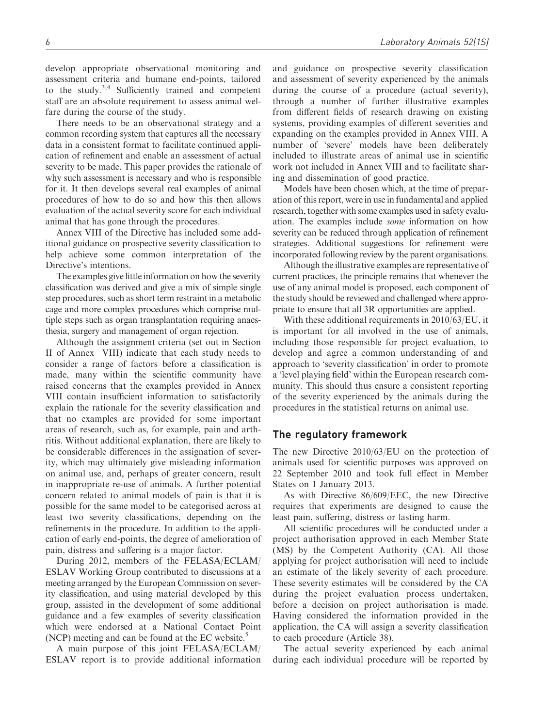develop appropriate observational monitoring and assessment criteria and humane end-points, tailored to the study.[3,4] Sufficiently trained and competent staff are an absolute requirement to assess animal welfare during the course of the study.

There needs to be an observational strategy and a common recording system that captures all the necessary data in a consistent format to facilitate continued application of refinement and enable an assessment of actual severity to be made. This paper provides the rationale of why such assessment is necessary and who is responsible for it. It then develops several real examples of animal procedures of how to do so and how this then allows evaluation of the actual severity score for each individual animal that has gone through the procedures.

Annex VIII of the Directive has included some additional guidance on prospective severity classification to help achieve some common interpretation of the Directive's intentions.

The examples give little information on how the severity classification was derived and give a mix of simple single step procedures, such as short term restraint in a metabolic cage and more complex procedures which comprise multiple steps such as organ transplantation requiring anaesthesia, surgery and management of organ rejection.

Although the assignment criteria (set out in Section II of Annex VIII) indicate that each study needs to consider a range of factors before a classification is made, many within the scientific community have raised concerns that the examples provided in Annex VIII contain insufficient information to satisfactorily explain the rationale for the severity classification and that no examples are provided for some important areas of research, such as, for example, pain and arthritis. Without additional explanation, there are likely to be considerable differences in the assignation of severity, which may ultimately give misleading information on animal use, and, perhaps of greater concern, result in inappropriate re-use of animals. A further potential concern related to animal models of pain is that it is possible for the same model to be categorised across at least two severity classifications, depending on the refinements in the procedure. In addition to the application of early end-points, the degree of amelioration of pain, distress and suffering is a major factor.

During 2012, members of the FELASA/ECLAM/ESLAV Working Group contributed to discussions at a meeting arranged by the European Commission on severity classification, and using material developed by this group, assisted in the development of some additional guidance and a few examples of severity classification which were endorsed at a National Contact Point (NCP) meeting and can be found at the EC website.[5]

A main purpose of this joint FELASA/ECLAM/ESLAV report is to provide additional information and guidance on prospective severity classification and assessment of severity experienced by the animals during the course of a procedure (actual severity), through a number of further illustrative examples from different fields of research drawing on existing systems, providing examples of different severities and expanding on the examples provided in Annex VIII. A number of 'severe' models have been deliberately included to illustrate areas of animal use in scientific work not included in Annex VIII and to facilitate sharing and dissemination of good practice.

Models have been chosen which, at the time of preparation of this report, were in use in fundamental and applied research, together with some examples used in safety evaluation. The examples include *some* information on how severity can be reduced through application of refinement strategies. Additional suggestions for refinement were incorporated following review by the parent organisations.

Although the illustrative examples are representative of current practices, the principle remains that whenever the use of any animal model is proposed, each component of the study should be reviewed and challenged where appropriate to ensure that all 3R opportunities are applied.

With these additional requirements in 2010/63/EU, it is important for all involved in the use of animals, including those responsible for project evaluation, to develop and agree a common understanding of and approach to 'severity classification' in order to promote a 'level playing field' within the European research community. This should thus ensure a consistent reporting of the severity experienced by the animals during the procedures in the statistical returns on animal use.

## The regulatory framework

The new Directive 2010/63/EU on the protection of animals used for scientific purposes was approved on 22 September 2010 and took full effect in Member States on 1 January 2013.

As with Directive 86/609/EEC, the new Directive requires that experiments are designed to cause the least pain, suffering, distress or lasting harm.

All scientific procedures will be conducted under a project authorisation approved in each Member State (MS) by the Competent Authority (CA). All those applying for project authorisation will need to include an estimate of the likely severity of each procedure. These severity estimates will be considered by the CA during the project evaluation process undertaken, before a decision on project authorisation is made. Having considered the information provided in the application, the CA will assign a severity classification to each procedure (Article 38).

The actual severity experienced by each animal during each individual procedure will be reported by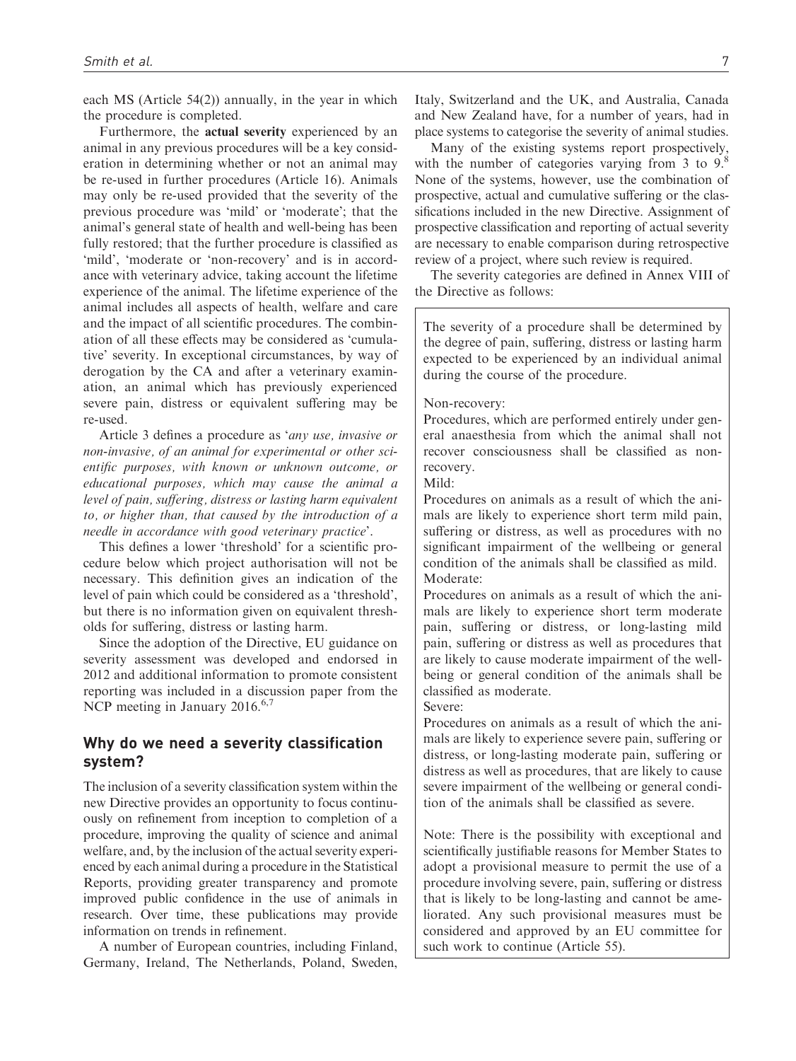each MS (Article 54(2)) annually, in the year in which the procedure is completed.

Furthermore, the **actual severity** experienced by an animal in any previous procedures will be a key consideration in determining whether or not an animal may be re-used in further procedures (Article 16). Animals may only be re-used provided that the severity of the previous procedure was 'mild' or 'moderate'; that the animal's general state of health and well-being has been fully restored; that the further procedure is classified as 'mild', 'moderate or 'non-recovery' and is in accordance with veterinary advice, taking account the lifetime experience of the animal. The lifetime experience of the animal includes all aspects of health, welfare and care and the impact of all scientific procedures. The combination of all these effects may be considered as 'cumulative' severity. In exceptional circumstances, by way of derogation by the CA and after a veterinary examination, an animal which has previously experienced severe pain, distress or equivalent suffering may be re-used.

Article 3 defines a procedure as '*any use, invasive or non-invasive, of an animal for experimental or other scientific purposes, with known or unknown outcome, or educational purposes, which may cause the animal a level of pain, suffering, distress or lasting harm equivalent to, or higher than, that caused by the introduction of a needle in accordance with good veterinary practice*'.

This defines a lower 'threshold' for a scientific procedure below which project authorisation will not be necessary. This definition gives an indication of the level of pain which could be considered as a 'threshold', but there is no information given on equivalent thresholds for suffering, distress or lasting harm.

Since the adoption of the Directive, EU guidance on severity assessment was developed and endorsed in 2012 and additional information to promote consistent reporting was included in a discussion paper from the NCP meeting in January 2016.[6,7]

## Why do we need a severity classification system?

The inclusion of a severity classification system within the new Directive provides an opportunity to focus continuously on refinement from inception to completion of a procedure, improving the quality of science and animal welfare, and, by the inclusion of the actual severity experienced by each animal during a procedure in the Statistical Reports, providing greater transparency and promote improved public confidence in the use of animals in research. Over time, these publications may provide information on trends in refinement.

A number of European countries, including Finland, Germany, Ireland, The Netherlands, Poland, Sweden, Italy, Switzerland and the UK, and Australia, Canada and New Zealand have, for a number of years, had in place systems to categorise the severity of animal studies.

Many of the existing systems report prospectively, with the number of categories varying from 3 to 9.[8] None of the systems, however, use the combination of prospective, actual and cumulative suffering or the classifications included in the new Directive. Assignment of prospective classification and reporting of actual severity are necessary to enable comparison during retrospective review of a project, where such review is required.

The severity categories are defined in Annex VIII of the Directive as follows:

> The severity of a procedure shall be determined by the degree of pain, suffering, distress or lasting harm expected to be experienced by an individual animal during the course of the procedure.
>
> Non-recovery:
> Procedures, which are performed entirely under general anaesthesia from which the animal shall not recover consciousness shall be classified as non-recovery.
>
> Mild:
> Procedures on animals as a result of which the animals are likely to experience short term mild pain, suffering or distress, as well as procedures with no significant impairment of the wellbeing or general condition of the animals shall be classified as mild.
>
> Moderate:
> Procedures on animals as a result of which the animals are likely to experience short term moderate pain, suffering or distress, or long-lasting mild pain, suffering or distress as well as procedures that are likely to cause moderate impairment of the wellbeing or general condition of the animals shall be classified as moderate.
>
> Severe:
> Procedures on animals as a result of which the animals are likely to experience severe pain, suffering or distress, or long-lasting moderate pain, suffering or distress as well as procedures, that are likely to cause severe impairment of the wellbeing or general condition of the animals shall be classified as severe.
>
> Note: There is the possibility with exceptional and scientifically justifiable reasons for Member States to adopt a provisional measure to permit the use of a procedure involving severe, pain, suffering or distress that is likely to be long-lasting and cannot be ameliorated. Any such provisional measures must be considered and approved by an EU committee for such work to continue (Article 55).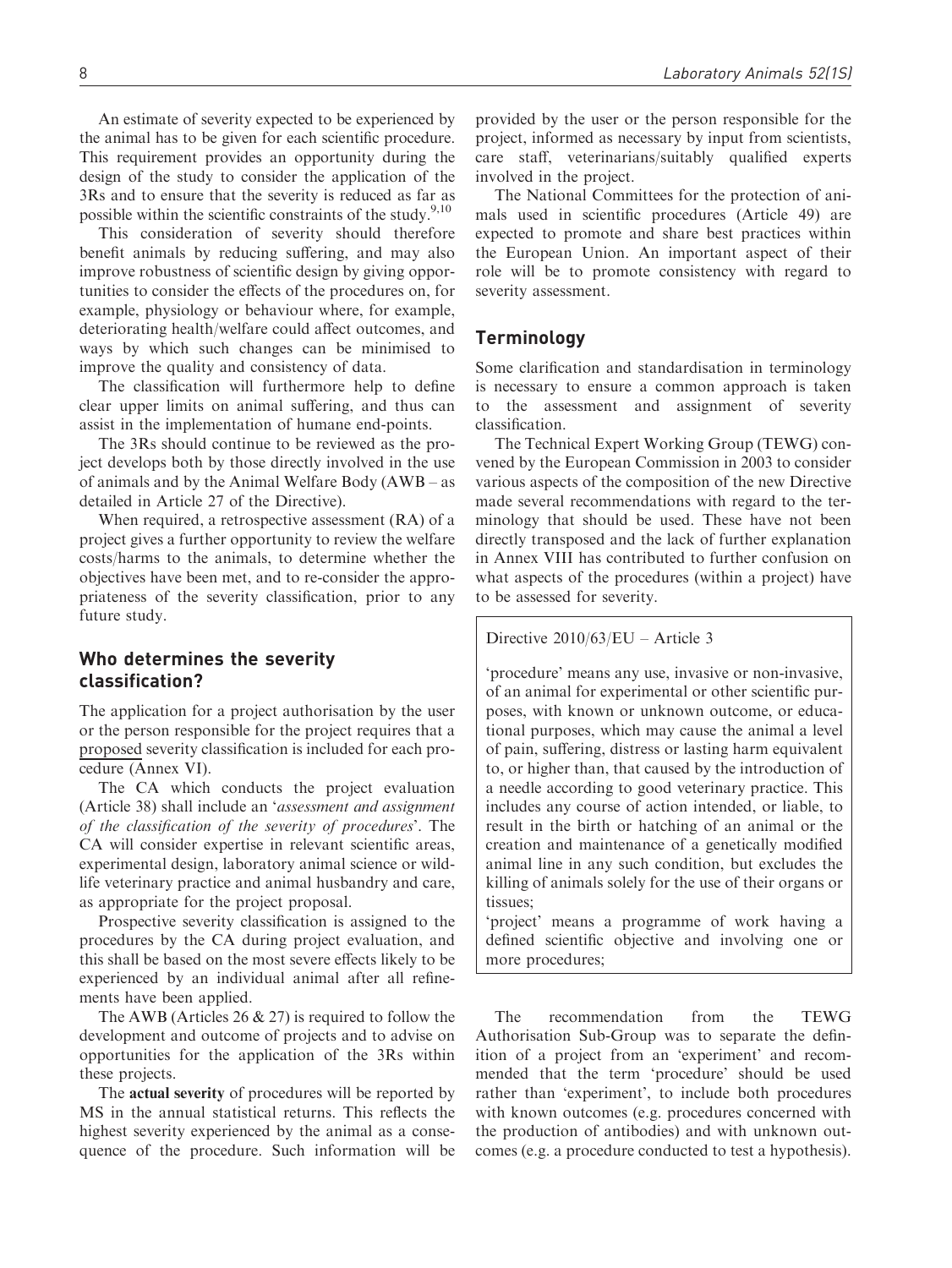An estimate of severity expected to be experienced by the animal has to be given for each scientific procedure. This requirement provides an opportunity during the design of the study to consider the application of the 3Rs and to ensure that the severity is reduced as far as possible within the scientific constraints of the study.[9,10]

This consideration of severity should therefore benefit animals by reducing suffering, and may also improve robustness of scientific design by giving opportunities to consider the effects of the procedures on, for example, physiology or behaviour where, for example, deteriorating health/welfare could affect outcomes, and ways by which such changes can be minimised to improve the quality and consistency of data.

The classification will furthermore help to define clear upper limits on animal suffering, and thus can assist in the implementation of humane end-points.

The 3Rs should continue to be reviewed as the project develops both by those directly involved in the use of animals and by the Animal Welfare Body (AWB – as detailed in Article 27 of the Directive).

When required, a retrospective assessment (RA) of a project gives a further opportunity to review the welfare costs/harms to the animals, to determine whether the objectives have been met, and to re-consider the appropriateness of the severity classification, prior to any future study.

## Who determines the severity classification?

The application for a project authorisation by the user or the person responsible for the project requires that a proposed severity classification is included for each procedure (Annex VI).

The CA which conducts the project evaluation (Article 38) shall include an '*assessment and assignment of the classification of the severity of procedures*'. The CA will consider expertise in relevant scientific areas, experimental design, laboratory animal science or wildlife veterinary practice and animal husbandry and care, as appropriate for the project proposal.

Prospective severity classification is assigned to the procedures by the CA during project evaluation, and this shall be based on the most severe effects likely to be experienced by an individual animal after all refinements have been applied.

The AWB (Articles 26 & 27) is required to follow the development and outcome of projects and to advise on opportunities for the application of the 3Rs within these projects.

The **actual severity** of procedures will be reported by MS in the annual statistical returns. This reflects the highest severity experienced by the animal as a consequence of the procedure. Such information will be provided by the user or the person responsible for the project, informed as necessary by input from scientists, care staff, veterinarians/suitably qualified experts involved in the project.

The National Committees for the protection of animals used in scientific procedures (Article 49) are expected to promote and share best practices within the European Union. An important aspect of their role will be to promote consistency with regard to severity assessment.

## Terminology

Some clarification and standardisation in terminology is necessary to ensure a common approach is taken to the assessment and assignment of severity classification.

The Technical Expert Working Group (TEWG) convened by the European Commission in 2003 to consider various aspects of the composition of the new Directive made several recommendations with regard to the terminology that should be used. These have not been directly transposed and the lack of further explanation in Annex VIII has contributed to further confusion on what aspects of the procedures (within a project) have to be assessed for severity.

> Directive 2010/63/EU – Article 3
>
> 'procedure' means any use, invasive or non-invasive, of an animal for experimental or other scientific purposes, with known or unknown outcome, or educational purposes, which may cause the animal a level of pain, suffering, distress or lasting harm equivalent to, or higher than, that caused by the introduction of a needle according to good veterinary practice. This includes any course of action intended, or liable, to result in the birth or hatching of an animal or the creation and maintenance of a genetically modified animal line in any such condition, but excludes the killing of animals solely for the use of their organs or tissues;
>
> 'project' means a programme of work having a defined scientific objective and involving one or more procedures;

The recommendation from the TEWG Authorisation Sub-Group was to separate the definition of a project from an 'experiment' and recommended that the term 'procedure' should be used rather than 'experiment', to include both procedures with known outcomes (e.g. procedures concerned with the production of antibodies) and with unknown outcomes (e.g. a procedure conducted to test a hypothesis).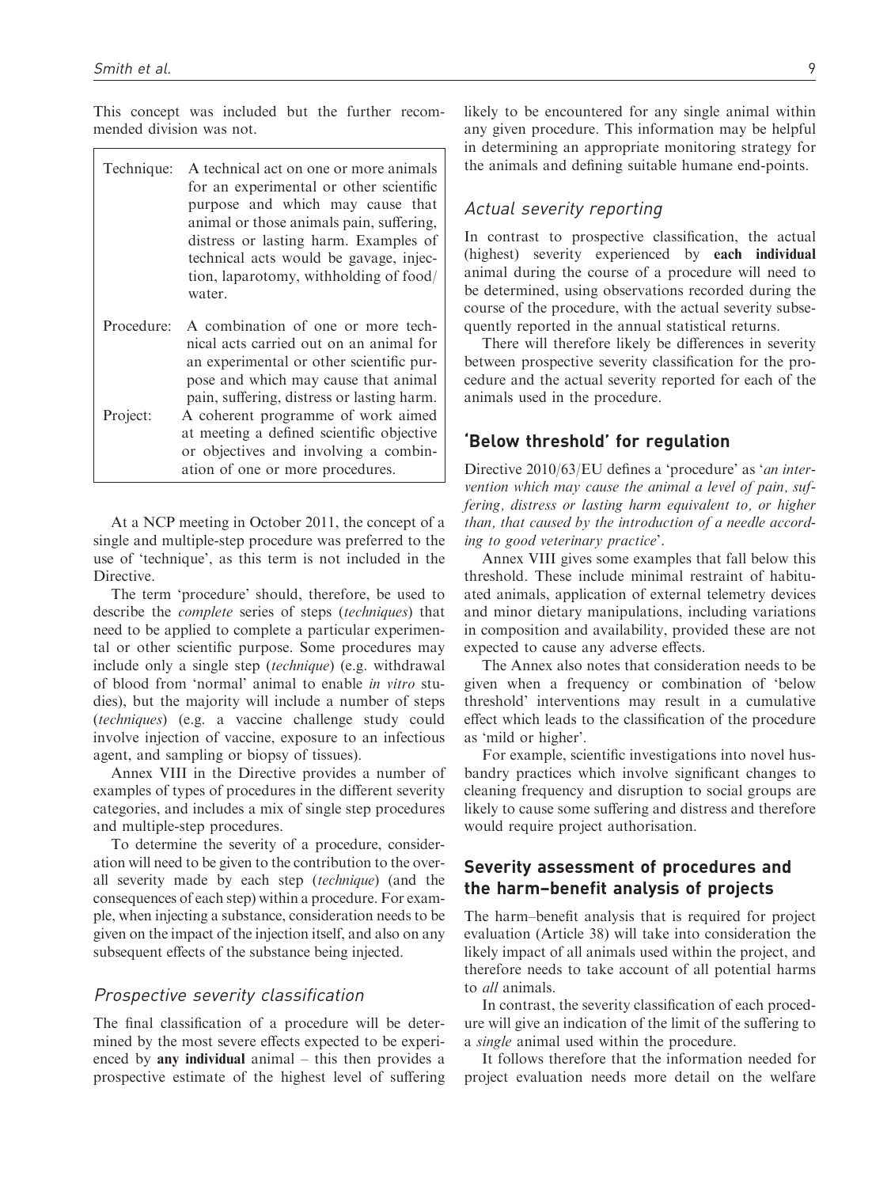This concept was included but the further recommended division was not.

| | |
|---|---|
| Technique: | A technical act on one or more animals for an experimental or other scientific purpose and which may cause that animal or those animals pain, suffering, distress or lasting harm. Examples of technical acts would be gavage, injection, laparotomy, withholding of food/water. |
| Procedure: | A combination of one or more technical acts carried out on an animal for an experimental or other scientific purpose and which may cause that animal pain, suffering, distress or lasting harm. |
| Project: | A coherent programme of work aimed at meeting a defined scientific objective or objectives and involving a combination of one or more procedures. |

At a NCP meeting in October 2011, the concept of a single and multiple-step procedure was preferred to the use of 'technique', as this term is not included in the Directive.

The term 'procedure' should, therefore, be used to describe the *complete* series of steps (*techniques*) that need to be applied to complete a particular experimental or other scientific purpose. Some procedures may include only a single step (*technique*) (e.g. withdrawal of blood from 'normal' animal to enable *in vitro* studies), but the majority will include a number of steps (*techniques*) (e.g. a vaccine challenge study could involve injection of vaccine, exposure to an infectious agent, and sampling or biopsy of tissues).

Annex VIII in the Directive provides a number of examples of types of procedures in the different severity categories, and includes a mix of single step procedures and multiple-step procedures.

To determine the severity of a procedure, consideration will need to be given to the contribution to the overall severity made by each step (*technique*) (and the consequences of each step) within a procedure. For example, when injecting a substance, consideration needs to be given on the impact of the injection itself, and also on any subsequent effects of the substance being injected.

### *Prospective severity classification*

The final classification of a procedure will be determined by the most severe effects expected to be experienced by **any individual** animal – this then provides a prospective estimate of the highest level of suffering likely to be encountered for any single animal within any given procedure. This information may be helpful in determining an appropriate monitoring strategy for the animals and defining suitable humane end-points.

### *Actual severity reporting*

In contrast to prospective classification, the actual (highest) severity experienced by **each individual** animal during the course of a procedure will need to be determined, using observations recorded during the course of the procedure, with the actual severity subsequently reported in the annual statistical returns.

There will therefore likely be differences in severity between prospective severity classification for the procedure and the actual severity reported for each of the animals used in the procedure.

## 'Below threshold' for regulation

Directive 2010/63/EU defines a 'procedure' as '*an intervention which may cause the animal a level of pain, suffering, distress or lasting harm equivalent to, or higher than, that caused by the introduction of a needle according to good veterinary practice*'.

Annex VIII gives some examples that fall below this threshold. These include minimal restraint of habituated animals, application of external telemetry devices and minor dietary manipulations, including variations in composition and availability, provided these are not expected to cause any adverse effects.

The Annex also notes that consideration needs to be given when a frequency or combination of 'below threshold' interventions may result in a cumulative effect which leads to the classification of the procedure as 'mild or higher'.

For example, scientific investigations into novel husbandry practices which involve significant changes to cleaning frequency and disruption to social groups are likely to cause some suffering and distress and therefore would require project authorisation.

## Severity assessment of procedures and the harm–benefit analysis of projects

The harm–benefit analysis that is required for project evaluation (Article 38) will take into consideration the likely impact of all animals used within the project, and therefore needs to take account of all potential harms to *all* animals.

In contrast, the severity classification of each procedure will give an indication of the limit of the suffering to a *single* animal used within the procedure.

It follows therefore that the information needed for project evaluation needs more detail on the welfare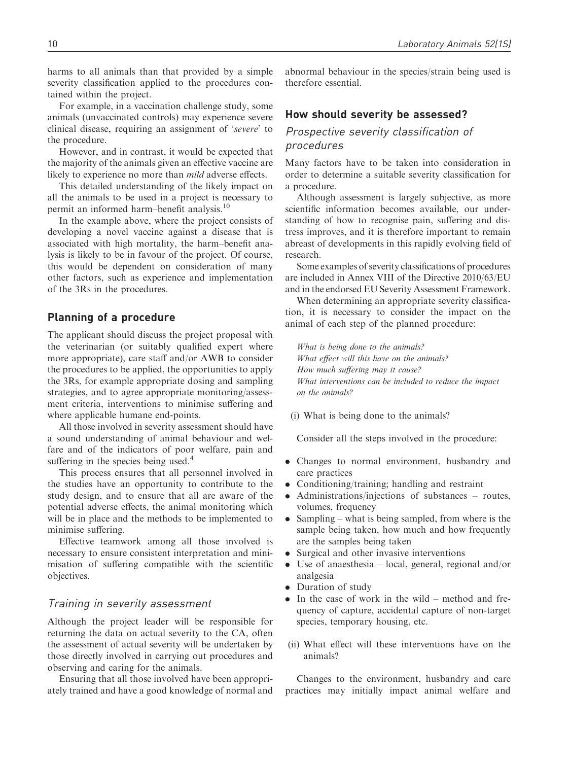harms to all animals than that provided by a simple severity classification applied to the procedures contained within the project.

For example, in a vaccination challenge study, some animals (unvaccinated controls) may experience severe clinical disease, requiring an assignment of '*severe*' to the procedure.

However, and in contrast, it would be expected that the majority of the animals given an effective vaccine are likely to experience no more than *mild* adverse effects.

This detailed understanding of the likely impact on all the animals to be used in a project is necessary to permit an informed harm–benefit analysis.[10]

In the example above, where the project consists of developing a novel vaccine against a disease that is associated with high mortality, the harm–benefit analysis is likely to be in favour of the project. Of course, this would be dependent on consideration of many other factors, such as experience and implementation of the 3Rs in the procedures.

## Planning of a procedure

The applicant should discuss the project proposal with the veterinarian (or suitably qualified expert where more appropriate), care staff and/or AWB to consider the procedures to be applied, the opportunities to apply the 3Rs, for example appropriate dosing and sampling strategies, and to agree appropriate monitoring/assessment criteria, interventions to minimise suffering and where applicable humane end-points.

All those involved in severity assessment should have a sound understanding of animal behaviour and welfare and of the indicators of poor welfare, pain and suffering in the species being used.[4]

This process ensures that all personnel involved in the studies have an opportunity to contribute to the study design, and to ensure that all are aware of the potential adverse effects, the animal monitoring which will be in place and the methods to be implemented to minimise suffering.

Effective teamwork among all those involved is necessary to ensure consistent interpretation and minimisation of suffering compatible with the scientific objectives.

### Training in severity assessment

Although the project leader will be responsible for returning the data on actual severity to the CA, often the assessment of actual severity will be undertaken by those directly involved in carrying out procedures and observing and caring for the animals.

Ensuring that all those involved have been appropriately trained and have a good knowledge of normal and abnormal behaviour in the species/strain being used is therefore essential.

## How should severity be assessed?

### Prospective severity classification of procedures

Many factors have to be taken into consideration in order to determine a suitable severity classification for a procedure.

Although assessment is largely subjective, as more scientific information becomes available, our understanding of how to recognise pain, suffering and distress improves, and it is therefore important to remain abreast of developments in this rapidly evolving field of research.

Some examples of severity classifications of procedures are included in Annex VIII of the Directive 2010/63/EU and in the endorsed EU Severity Assessment Framework.

When determining an appropriate severity classification, it is necessary to consider the impact on the animal of each step of the planned procedure:

*What is being done to the animals?*
*What effect will this have on the animals?*
*How much suffering may it cause?*
*What interventions can be included to reduce the impact on the animals?*

(i) What is being done to the animals?

Consider all the steps involved in the procedure:

- Changes to normal environment, husbandry and care practices
- Conditioning/training; handling and restraint
- Administrations/injections of substances – routes, volumes, frequency
- Sampling – what is being sampled, from where is the sample being taken, how much and how frequently are the samples being taken
- Surgical and other invasive interventions
- Use of anaesthesia – local, general, regional and/or analgesia
- Duration of study
- In the case of work in the wild – method and frequency of capture, accidental capture of non-target species, temporary housing, etc.

(ii) What effect will these interventions have on the animals?

Changes to the environment, husbandry and care practices may initially impact animal welfare and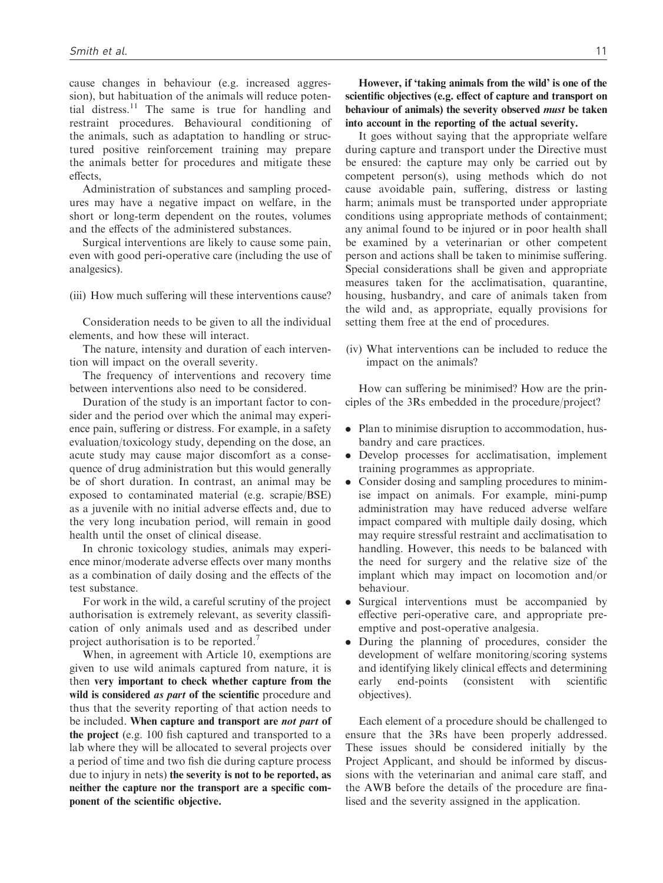cause changes in behaviour (e.g. increased aggression), but habituation of the animals will reduce potential distress.[11] The same is true for handling and restraint procedures. Behavioural conditioning of the animals, such as adaptation to handling or structured positive reinforcement training may prepare the animals better for procedures and mitigate these effects,

Administration of substances and sampling procedures may have a negative impact on welfare, in the short or long-term dependent on the routes, volumes and the effects of the administered substances.

Surgical interventions are likely to cause some pain, even with good peri-operative care (including the use of analgesics).

(iii) How much suffering will these interventions cause?

Consideration needs to be given to all the individual elements, and how these will interact.

The nature, intensity and duration of each intervention will impact on the overall severity.

The frequency of interventions and recovery time between interventions also need to be considered.

Duration of the study is an important factor to consider and the period over which the animal may experience pain, suffering or distress. For example, in a safety evaluation/toxicology study, depending on the dose, an acute study may cause major discomfort as a consequence of drug administration but this would generally be of short duration. In contrast, an animal may be exposed to contaminated material (e.g. scrapie/BSE) as a juvenile with no initial adverse effects and, due to the very long incubation period, will remain in good health until the onset of clinical disease.

In chronic toxicology studies, animals may experience minor/moderate adverse effects over many months as a combination of daily dosing and the effects of the test substance.

For work in the wild, a careful scrutiny of the project authorisation is extremely relevant, as severity classification of only animals used and as described under project authorisation is to be reported.[7]

When, in agreement with Article 10, exemptions are given to use wild animals captured from nature, it is then **very important to check whether capture from the wild is considered *as part* of the scientific** procedure and thus that the severity reporting of that action needs to be included. **When capture and transport are *not part* of the project** (e.g. 100 fish captured and transported to a lab where they will be allocated to several projects over a period of time and two fish die during capture process due to injury in nets) **the severity is not to be reported, as neither the capture nor the transport are a specific component of the scientific objective.**

**However, if 'taking animals from the wild' is one of the scientific objectives (e.g. effect of capture and transport on behaviour of animals) the severity observed *must* be taken into account in the reporting of the actual severity.**

It goes without saying that the appropriate welfare during capture and transport under the Directive must be ensured: the capture may only be carried out by competent person(s), using methods which do not cause avoidable pain, suffering, distress or lasting harm; animals must be transported under appropriate conditions using appropriate methods of containment; any animal found to be injured or in poor health shall be examined by a veterinarian or other competent person and actions shall be taken to minimise suffering. Special considerations shall be given and appropriate measures taken for the acclimatisation, quarantine, housing, husbandry, and care of animals taken from the wild and, as appropriate, equally provisions for setting them free at the end of procedures.

(iv) What interventions can be included to reduce the impact on the animals?

How can suffering be minimised? How are the principles of the 3Rs embedded in the procedure/project?

- Plan to minimise disruption to accommodation, husbandry and care practices.
- Develop processes for acclimatisation, implement training programmes as appropriate.
- Consider dosing and sampling procedures to minimise impact on animals. For example, mini-pump administration may have reduced adverse welfare impact compared with multiple daily dosing, which may require stressful restraint and acclimatisation to handling. However, this needs to be balanced with the need for surgery and the relative size of the implant which may impact on locomotion and/or behaviour.
- Surgical interventions must be accompanied by effective peri-operative care, and appropriate pre-emptive and post-operative analgesia.
- During the planning of procedures, consider the development of welfare monitoring/scoring systems and identifying likely clinical effects and determining early end-points (consistent with scientific objectives).

Each element of a procedure should be challenged to ensure that the 3Rs have been properly addressed. These issues should be considered initially by the Project Applicant, and should be informed by discussions with the veterinarian and animal care staff, and the AWB before the details of the procedure are finalised and the severity assigned in the application.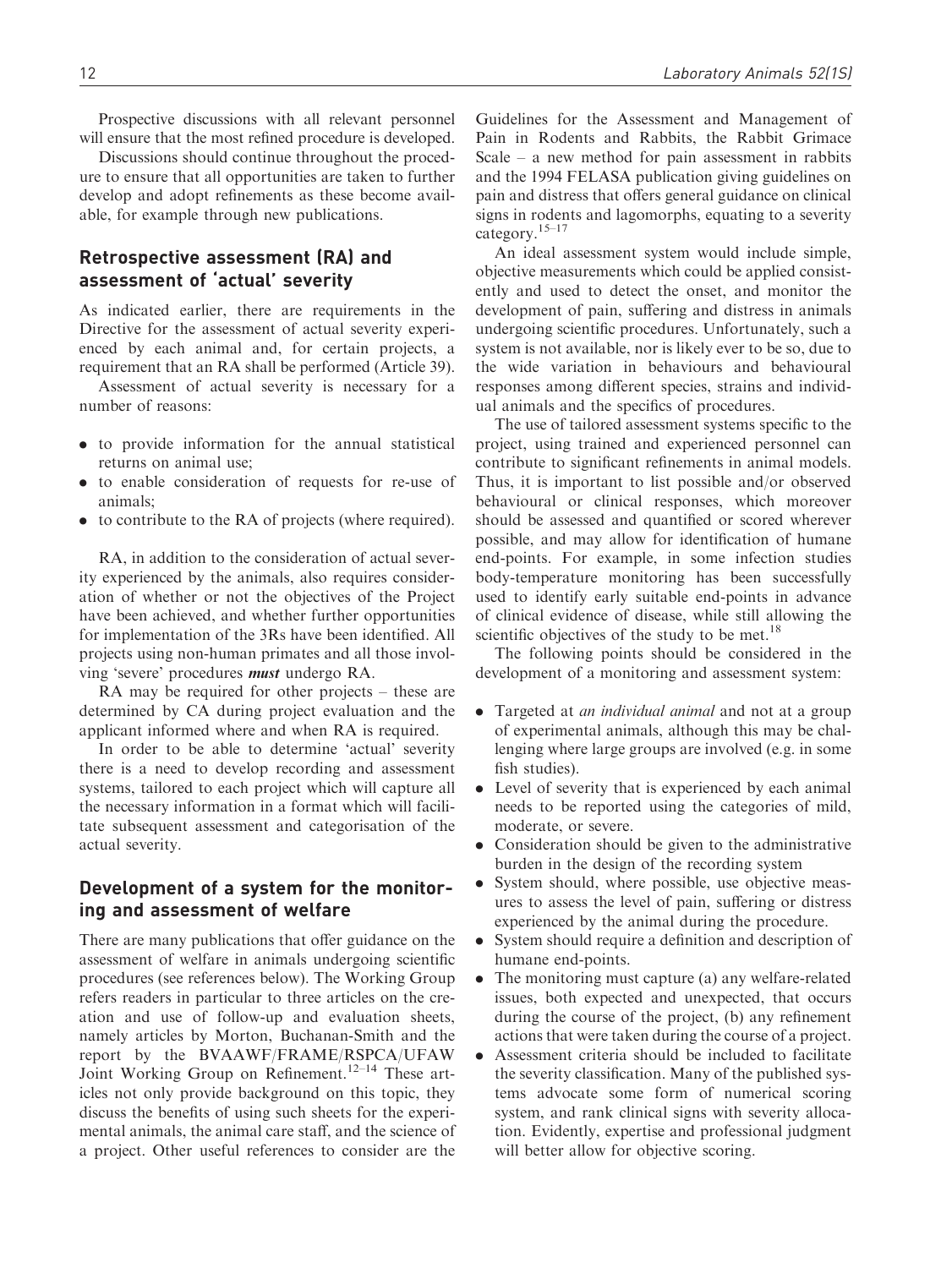Prospective discussions with all relevant personnel will ensure that the most refined procedure is developed.

Discussions should continue throughout the procedure to ensure that all opportunities are taken to further develop and adopt refinements as these become available, for example through new publications.

## Retrospective assessment (RA) and assessment of 'actual' severity

As indicated earlier, there are requirements in the Directive for the assessment of actual severity experienced by each animal and, for certain projects, a requirement that an RA shall be performed (Article 39).

Assessment of actual severity is necessary for a number of reasons:

- to provide information for the annual statistical returns on animal use;
- to enable consideration of requests for re-use of animals;
- to contribute to the RA of projects (where required).

RA, in addition to the consideration of actual severity experienced by the animals, also requires consideration of whether or not the objectives of the Project have been achieved, and whether further opportunities for implementation of the 3Rs have been identified. All projects using non-human primates and all those involving 'severe' procedures ***must*** undergo RA.

RA may be required for other projects – these are determined by CA during project evaluation and the applicant informed where and when RA is required.

In order to be able to determine 'actual' severity there is a need to develop recording and assessment systems, tailored to each project which will capture all the necessary information in a format which will facilitate subsequent assessment and categorisation of the actual severity.

## Development of a system for the monitoring and assessment of welfare

There are many publications that offer guidance on the assessment of welfare in animals undergoing scientific procedures (see references below). The Working Group refers readers in particular to three articles on the creation and use of follow-up and evaluation sheets, namely articles by Morton, Buchanan-Smith and the report by the BVAAWF/FRAME/RSPCA/UFAW Joint Working Group on Refinement.[12–14] These articles not only provide background on this topic, they discuss the benefits of using such sheets for the experimental animals, the animal care staff, and the science of a project. Other useful references to consider are the Guidelines for the Assessment and Management of Pain in Rodents and Rabbits, the Rabbit Grimace Scale – a new method for pain assessment in rabbits and the 1994 FELASA publication giving guidelines on pain and distress that offers general guidance on clinical signs in rodents and lagomorphs, equating to a severity category.[15–17]

An ideal assessment system would include simple, objective measurements which could be applied consistently and used to detect the onset, and monitor the development of pain, suffering and distress in animals undergoing scientific procedures. Unfortunately, such a system is not available, nor is likely ever to be so, due to the wide variation in behaviours and behavioural responses among different species, strains and individual animals and the specifics of procedures.

The use of tailored assessment systems specific to the project, using trained and experienced personnel can contribute to significant refinements in animal models. Thus, it is important to list possible and/or observed behavioural or clinical responses, which moreover should be assessed and quantified or scored wherever possible, and may allow for identification of humane end-points. For example, in some infection studies body-temperature monitoring has been successfully used to identify early suitable end-points in advance of clinical evidence of disease, while still allowing the scientific objectives of the study to be met.[18]

The following points should be considered in the development of a monitoring and assessment system:

- Targeted at *an individual animal* and not at a group of experimental animals, although this may be challenging where large groups are involved (e.g. in some fish studies).
- Level of severity that is experienced by each animal needs to be reported using the categories of mild, moderate, or severe.
- Consideration should be given to the administrative burden in the design of the recording system
- System should, where possible, use objective measures to assess the level of pain, suffering or distress experienced by the animal during the procedure.
- System should require a definition and description of humane end-points.
- The monitoring must capture (a) any welfare-related issues, both expected and unexpected, that occurs during the course of the project, (b) any refinement actions that were taken during the course of a project.
- Assessment criteria should be included to facilitate the severity classification. Many of the published systems advocate some form of numerical scoring system, and rank clinical signs with severity allocation. Evidently, expertise and professional judgment will better allow for objective scoring.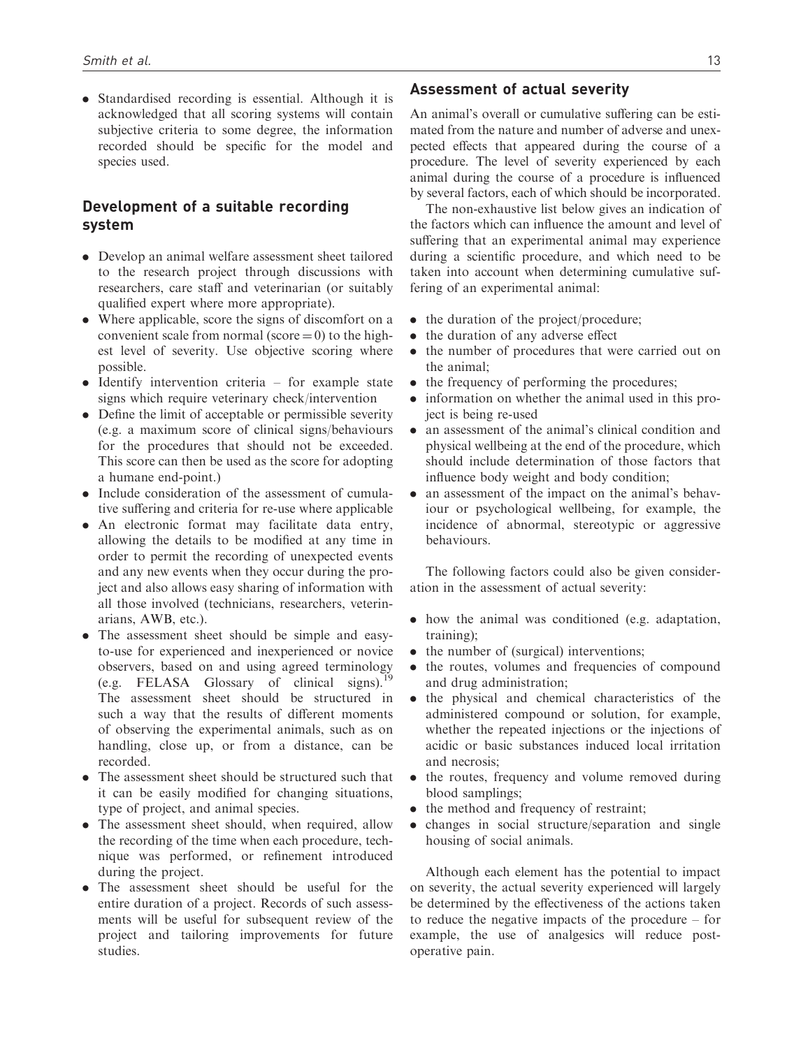- Standardised recording is essential. Although it is acknowledged that all scoring systems will contain subjective criteria to some degree, the information recorded should be specific for the model and species used.

## Development of a suitable recording system

- Develop an animal welfare assessment sheet tailored to the research project through discussions with researchers, care staff and veterinarian (or suitably qualified expert where more appropriate).
- Where applicable, score the signs of discomfort on a convenient scale from normal (score = 0) to the highest level of severity. Use objective scoring where possible.
- Identify intervention criteria – for example state signs which require veterinary check/intervention
- Define the limit of acceptable or permissible severity (e.g. a maximum score of clinical signs/behaviours for the procedures that should not be exceeded. This score can then be used as the score for adopting a humane end-point.)
- Include consideration of the assessment of cumulative suffering and criteria for re-use where applicable
- An electronic format may facilitate data entry, allowing the details to be modified at any time in order to permit the recording of unexpected events and any new events when they occur during the project and also allows easy sharing of information with all those involved (technicians, researchers, veterinarians, AWB, etc.).
- The assessment sheet should be simple and easy-to-use for experienced and inexperienced or novice observers, based on and using agreed terminology (e.g. FELASA Glossary of clinical signs).[19] The assessment sheet should be structured in such a way that the results of different moments of observing the experimental animals, such as on handling, close up, or from a distance, can be recorded.
- The assessment sheet should be structured such that it can be easily modified for changing situations, type of project, and animal species.
- The assessment sheet should, when required, allow the recording of the time when each procedure, technique was performed, or refinement introduced during the project.
- The assessment sheet should be useful for the entire duration of a project. Records of such assessments will be useful for subsequent review of the project and tailoring improvements for future studies.

## Assessment of actual severity

An animal's overall or cumulative suffering can be estimated from the nature and number of adverse and unexpected effects that appeared during the course of a procedure. The level of severity experienced by each animal during the course of a procedure is influenced by several factors, each of which should be incorporated.

The non-exhaustive list below gives an indication of the factors which can influence the amount and level of suffering that an experimental animal may experience during a scientific procedure, and which need to be taken into account when determining cumulative suffering of an experimental animal:

- the duration of the project/procedure;
- the duration of any adverse effect
- the number of procedures that were carried out on the animal;
- the frequency of performing the procedures;
- information on whether the animal used in this project is being re-used
- an assessment of the animal's clinical condition and physical wellbeing at the end of the procedure, which should include determination of those factors that influence body weight and body condition;
- an assessment of the impact on the animal's behaviour or psychological wellbeing, for example, the incidence of abnormal, stereotypic or aggressive behaviours.

The following factors could also be given consideration in the assessment of actual severity:

- how the animal was conditioned (e.g. adaptation, training);
- the number of (surgical) interventions;
- the routes, volumes and frequencies of compound and drug administration;
- the physical and chemical characteristics of the administered compound or solution, for example, whether the repeated injections or the injections of acidic or basic substances induced local irritation and necrosis;
- the routes, frequency and volume removed during blood samplings;
- the method and frequency of restraint;
- changes in social structure/separation and single housing of social animals.

Although each element has the potential to impact on severity, the actual severity experienced will largely be determined by the effectiveness of the actions taken to reduce the negative impacts of the procedure – for example, the use of analgesics will reduce post-operative pain.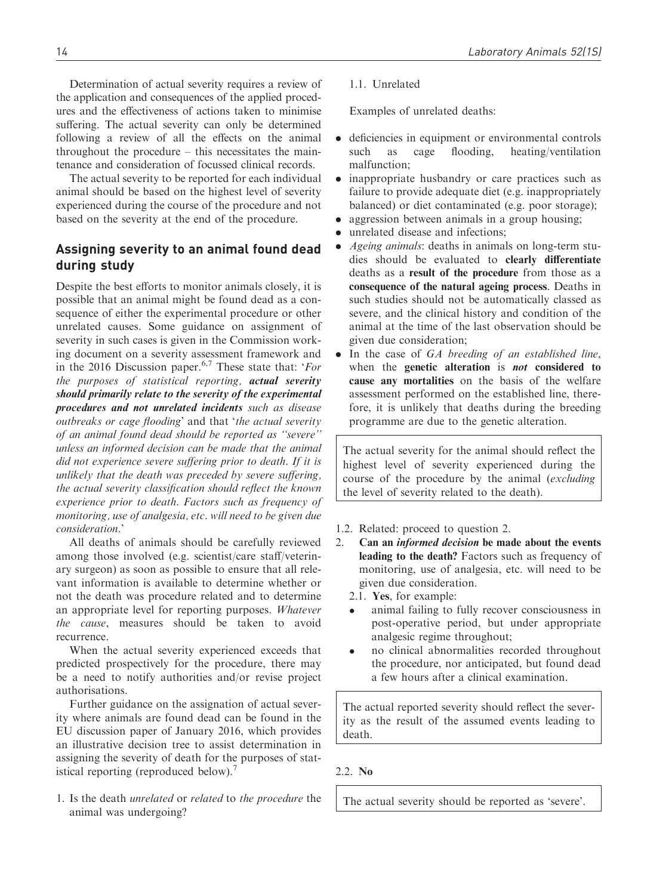Determination of actual severity requires a review of the application and consequences of the applied procedures and the effectiveness of actions taken to minimise suffering. The actual severity can only be determined following a review of all the effects on the animal throughout the procedure – this necessitates the maintenance and consideration of focussed clinical records.

The actual severity to be reported for each individual animal should be based on the highest level of severity experienced during the course of the procedure and not based on the severity at the end of the procedure.

## Assigning severity to an animal found dead during study

Despite the best efforts to monitor animals closely, it is possible that an animal might be found dead as a consequence of either the experimental procedure or other unrelated causes. Some guidance on assignment of severity in such cases is given in the Commission working document on a severity assessment framework and in the 2016 Discussion paper.[6,7] These state that: '*For the purposes of statistical reporting, **actual severity should primarily relate to the severity of the experimental procedures and not unrelated incidents** such as disease outbreaks or cage flooding*' and that '*the actual severity of an animal found dead should be reported as "severe" unless an informed decision can be made that the animal did not experience severe suffering prior to death. If it is unlikely that the death was preceded by severe suffering, the actual severity classification should reflect the known experience prior to death. Factors such as frequency of monitoring, use of analgesia, etc. will need to be given due consideration.*'

All deaths of animals should be carefully reviewed among those involved (e.g. scientist/care staff/veterinary surgeon) as soon as possible to ensure that all relevant information is available to determine whether or not the death was procedure related and to determine an appropriate level for reporting purposes. *Whatever the cause*, measures should be taken to avoid recurrence.

When the actual severity experienced exceeds that predicted prospectively for the procedure, there may be a need to notify authorities and/or revise project authorisations.

Further guidance on the assignation of actual severity where animals are found dead can be found in the EU discussion paper of January 2016, which provides an illustrative decision tree to assist determination in assigning the severity of death for the purposes of statistical reporting (reproduced below).[7]

1. Is the death *unrelated* or *related* to *the procedure* the animal was undergoing?

   1.1. Unrelated

   Examples of unrelated deaths:

   - deficiencies in equipment or environmental controls such as cage flooding, heating/ventilation malfunction;
   - inappropriate husbandry or care practices such as failure to provide adequate diet (e.g. inappropriately balanced) or diet contaminated (e.g. poor storage);
   - aggression between animals in a group housing;
   - unrelated disease and infections;
   - *Ageing animals*: deaths in animals on long-term studies should be evaluated to **clearly differentiate** deaths as a **result of the procedure** from those as a **consequence of the natural ageing process**. Deaths in such studies should not be automatically classed as severe, and the clinical history and condition of the animal at the time of the last observation should be given due consideration;
   - In the case of *GA breeding of an established line*, when the **genetic alteration** is ***not* considered to cause any mortalities** on the basis of the welfare assessment performed on the established line, therefore, it is unlikely that deaths during the breeding programme are due to the genetic alteration.

   > The actual severity for the animal should reflect the highest level of severity experienced during the course of the procedure by the animal (*excluding* the level of severity related to the death).

   1.2. Related: proceed to question 2.

2. **Can an *informed decision* be made about the events leading to the death?** Factors such as frequency of monitoring, use of analgesia, etc. will need to be given due consideration.

   2.1. **Yes**, for example:

   - animal failing to fully recover consciousness in post-operative period, but under appropriate analgesic regime throughout;
   - no clinical abnormalities recorded throughout the procedure, nor anticipated, but found dead a few hours after a clinical examination.

   > The actual reported severity should reflect the severity as the result of the assumed events leading to death.

   2.2. **No**

   > The actual severity should be reported as 'severe'.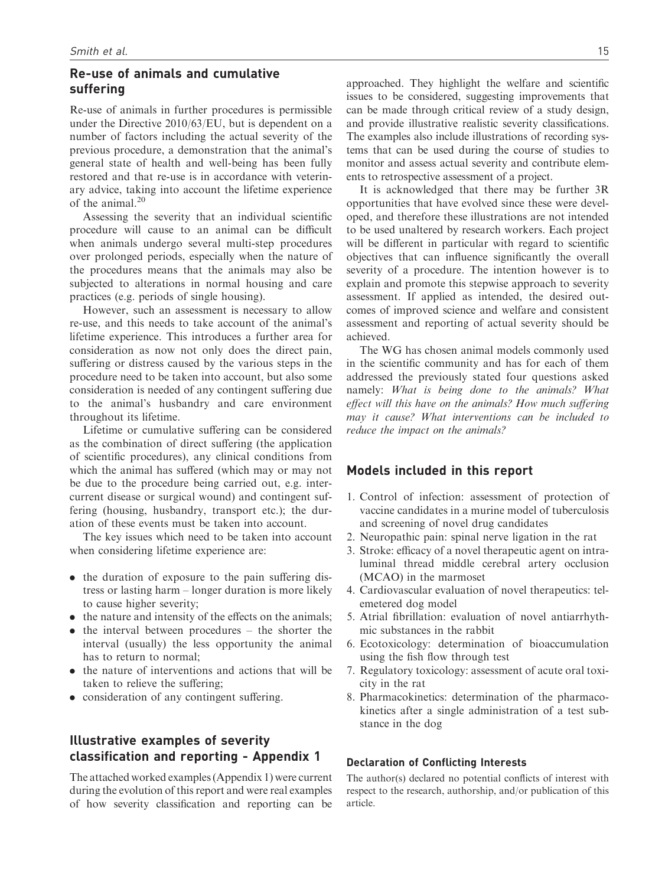## Re-use of animals and cumulative suffering

Re-use of animals in further procedures is permissible under the Directive 2010/63/EU, but is dependent on a number of factors including the actual severity of the previous procedure, a demonstration that the animal's general state of health and well-being has been fully restored and that re-use is in accordance with veterinary advice, taking into account the lifetime experience of the animal.[20]

Assessing the severity that an individual scientific procedure will cause to an animal can be difficult when animals undergo several multi-step procedures over prolonged periods, especially when the nature of the procedures means that the animals may also be subjected to alterations in normal housing and care practices (e.g. periods of single housing).

However, such an assessment is necessary to allow re-use, and this needs to take account of the animal's lifetime experience. This introduces a further area for consideration as now not only does the direct pain, suffering or distress caused by the various steps in the procedure need to be taken into account, but also some consideration is needed of any contingent suffering due to the animal's husbandry and care environment throughout its lifetime.

Lifetime or cumulative suffering can be considered as the combination of direct suffering (the application of scientific procedures), any clinical conditions from which the animal has suffered (which may or may not be due to the procedure being carried out, e.g. intercurrent disease or surgical wound) and contingent suffering (housing, husbandry, transport etc.); the duration of these events must be taken into account.

The key issues which need to be taken into account when considering lifetime experience are:

- the duration of exposure to the pain suffering distress or lasting harm – longer duration is more likely to cause higher severity;
- the nature and intensity of the effects on the animals;
- the interval between procedures – the shorter the interval (usually) the less opportunity the animal has to return to normal;
- the nature of interventions and actions that will be taken to relieve the suffering;
- consideration of any contingent suffering.

## Illustrative examples of severity classification and reporting - Appendix 1

The attached worked examples (Appendix 1) were current during the evolution of this report and were real examples of how severity classification and reporting can be approached. They highlight the welfare and scientific issues to be considered, suggesting improvements that can be made through critical review of a study design, and provide illustrative realistic severity classifications. The examples also include illustrations of recording systems that can be used during the course of studies to monitor and assess actual severity and contribute elements to retrospective assessment of a project.

It is acknowledged that there may be further 3R opportunities that have evolved since these were developed, and therefore these illustrations are not intended to be used unaltered by research workers. Each project will be different in particular with regard to scientific objectives that can influence significantly the overall severity of a procedure. The intention however is to explain and promote this stepwise approach to severity assessment. If applied as intended, the desired outcomes of improved science and welfare and consistent assessment and reporting of actual severity should be achieved.

The WG has chosen animal models commonly used in the scientific community and has for each of them addressed the previously stated four questions asked namely: *What is being done to the animals? What effect will this have on the animals? How much suffering may it cause? What interventions can be included to reduce the impact on the animals?*

## Models included in this report

1. Control of infection: assessment of protection of vaccine candidates in a murine model of tuberculosis and screening of novel drug candidates
2. Neuropathic pain: spinal nerve ligation in the rat
3. Stroke: efficacy of a novel therapeutic agent on intraluminal thread middle cerebral artery occlusion (MCAO) in the marmoset
4. Cardiovascular evaluation of novel therapeutics: telemetered dog model
5. Atrial fibrillation: evaluation of novel antiarrhythmic substances in the rabbit
6. Ecotoxicology: determination of bioaccumulation using the fish flow through test
7. Regulatory toxicology: assessment of acute oral toxicity in the rat
8. Pharmacokinetics: determination of the pharmacokinetics after a single administration of a test substance in the dog

### Declaration of Conflicting Interests

The author(s) declared no potential conflicts of interest with respect to the research, authorship, and/or publication of this article.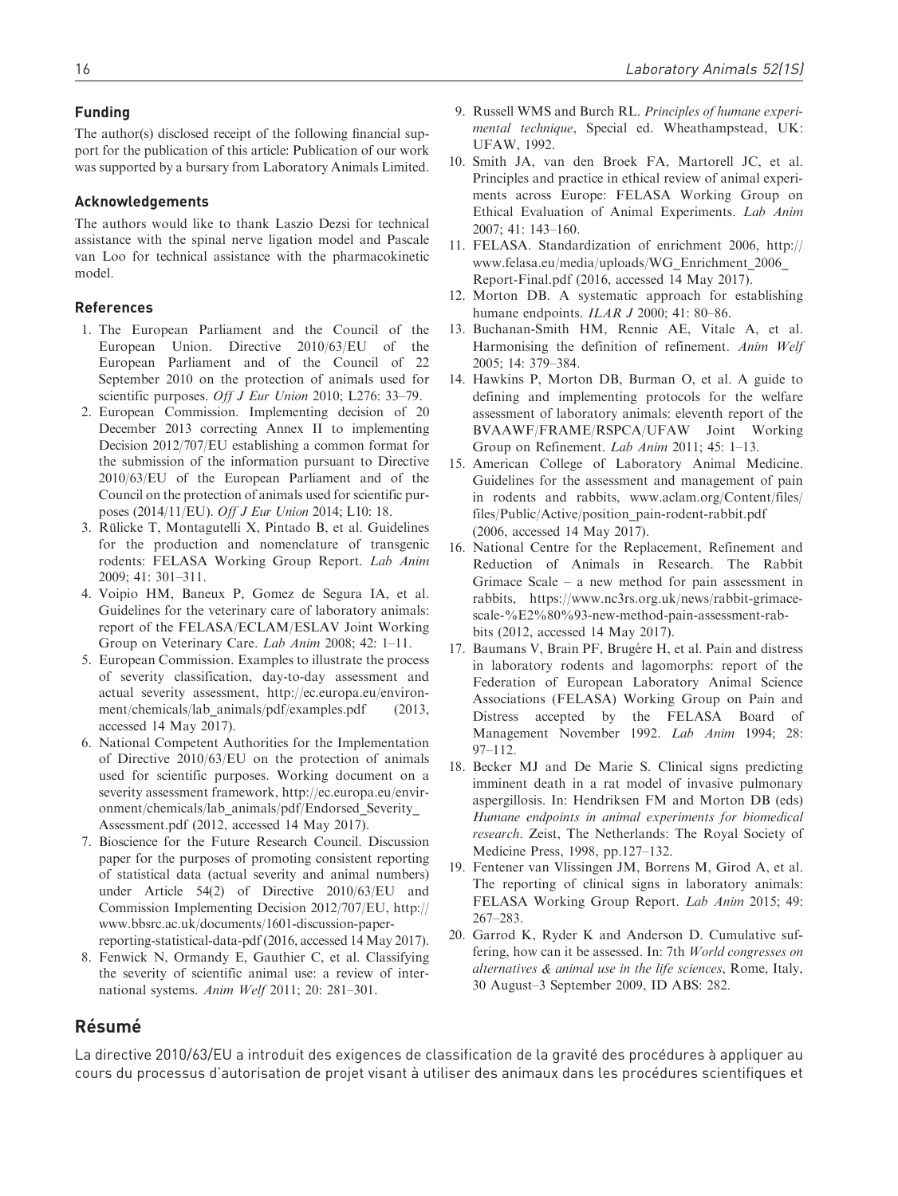## Funding

The author(s) disclosed receipt of the following financial support for the publication of this article: Publication of our work was supported by a bursary from Laboratory Animals Limited.

## Acknowledgements

The authors would like to thank Laszio Dezsi for technical assistance with the spinal nerve ligation model and Pascale van Loo for technical assistance with the pharmacokinetic model.

## References

1. The European Parliament and the Council of the European Union. Directive 2010/63/EU of the European Parliament and of the Council of 22 September 2010 on the protection of animals used for scientific purposes. *Off J Eur Union* 2010; L276: 33–79.
2. European Commission. Implementing decision of 20 December 2013 correcting Annex II to implementing Decision 2012/707/EU establishing a common format for the submission of the information pursuant to Directive 2010/63/EU of the European Parliament and of the Council on the protection of animals used for scientific purposes (2014/11/EU). *Off J Eur Union* 2014; L10: 18.
3. Rülicke T, Montagutelli X, Pintado B, et al. Guidelines for the production and nomenclature of transgenic rodents: FELASA Working Group Report. *Lab Anim* 2009; 41: 301–311.
4. Voipio HM, Baneux P, Gomez de Segura IA, et al. Guidelines for the veterinary care of laboratory animals: report of the FELASA/ECLAM/ESLAV Joint Working Group on Veterinary Care. *Lab Anim* 2008; 42: 1–11.
5. European Commission. Examples to illustrate the process of severity classification, day-to-day assessment and actual severity assessment, http://ec.europa.eu/environment/chemicals/lab_animals/pdf/examples.pdf (2013, accessed 14 May 2017).
6. National Competent Authorities for the Implementation of Directive 2010/63/EU on the protection of animals used for scientific purposes. Working document on a severity assessment framework, http://ec.europa.eu/environment/chemicals/lab_animals/pdf/Endorsed_Severity_Assessment.pdf (2012, accessed 14 May 2017).
7. Bioscience for the Future Research Council. Discussion paper for the purposes of promoting consistent reporting of statistical data (actual severity and animal numbers) under Article 54(2) of Directive 2010/63/EU and Commission Implementing Decision 2012/707/EU, http://www.bbsrc.ac.uk/documents/1601-discussion-paper-reporting-statistical-data-pdf (2016, accessed 14 May 2017).
8. Fenwick N, Ormandy E, Gauthier C, et al. Classifying the severity of scientific animal use: a review of international systems. *Anim Welf* 2011; 20: 281–301.
9. Russell WMS and Burch RL. *Principles of humane experimental technique*, Special ed. Wheathampstead, UK: UFAW, 1992.
10. Smith JA, van den Broek FA, Martorell JC, et al. Principles and practice in ethical review of animal experiments across Europe: FELASA Working Group on Ethical Evaluation of Animal Experiments. *Lab Anim* 2007; 41: 143–160.
11. FELASA. Standardization of enrichment 2006, http://www.felasa.eu/media/uploads/WG_Enrichment_2006_Report-Final.pdf (2016, accessed 14 May 2017).
12. Morton DB. A systematic approach for establishing humane endpoints. *ILAR J* 2000; 41: 80–86.
13. Buchanan-Smith HM, Rennie AE, Vitale A, et al. Harmonising the definition of refinement. *Anim Welf* 2005; 14: 379–384.
14. Hawkins P, Morton DB, Burman O, et al. A guide to defining and implementing protocols for the welfare assessment of laboratory animals: eleventh report of the BVAAWF/FRAME/RSPCA/UFAW Joint Working Group on Refinement. *Lab Anim* 2011; 45: 1–13.
15. American College of Laboratory Animal Medicine. Guidelines for the assessment and management of pain in rodents and rabbits, www.aclam.org/Content/files/files/Public/Active/position_pain-rodent-rabbit.pdf (2006, accessed 14 May 2017).
16. National Centre for the Replacement, Refinement and Reduction of Animals in Research. The Rabbit Grimace Scale – a new method for pain assessment in rabbits, https://www.nc3rs.org.uk/news/rabbit-grimace-scale-%E2%80%93-new-method-pain-assessment-rabbits (2012, accessed 14 May 2017).
17. Baumans V, Brain PF, Brugére H, et al. Pain and distress in laboratory rodents and lagomorphs: report of the Federation of European Laboratory Animal Science Associations (FELASA) Working Group on Pain and Distress accepted by the FELASA Board of Management November 1992. *Lab Anim* 1994; 28: 97–112.
18. Becker MJ and De Marie S. Clinical signs predicting imminent death in a rat model of invasive pulmonary aspergillosis. In: Hendriksen FM and Morton DB (eds) *Humane endpoints in animal experiments for biomedical research*. Zeist, The Netherlands: The Royal Society of Medicine Press, 1998, pp.127–132.
19. Fentener van Vlissingen JM, Borrens M, Girod A, et al. The reporting of clinical signs in laboratory animals: FELASA Working Group Report. *Lab Anim* 2015; 49: 267–283.
20. Garrod K, Ryder K and Anderson D. Cumulative suffering, how can it be assessed. In: 7th *World congresses on alternatives & animal use in the life sciences*, Rome, Italy, 30 August–3 September 2009, ID ABS: 282.

## Résumé

La directive 2010/63/EU a introduit des exigences de classification de la gravité des procédures à appliquer au cours du processus d'autorisation de projet visant à utiliser des animaux dans les procédures scientifiques et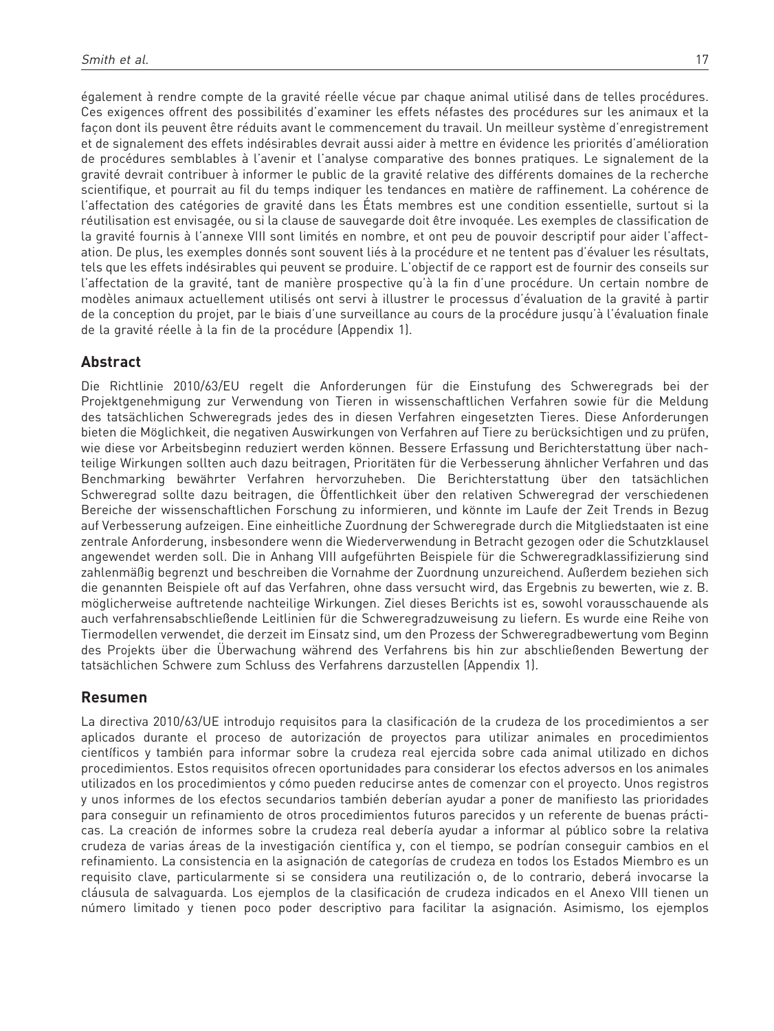également à rendre compte de la gravité réelle vécue par chaque animal utilisé dans de telles procédures. Ces exigences offrent des possibilités d'examiner les effets néfastes des procédures sur les animaux et la façon dont ils peuvent être réduits avant le commencement du travail. Un meilleur système d'enregistrement et de signalement des effets indésirables devrait aussi aider à mettre en évidence les priorités d'amélioration de procédures semblables à l'avenir et l'analyse comparative des bonnes pratiques. Le signalement de la gravité devrait contribuer à informer le public de la gravité relative des différents domaines de la recherche scientifique, et pourrait au fil du temps indiquer les tendances en matière de raffinement. La cohérence de l'affectation des catégories de gravité dans les États membres est une condition essentielle, surtout si la réutilisation est envisagée, ou si la clause de sauvegarde doit être invoquée. Les exemples de classification de la gravité fournis à l'annexe VIII sont limités en nombre, et ont peu de pouvoir descriptif pour aider l'affectation. De plus, les exemples donnés sont souvent liés à la procédure et ne tentent pas d'évaluer les résultats, tels que les effets indésirables qui peuvent se produire. L'objectif de ce rapport est de fournir des conseils sur l'affectation de la gravité, tant de manière prospective qu'à la fin d'une procédure. Un certain nombre de modèles animaux actuellement utilisés ont servi à illustrer le processus d'évaluation de la gravité à partir de la conception du projet, par le biais d'une surveillance au cours de la procédure jusqu'à l'évaluation finale de la gravité réelle à la fin de la procédure (Appendix 1).

## Abstract

Die Richtlinie 2010/63/EU regelt die Anforderungen für die Einstufung des Schweregrads bei der Projektgenehmigung zur Verwendung von Tieren in wissenschaftlichen Verfahren sowie für die Meldung des tatsächlichen Schweregrads jedes des in diesen Verfahren eingesetzten Tieres. Diese Anforderungen bieten die Möglichkeit, die negativen Auswirkungen von Verfahren auf Tiere zu berücksichtigen und zu prüfen, wie diese vor Arbeitsbeginn reduziert werden können. Bessere Erfassung und Berichterstattung über nachteilige Wirkungen sollten auch dazu beitragen, Prioritäten für die Verbesserung ähnlicher Verfahren und das Benchmarking bewährter Verfahren hervorzuheben. Die Berichterstattung über den tatsächlichen Schweregrad sollte dazu beitragen, die Öffentlichkeit über den relativen Schweregrad der verschiedenen Bereiche der wissenschaftlichen Forschung zu informieren, und könnte im Laufe der Zeit Trends in Bezug auf Verbesserung aufzeigen. Eine einheitliche Zuordnung der Schweregrade durch die Mitgliedstaaten ist eine zentrale Anforderung, insbesondere wenn die Wiederverwendung in Betracht gezogen oder die Schutzklausel angewendet werden soll. Die in Anhang VIII aufgeführten Beispiele für die Schweregradklassifizierung sind zahlenmäßig begrenzt und beschreiben die Vornahme der Zuordnung unzureichend. Außerdem beziehen sich die genannten Beispiele oft auf das Verfahren, ohne dass versucht wird, das Ergebnis zu bewerten, wie z. B. möglicherweise auftretende nachteilige Wirkungen. Ziel dieses Berichts ist es, sowohl vorausschauende als auch verfahrensabschließende Leitlinien für die Schweregradzuweisung zu liefern. Es wurde eine Reihe von Tiermodellen verwendet, die derzeit im Einsatz sind, um den Prozess der Schweregradbewertung vom Beginn des Projekts über die Überwachung während des Verfahrens bis hin zur abschließenden Bewertung der tatsächlichen Schwere zum Schluss des Verfahrens darzustellen (Appendix 1).

## Resumen

La directiva 2010/63/UE introdujo requisitos para la clasificación de la crudeza de los procedimientos a ser aplicados durante el proceso de autorización de proyectos para utilizar animales en procedimientos científicos y también para informar sobre la crudeza real ejercida sobre cada animal utilizado en dichos procedimientos. Estos requisitos ofrecen oportunidades para considerar los efectos adversos en los animales utilizados en los procedimientos y cómo pueden reducirse antes de comenzar con el proyecto. Unos registros y unos informes de los efectos secundarios también deberían ayudar a poner de manifiesto las prioridades para conseguir un refinamiento de otros procedimientos futuros parecidos y un referente de buenas prácticas. La creación de informes sobre la crudeza real debería ayudar a informar al público sobre la relativa crudeza de varias áreas de la investigación científica y, con el tiempo, se podrían conseguir cambios en el refinamiento. La consistencia en la asignación de categorías de crudeza en todos los Estados Miembro es un requisito clave, particularmente si se considera una reutilización o, de lo contrario, deberá invocarse la cláusula de salvaguarda. Los ejemplos de la clasificación de crudeza indicados en el Anexo VIII tienen un número limitado y tienen poco poder descriptivo para facilitar la asignación. Asimismo, los ejemplos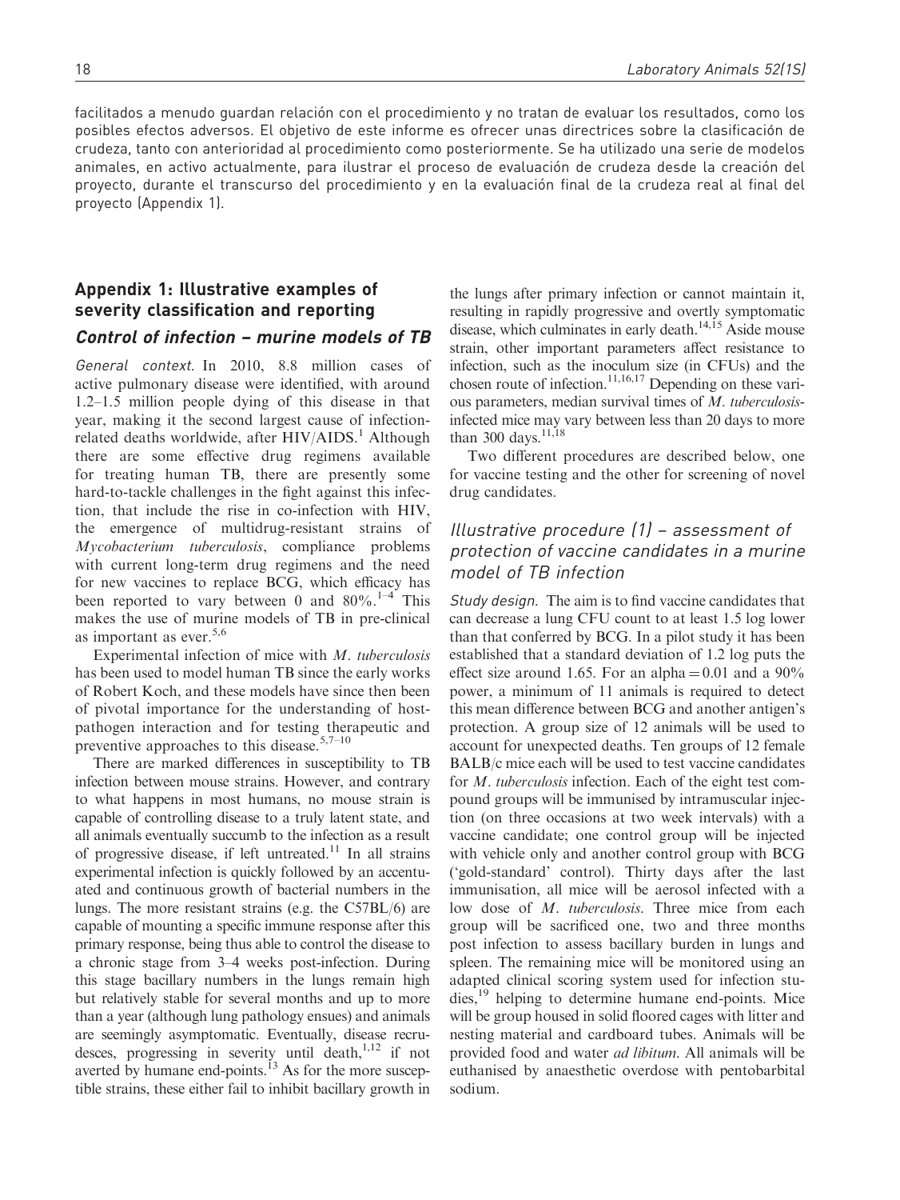facilitados a menudo guardan relación con el procedimiento y no tratan de evaluar los resultados, como los posibles efectos adversos. El objetivo de este informe es ofrecer unas directrices sobre la clasificación de crudeza, tanto con anterioridad al procedimiento como posteriormente. Se ha utilizado una serie de modelos animales, en activo actualmente, para ilustrar el proceso de evaluación de crudeza desde la creación del proyecto, durante el transcurso del procedimiento y en la evaluación final de la crudeza real al final del proyecto (Appendix 1).

## Appendix 1: Illustrative examples of severity classification and reporting

### *Control of infection – murine models of TB*

*General context.* In 2010, 8.8 million cases of active pulmonary disease were identified, with around 1.2–1.5 million people dying of this disease in that year, making it the second largest cause of infection-related deaths worldwide, after HIV/AIDS.[1] Although there are some effective drug regimens available for treating human TB, there are presently some hard-to-tackle challenges in the fight against this infection, that include the rise in co-infection with HIV, the emergence of multidrug-resistant strains of *Mycobacterium tuberculosis*, compliance problems with current long-term drug regimens and the need for new vaccines to replace BCG, which efficacy has been reported to vary between 0 and 80%.[1–4] This makes the use of murine models of TB in pre-clinical as important as ever.[5,6]

Experimental infection of mice with *M. tuberculosis* has been used to model human TB since the early works of Robert Koch, and these models have since then been of pivotal importance for the understanding of host-pathogen interaction and for testing therapeutic and preventive approaches to this disease.[5,7–10]

There are marked differences in susceptibility to TB infection between mouse strains. However, and contrary to what happens in most humans, no mouse strain is capable of controlling disease to a truly latent state, and all animals eventually succumb to the infection as a result of progressive disease, if left untreated.[11] In all strains experimental infection is quickly followed by an accentuated and continuous growth of bacterial numbers in the lungs. The more resistant strains (e.g. the C57BL/6) are capable of mounting a specific immune response after this primary response, being thus able to control the disease to a chronic stage from 3–4 weeks post-infection. During this stage bacillary numbers in the lungs remain high but relatively stable for several months and up to more than a year (although lung pathology ensues) and animals are seemingly asymptomatic. Eventually, disease recrudesces, progressing in severity until death,[1,12] if not averted by humane end-points.[13] As for the more susceptible strains, these either fail to inhibit bacillary growth in the lungs after primary infection or cannot maintain it, resulting in rapidly progressive and overtly symptomatic disease, which culminates in early death.[14,15] Aside mouse strain, other important parameters affect resistance to infection, such as the inoculum size (in CFUs) and the chosen route of infection.[11,16,17] Depending on these various parameters, median survival times of *M. tuberculosis*-infected mice may vary between less than 20 days to more than 300 days.[11,18]

Two different procedures are described below, one for vaccine testing and the other for screening of novel drug candidates.

### *Illustrative procedure (1) – assessment of protection of vaccine candidates in a murine model of TB infection*

*Study design.* The aim is to find vaccine candidates that can decrease a lung CFU count to at least 1.5 log lower than that conferred by BCG. In a pilot study it has been established that a standard deviation of 1.2 log puts the effect size around 1.65. For an alpha = 0.01 and a 90% power, a minimum of 11 animals is required to detect this mean difference between BCG and another antigen's protection. A group size of 12 animals will be used to account for unexpected deaths. Ten groups of 12 female BALB/c mice each will be used to test vaccine candidates for *M. tuberculosis* infection. Each of the eight test compound groups will be immunised by intramuscular injection (on three occasions at two week intervals) with a vaccine candidate; one control group will be injected with vehicle only and another control group with BCG ('gold-standard' control). Thirty days after the last immunisation, all mice will be aerosol infected with a low dose of *M. tuberculosis*. Three mice from each group will be sacrificed one, two and three months post infection to assess bacillary burden in lungs and spleen. The remaining mice will be monitored using an adapted clinical scoring system used for infection studies,[19] helping to determine humane end-points. Mice will be group housed in solid floored cages with litter and nesting material and cardboard tubes. Animals will be provided food and water *ad libitum*. All animals will be euthanised by anaesthetic overdose with pentobarbital sodium.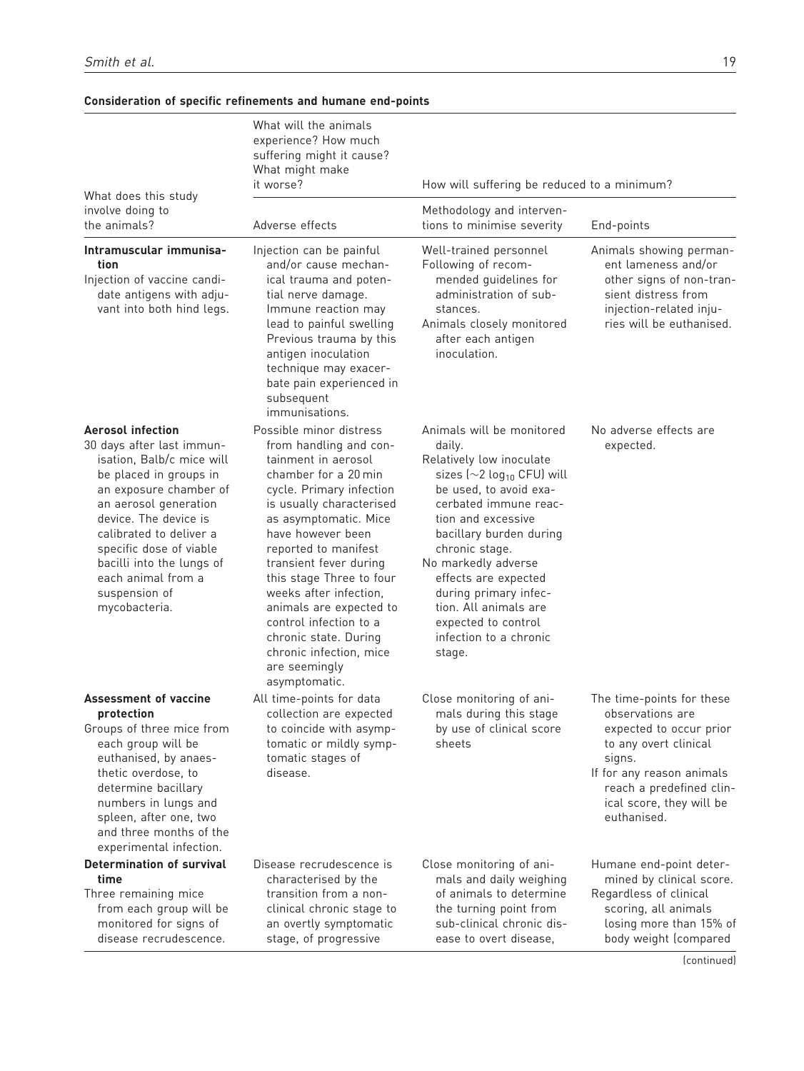**Consideration of specific refinements and humane end-points**

| What does this study involve doing to the animals? | What will the animals experience? How much suffering might it cause? What might make it worse? | How will suffering be reduced to a minimum? | |
|---|---|---|---|
| | Adverse effects | Methodology and interventions to minimise severity | End-points |
| **Intramuscular immunisation** Injection of vaccine candidate antigens with adjuvant into both hind legs. | Injection can be painful and/or cause mechanical trauma and potential nerve damage. Immune reaction may lead to painful swelling Previous trauma by this antigen inoculation technique may exacerbate pain experienced in subsequent immunisations. | Well-trained personnel Following of recommended guidelines for administration of substances. Animals closely monitored after each antigen inoculation. | Animals showing permanent lameness and/or other signs of non-transient distress from injection-related injuries will be euthanised. |
| **Aerosol infection** 30 days after last immunisation, Balb/c mice will be placed in groups in an exposure chamber of an aerosol generation device. The device is calibrated to deliver a specific dose of viable bacilli into the lungs of each animal from a suspension of mycobacteria. | Possible minor distress from handling and containment in aerosol chamber for a 20 min cycle. Primary infection is usually characterised as asymptomatic. Mice have however been reported to manifest transient fever during this stage Three to four weeks after infection, animals are expected to control infection to a chronic state. During chronic infection, mice are seemingly asymptomatic. | Animals will be monitored daily. Relatively low inoculate sizes (~2 $\log_{10}$ CFU) will be used, to avoid exacerbated immune reaction and excessive bacillary burden during chronic stage. No markedly adverse effects are expected during primary infection. All animals are expected to control infection to a chronic stage. | No adverse effects are expected. |
| **Assessment of vaccine protection** Groups of three mice from each group will be euthanised, by anaesthetic overdose, to determine bacillary numbers in lungs and spleen, after one, two and three months of the experimental infection. | All time-points for data collection are expected to coincide with asymptomatic or mildly symptomatic stages of disease. | Close monitoring of animals during this stage by use of clinical score sheets | The time-points for these observations are expected to occur prior to any overt clinical signs. If for any reason animals reach a predefined clinical score, they will be euthanised. |
| **Determination of survival time** Three remaining mice from each group will be monitored for signs of disease recrudescence. | Disease recrudescence is characterised by the transition from a non-clinical chronic stage to an overtly symptomatic stage, of progressive | Close monitoring of animals and daily weighing of animals to determine the turning point from sub-clinical chronic disease to overt disease, | Humane end-point determined by clinical score. Regardless of clinical scoring, all animals losing more than 15% of body weight (compared |

(continued)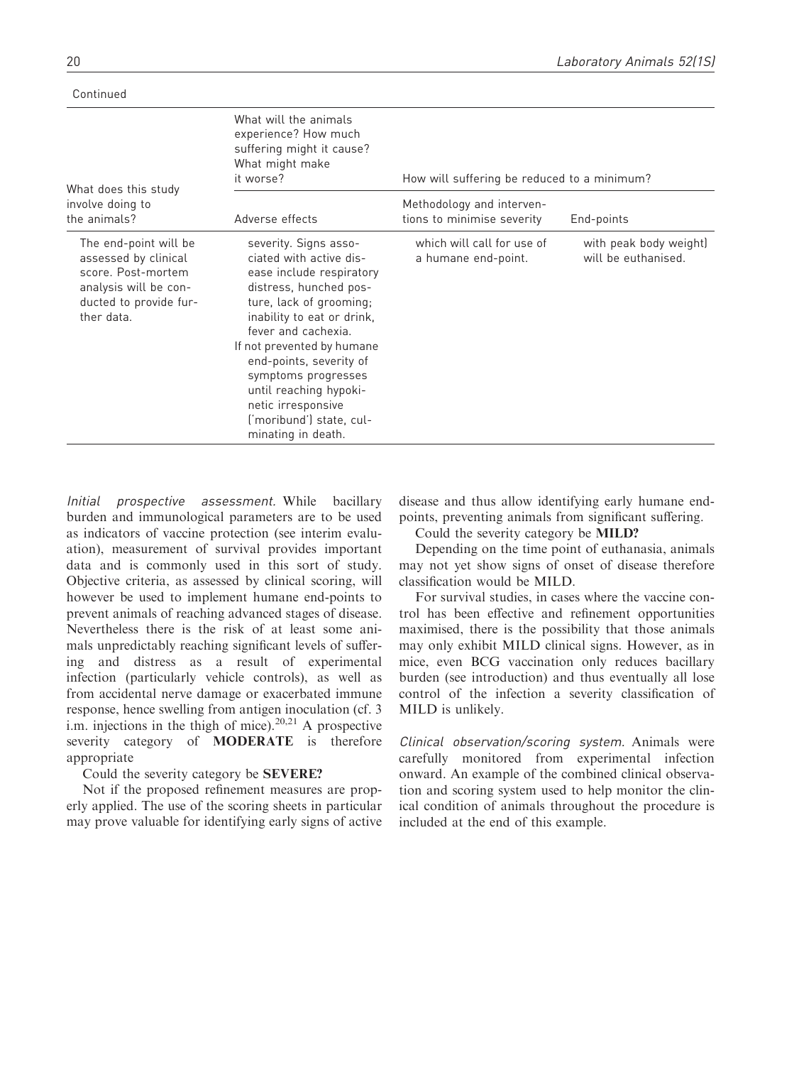Continued

| What does this study involve doing to the animals? | What will the animals experience? How much suffering might it cause? What might make it worse? | How will suffering be reduced to a minimum? | |
|---|---|---|---|
| | Adverse effects | Methodology and interventions to minimise severity | End-points |
| The end-point will be assessed by clinical score. Post-mortem analysis will be conducted to provide further data. | severity. Signs associated with active disease include respiratory distress, hunched posture, lack of grooming; inability to eat or drink, fever and cachexia. If not prevented by humane end-points, severity of symptoms progresses until reaching hypokinetic irresponsive ('moribund') state, culminating in death. | which will call for use of a humane end-point. | with peak body weight) will be euthanised. |

*Initial prospective assessment.* While bacillary burden and immunological parameters are to be used as indicators of vaccine protection (see interim evaluation), measurement of survival provides important data and is commonly used in this sort of study. Objective criteria, as assessed by clinical scoring, will however be used to implement humane end-points to prevent animals of reaching advanced stages of disease. Nevertheless there is the risk of at least some animals unpredictably reaching significant levels of suffering and distress as a result of experimental infection (particularly vehicle controls), as well as from accidental nerve damage or exacerbated immune response, hence swelling from antigen inoculation (cf. 3 i.m. injections in the thigh of mice).[20,21] A prospective severity category of **MODERATE** is therefore appropriate

Could the severity category be **SEVERE?**

Not if the proposed refinement measures are properly applied. The use of the scoring sheets in particular may prove valuable for identifying early signs of active disease and thus allow identifying early humane end-points, preventing animals from significant suffering.

Could the severity category be **MILD?**

Depending on the time point of euthanasia, animals may not yet show signs of onset of disease therefore classification would be MILD.

For survival studies, in cases where the vaccine control has been effective and refinement opportunities maximised, there is the possibility that those animals may only exhibit MILD clinical signs. However, as in mice, even BCG vaccination only reduces bacillary burden (see introduction) and thus eventually all lose control of the infection a severity classification of MILD is unlikely.

*Clinical observation/scoring system.* Animals were carefully monitored from experimental infection onward. An example of the combined clinical observation and scoring system used to help monitor the clinical condition of animals throughout the procedure is included at the end of this example.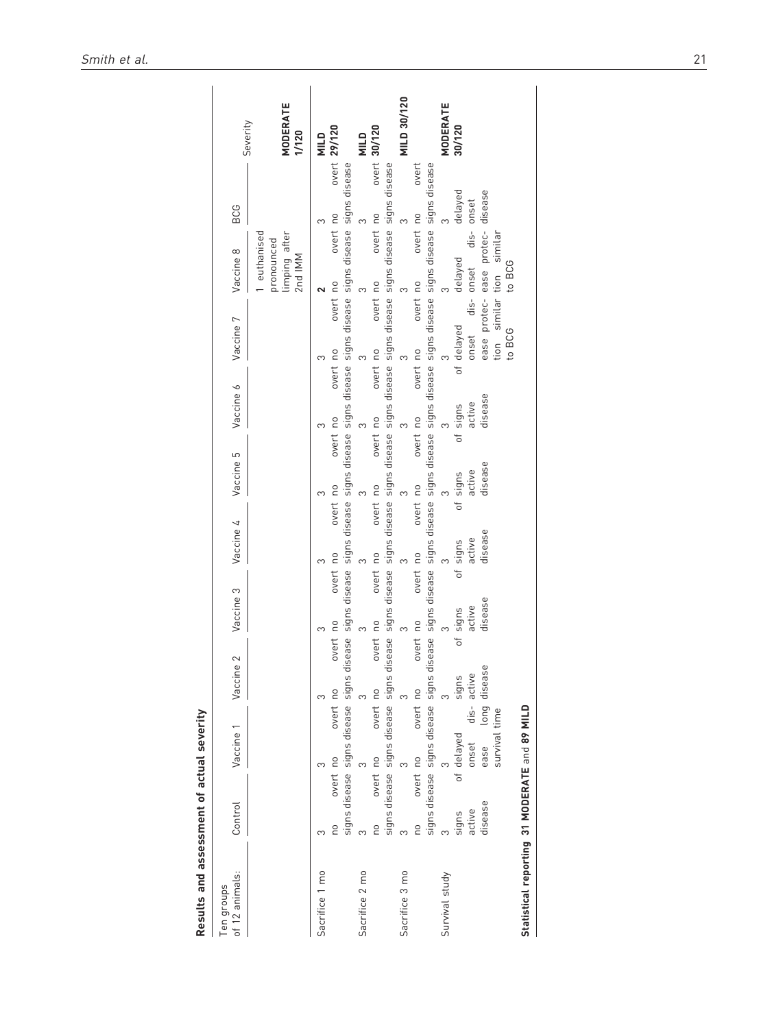**Results and assessment of actual severity**

| Ten groups of 12 animals: | Control | Vaccine 1 | Vaccine 2 | Vaccine 3 | Vaccine 4 | Vaccine 5 | Vaccine 6 | Vaccine 7 | Vaccine 8 | BCG | Severity |
|---|---|---|---|---|---|---|---|---|---|---|---|
| | | | | | | | | | 1 euthanised pronounced limping after 2nd IMM | | **MODERATE 1/120** |
| Sacrifice 1 mo | 3 no overt signs disease | 3 no overt signs disease | 3 no overt signs disease | 3 no overt signs disease | 3 no overt signs disease | 3 no overt signs disease | 3 no overt signs disease | 3 no overt signs disease | **2** no overt signs disease | 3 no overt signs disease | **MILD 29/120** |
| Sacrifice 2 mo | 3 no overt signs disease | 3 no overt signs disease | 3 no overt signs disease | 3 no overt signs disease | 3 no overt signs disease | 3 no overt signs disease | 3 no overt signs disease | 3 no overt signs disease | 3 no overt signs disease | 3 no overt signs disease | **MILD 30/120** |
| Sacrifice 3 mo | 3 no overt signs disease | 3 no overt signs disease | 3 no overt signs disease | 3 no overt signs disease | 3 no overt signs disease | 3 no overt signs disease | 3 no overt signs disease | 3 no overt signs disease | 3 no overt signs disease | 3 no overt signs disease | **MILD 30/120** |
| Survival study | 3 signs of active disease | 3 delayed onset disease long survival time | 3 signs of active disease | 3 signs of active disease | 3 signs of active disease | 3 signs of active disease | 3 signs of active disease | 3 delayed onset disease protection similar to BCG | 3 delayed onset disease protection similar to BCG | 3 delayed onset disease | **MODERATE 30/120** |

**Statistical reporting 31 MODERATE and 89 MILD**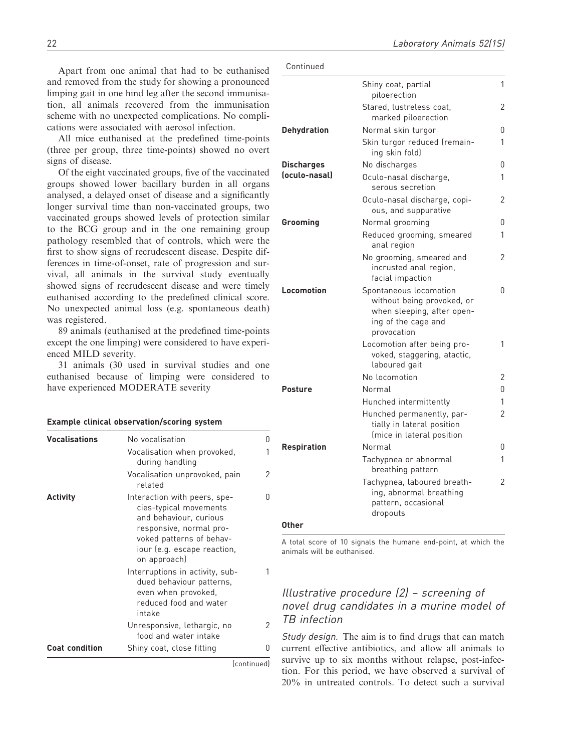Apart from one animal that had to be euthanised and removed from the study for showing a pronounced limping gait in one hind leg after the second immunisation, all animals recovered from the immunisation scheme with no unexpected complications. No complications were associated with aerosol infection.

All mice euthanised at the predefined time-points (three per group, three time-points) showed no overt signs of disease.

Of the eight vaccinated groups, five of the vaccinated groups showed lower bacillary burden in all organs analysed, a delayed onset of disease and a significantly longer survival time than non-vaccinated groups, two vaccinated groups showed levels of protection similar to the BCG group and in the one remaining group pathology resembled that of controls, which were the first to show signs of recrudescent disease. Despite differences in time-of-onset, rate of progression and survival, all animals in the survival study eventually showed signs of recrudescent disease and were timely euthanised according to the predefined clinical score. No unexpected animal loss (e.g. spontaneous death) was registered.

89 animals (euthanised at the predefined time-points except the one limping) were considered to have experienced MILD severity.

31 animals (30 used in survival studies and one euthanised because of limping were considered to have experienced MODERATE severity

**Example clinical observation/scoring system**

| | | |
|---|---|---|
| **Vocalisations** | No vocalisation | 0 |
| | Vocalisation when provoked, during handling | 1 |
| | Vocalisation unprovoked, pain related | 2 |
| **Activity** | Interaction with peers, species-typical movements and behaviour, curious responsive, normal provoked patterns of behaviour (e.g. escape reaction, on approach) | 0 |
| | Interruptions in activity, subdued behaviour patterns, even when provoked, reduced food and water intake | 1 |
| | Unresponsive, lethargic, no food and water intake | 2 |
| **Coat condition** | Shiny coat, close fitting | 0 |
| | Shiny coat, partial piloerection | 1 |
| | Stared, lustreless coat, marked piloerection | 2 |
| **Dehydration** | Normal skin turgor | 0 |
| | Skin turgor reduced (remaining skin fold) | 1 |
| **Discharges (oculo-nasal)** | No discharges | 0 |
| | Oculo-nasal discharge, serous secretion | 1 |
| | Oculo-nasal discharge, copious, and suppurative | 2 |
| **Grooming** | Normal grooming | 0 |
| | Reduced grooming, smeared anal region | 1 |
| | No grooming, smeared and incrusted anal region, facial impaction | 2 |
| **Locomotion** | Spontaneous locomotion without being provoked, or when sleeping, after opening of the cage and provocation | 0 |
| | Locomotion after being provoked, staggering, atactic, laboured gait | 1 |
| | No locomotion | 2 |
| **Posture** | Normal | 0 |
| | Hunched intermittently | 1 |
| | Hunched permanently, partially in lateral position (mice in lateral position | 2 |
| **Respiration** | Normal | 0 |
| | Tachypnea or abnormal breathing pattern | 1 |
| | Tachypnea, laboured breathing, abnormal breathing pattern, occasional dropouts | 2 |
| **Other** | | |

A total score of 10 signals the humane end-point, at which the animals will be euthanised.

## *Illustrative procedure (2) – screening of novel drug candidates in a murine model of TB infection*

*Study design.* The aim is to find drugs that can match current effective antibiotics, and allow all animals to survive up to six months without relapse, post-infection. For this period, we have observed a survival of 20% in untreated controls. To detect such a survival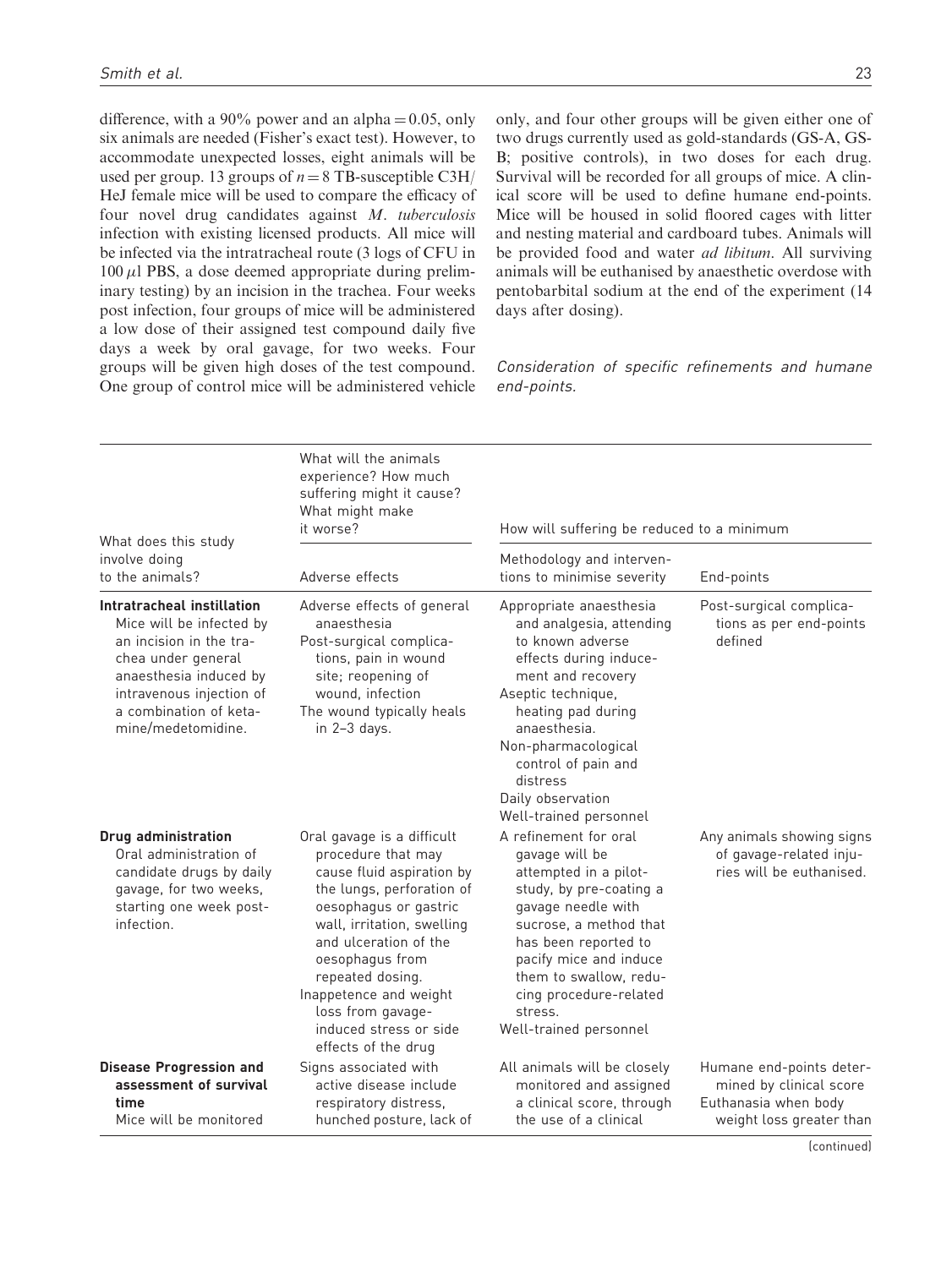difference, with a 90% power and an alpha = 0.05, only six animals are needed (Fisher's exact test). However, to accommodate unexpected losses, eight animals will be used per group. 13 groups of $n = 8$ TB-susceptible C3H/HeJ female mice will be used to compare the efficacy of four novel drug candidates against *M. tuberculosis* infection with existing licensed products. All mice will be infected via the intratracheal route (3 logs of CFU in 100 $\mu$l PBS, a dose deemed appropriate during preliminary testing) by an incision in the trachea. Four weeks post infection, four groups of mice will be administered a low dose of their assigned test compound daily five days a week by oral gavage, for two weeks. Four groups will be given high doses of the test compound. One group of control mice will be administered vehicle only, and four other groups will be given either one of two drugs currently used as gold-standards (GS-A, GS-B; positive controls), in two doses for each drug. Survival will be recorded for all groups of mice. A clinical score will be used to define humane end-points. Mice will be housed in solid floored cages with litter and nesting material and cardboard tubes. Animals will be provided food and water *ad libitum*. All surviving animals will be euthanised by anaesthetic overdose with pentobarbital sodium at the end of the experiment (14 days after dosing).

*Consideration of specific refinements and humane end-points.*

| What does this study involve doing to the animals? | What will the animals experience? How much suffering might it cause? What might make it worse? | How will suffering be reduced to a minimum | |
|---|---|---|---|
| | Adverse effects | Methodology and interventions to minimise severity | End-points |
| **Intratracheal instillation** Mice will be infected by an incision in the trachea under general anaesthesia induced by intravenous injection of a combination of ketamine/medetomidine. | Adverse effects of general anaesthesia<br>Post-surgical complications, pain in wound site; reopening of wound, infection<br>The wound typically heals in 2–3 days. | Appropriate anaesthesia and analgesia, attending to known adverse effects during inducement and recovery<br>Aseptic technique, heating pad during anaesthesia.<br>Non-pharmacological control of pain and distress<br>Daily observation<br>Well-trained personnel | Post-surgical complications as per end-points defined |
| **Drug administration** Oral administration of candidate drugs by daily gavage, for two weeks, starting one week post-infection. | Oral gavage is a difficult procedure that may cause fluid aspiration by the lungs, perforation of oesophagus or gastric wall, irritation, swelling and ulceration of the oesophagus from repeated dosing.<br>Inappetence and weight loss from gavage-induced stress or side effects of the drug | A refinement for oral gavage will be attempted in a pilot-study, by pre-coating a gavage needle with sucrose, a method that has been reported to pacify mice and induce them to swallow, reducing procedure-related stress.<br>Well-trained personnel | Any animals showing signs of gavage-related injuries will be euthanised. |
| **Disease Progression and assessment of survival time** Mice will be monitored | Signs associated with active disease include respiratory distress, hunched posture, lack of | All animals will be closely monitored and assigned a clinical score, through the use of a clinical | Humane end-points determined by clinical score<br>Euthanasia when body weight loss greater than |

(continued)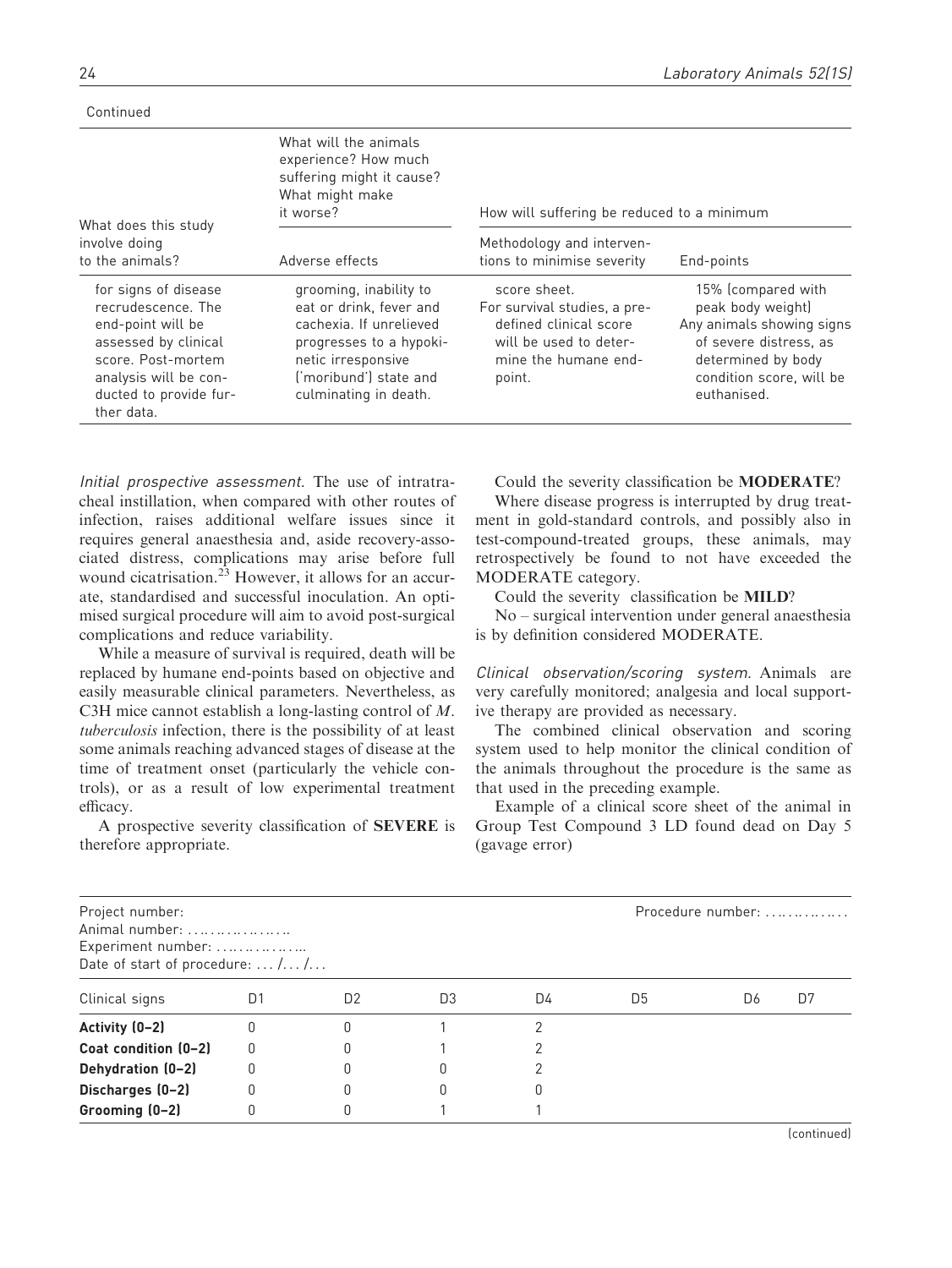Continued

| What does this study involve doing to the animals? | What will the animals experience? How much suffering might it cause? What might make it worse? | How will suffering be reduced to a minimum | |
|---|---|---|---|
| | Adverse effects | Methodology and interventions to minimise severity | End-points |
| for signs of disease recrudescence. The end-point will be assessed by clinical score. Post-mortem analysis will be conducted to provide further data. | grooming, inability to eat or drink, fever and cachexia. If unrelieved progresses to a hypokinetic irresponsive ('moribund') state and culminating in death. | score sheet. For survival studies, a pre-defined clinical score will be used to determine the humane end-point. | 15% (compared with peak body weight) Any animals showing signs of severe distress, as determined by body condition score, will be euthanised. |

*Initial prospective assessment.* The use of intratracheal instillation, when compared with other routes of infection, raises additional welfare issues since it requires general anaesthesia and, aside recovery-associated distress, complications may arise before full wound cicatrisation.[23] However, it allows for an accurate, standardised and successful inoculation. An optimised surgical procedure will aim to avoid post-surgical complications and reduce variability.

While a measure of survival is required, death will be replaced by humane end-points based on objective and easily measurable clinical parameters. Nevertheless, as C3H mice cannot establish a long-lasting control of *M. tuberculosis* infection, there is the possibility of at least some animals reaching advanced stages of disease at the time of treatment onset (particularly the vehicle controls), or as a result of low experimental treatment efficacy.

A prospective severity classification of **SEVERE** is therefore appropriate.

Could the severity classification be **MODERATE**?

Where disease progress is interrupted by drug treatment in gold-standard controls, and possibly also in test-compound-treated groups, these animals, may retrospectively be found to not have exceeded the MODERATE category.

Could the severity classification be **MILD**?

No – surgical intervention under general anaesthesia is by definition considered MODERATE.

*Clinical observation/scoring system.* Animals are very carefully monitored; analgesia and local supportive therapy are provided as necessary.

The combined clinical observation and scoring system used to help monitor the clinical condition of the animals throughout the procedure is the same as that used in the preceding example.

Example of a clinical score sheet of the animal in Group Test Compound 3 LD found dead on Day 5 (gavage error)

Project number: Procedure number: ……………
Animal number: ………………
Experiment number: ……………
Date of start of procedure: … /… /…

| Clinical signs | D1 | D2 | D3 | D4 | D5 | D6 | D7 |
|---|---|---|---|---|---|---|---|
| **Activity (0–2)** | 0 | 0 | 1 | 2 | | | |
| **Coat condition (0–2)** | 0 | 0 | 1 | 2 | | | |
| **Dehydration (0–2)** | 0 | 0 | 0 | 2 | | | |
| **Discharges (0–2)** | 0 | 0 | 0 | 0 | | | |
| **Grooming (0–2)** | 0 | 0 | 1 | 1 | | | |

(continued)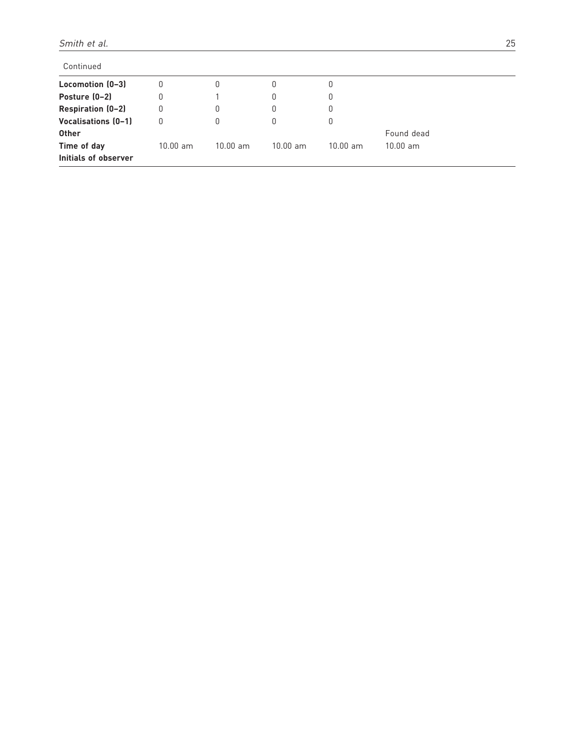Continued

| | | | | | |
|---|---|---|---|---|---|
| **Locomotion (0–3)** | 0 | 0 | 0 | 0 | |
| **Posture (0–2)** | 0 | 1 | 0 | 0 | |
| **Respiration (0–2)** | 0 | 0 | 0 | 0 | |
| **Vocalisations (0–1)** | 0 | 0 | 0 | 0 | |
| **Other** | | | | | Found dead |
| **Time of day** | 10.00 am | 10.00 am | 10.00 am | 10.00 am | 10.00 am |
| **Initials of observer** | | | | | |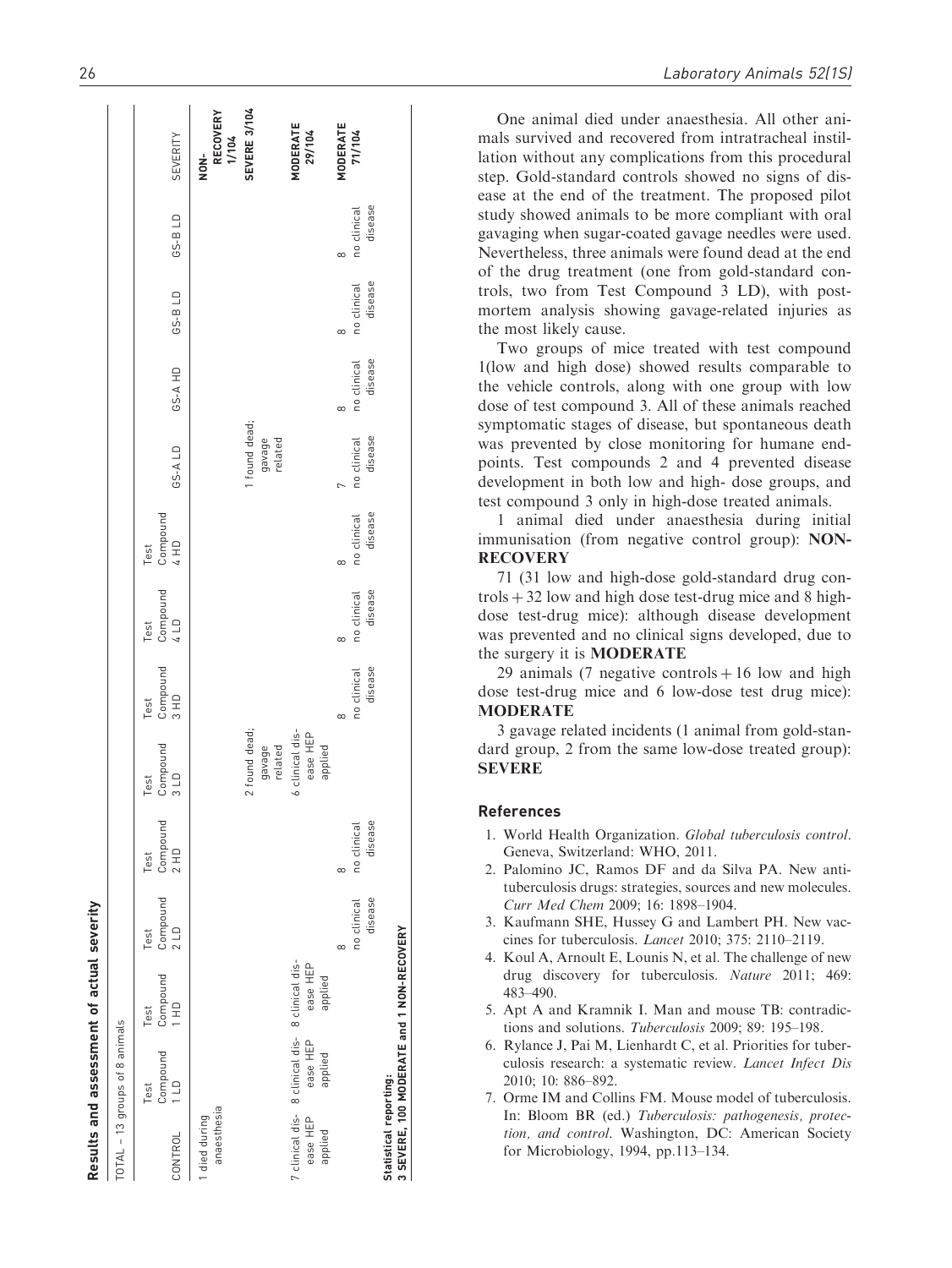**Results and assessment of actual severity**

TOTAL – 13 groups of 8 animals

| CONTROL | Test Compound 1 LD | Test Compound 1 HD | Test Compound 2 LD | Test Compound 2 HD | Test Compound 3 LD | Test Compound 3 HD | Test Compound 4 LD | Test Compound 4 HD | GS-A LD | GS-A HD | GS-B LD | GS-B LD | SEVERITY |
|---|---|---|---|---|---|---|---|---|---|---|---|---|---|
| 1 died during anaesthesia | | | | | | | | | | | | | **NON-RECOVERY 1/104** |
| | | | | | 2 found dead; gavage related | | | | 1 found dead; gavage related | | | | **SEVERE 3/104** |
| 7 clinical disease HEP applied | 8 clinical disease HEP applied | 8 clinical disease HEP applied | | | 6 clinical disease HEP applied | | | | | | | | **MODERATE 29/104** |
| | | | 8 no clinical disease | 8 no clinical disease | | 8 no clinical disease | 8 no clinical disease | 8 no clinical disease | 7 no clinical disease | 8 no clinical disease | 8 no clinical disease | 8 no clinical disease | **MODERATE 71/104** |

**Statistical reporting:**
**3 SEVERE, 100 MODERATE and 1 NON-RECOVERY**

One animal died under anaesthesia. All other animals survived and recovered from intratracheal instillation without any complications from this procedural step. Gold-standard controls showed no signs of disease at the end of the treatment. The proposed pilot study showed animals to be more compliant with oral gavaging when sugar-coated gavage needles were used. Nevertheless, three animals were found dead at the end of the drug treatment (one from gold-standard controls, two from Test Compound 3 LD), with post-mortem analysis showing gavage-related injuries as the most likely cause.

Two groups of mice treated with test compound 1(low and high dose) showed results comparable to the vehicle controls, along with one group with low dose of test compound 3. All of these animals reached symptomatic stages of disease, but spontaneous death was prevented by close monitoring for humane endpoints. Test compounds 2 and 4 prevented disease development in both low and high- dose groups, and test compound 3 only in high-dose treated animals.

1 animal died under anaesthesia during initial immunisation (from negative control group): **NON-RECOVERY**

71 (31 low and high-dose gold-standard drug controls + 32 low and high dose test-drug mice and 8 high-dose test-drug mice): although disease development was prevented and no clinical signs developed, due to the surgery it is **MODERATE**

29 animals (7 negative controls + 16 low and high dose test-drug mice and 6 low-dose test drug mice): **MODERATE**

3 gavage related incidents (1 animal from gold-standard group, 2 from the same low-dose treated group): **SEVERE**

## References

1. World Health Organization. *Global tuberculosis control*. Geneva, Switzerland: WHO, 2011.
2. Palomino JC, Ramos DF and da Silva PA. New anti-tuberculosis drugs: strategies, sources and new molecules. *Curr Med Chem* 2009; 16: 1898–1904.
3. Kaufmann SHE, Hussey G and Lambert PH. New vaccines for tuberculosis. *Lancet* 2010; 375: 2110–2119.
4. Koul A, Arnoult E, Lounis N, et al. The challenge of new drug discovery for tuberculosis. *Nature* 2011; 469: 483–490.
5. Apt A and Kramnik I. Man and mouse TB: contradictions and solutions. *Tuberculosis* 2009; 89: 195–198.
6. Rylance J, Pai M, Lienhardt C, et al. Priorities for tuberculosis research: a systematic review. *Lancet Infect Dis* 2010; 10: 886–892.
7. Orme IM and Collins FM. Mouse model of tuberculosis. In: Bloom BR (ed.) *Tuberculosis: pathogenesis, protection, and control*. Washington, DC: American Society for Microbiology, 1994, pp.113–134.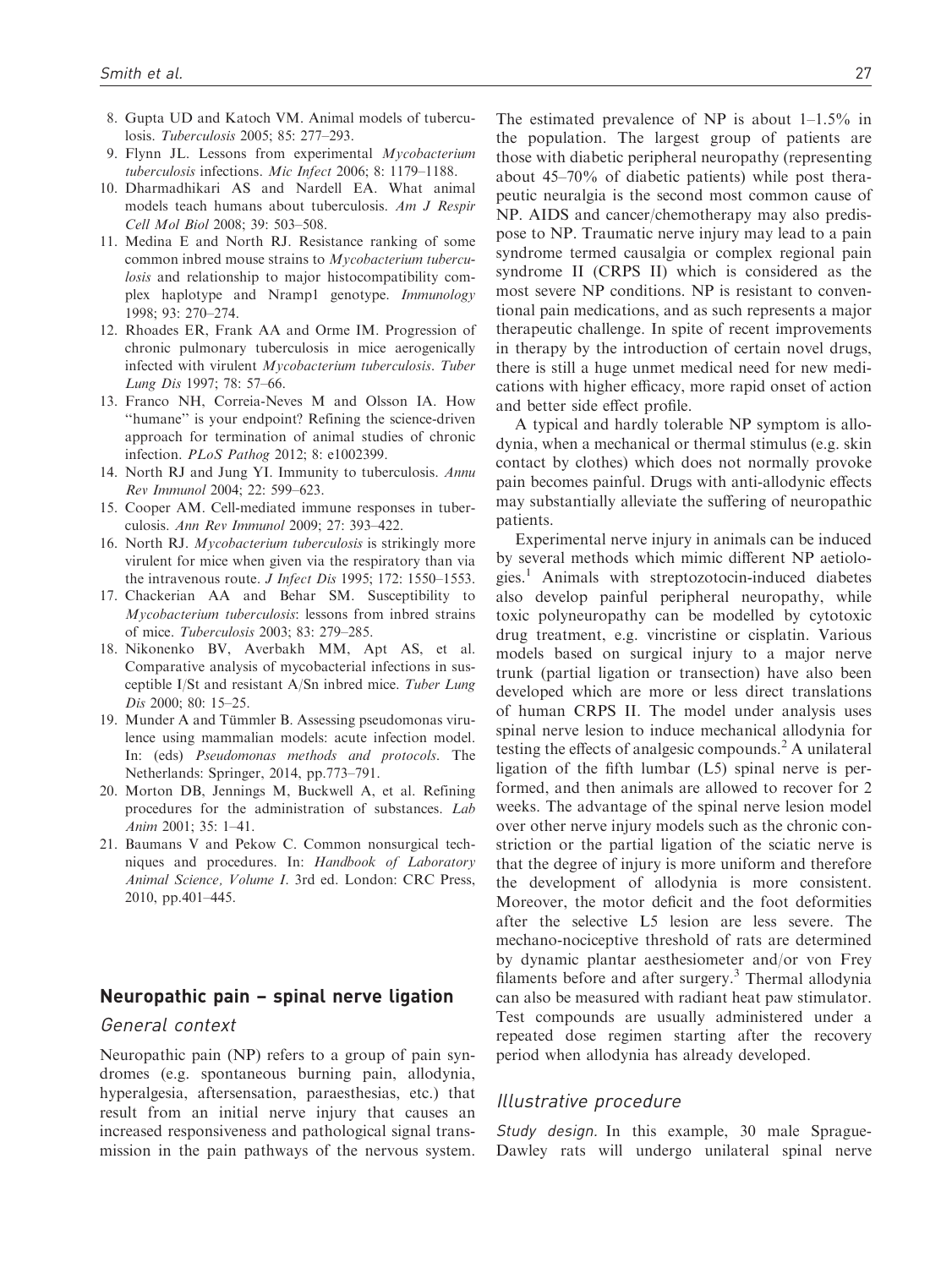8. Gupta UD and Katoch VM. Animal models of tuberculosis. *Tuberculosis* 2005; 85: 277–293.
9. Flynn JL. Lessons from experimental *Mycobacterium tuberculosis* infections. *Mic Infect* 2006; 8: 1179–1188.
10. Dharmadhikari AS and Nardell EA. What animal models teach humans about tuberculosis. *Am J Respir Cell Mol Biol* 2008; 39: 503–508.
11. Medina E and North RJ. Resistance ranking of some common inbred mouse strains to *Mycobacterium tuberculosis* and relationship to major histocompatibility complex haplotype and Nramp1 genotype. *Immunology* 1998; 93: 270–274.
12. Rhoades ER, Frank AA and Orme IM. Progression of chronic pulmonary tuberculosis in mice aerogenically infected with virulent *Mycobacterium tuberculosis*. *Tuber Lung Dis* 1997; 78: 57–66.
13. Franco NH, Correia-Neves M and Olsson IA. How "humane" is your endpoint? Refining the science-driven approach for termination of animal studies of chronic infection. *PLoS Pathog* 2012; 8: e1002399.
14. North RJ and Jung YI. Immunity to tuberculosis. *Annu Rev Immunol* 2004; 22: 599–623.
15. Cooper AM. Cell-mediated immune responses in tuberculosis. *Ann Rev Immunol* 2009; 27: 393–422.
16. North RJ. *Mycobacterium tuberculosis* is strikingly more virulent for mice when given via the respiratory than via the intravenous route. *J Infect Dis* 1995; 172: 1550–1553.
17. Chackerian AA and Behar SM. Susceptibility to *Mycobacterium tuberculosis*: lessons from inbred strains of mice. *Tuberculosis* 2003; 83: 279–285.
18. Nikonenko BV, Averbakh MM, Apt AS, et al. Comparative analysis of mycobacterial infections in susceptible I/St and resistant A/Sn inbred mice. *Tuber Lung Dis* 2000; 80: 15–25.
19. Munder A and Tümmler B. Assessing pseudomonas virulence using mammalian models: acute infection model. In: (eds) *Pseudomonas methods and protocols*. The Netherlands: Springer, 2014, pp.773–791.
20. Morton DB, Jennings M, Buckwell A, et al. Refining procedures for the administration of substances. *Lab Anim* 2001; 35: 1–41.
21. Baumans V and Pekow C. Common nonsurgical techniques and procedures. In: *Handbook of Laboratory Animal Science, Volume I*. 3rd ed. London: CRC Press, 2010, pp.401–445.

## Neuropathic pain – spinal nerve ligation

### General context

Neuropathic pain (NP) refers to a group of pain syndromes (e.g. spontaneous burning pain, allodynia, hyperalgesia, aftersensation, paraesthesias, etc.) that result from an initial nerve injury that causes an increased responsiveness and pathological signal transmission in the pain pathways of the nervous system. The estimated prevalence of NP is about 1–1.5% in the population. The largest group of patients are those with diabetic peripheral neuropathy (representing about 45–70% of diabetic patients) while post therapeutic neuralgia is the second most common cause of NP. AIDS and cancer/chemotherapy may also predispose to NP. Traumatic nerve injury may lead to a pain syndrome termed causalgia or complex regional pain syndrome II (CRPS II) which is considered as the most severe NP conditions. NP is resistant to conventional pain medications, and as such represents a major therapeutic challenge. In spite of recent improvements in therapy by the introduction of certain novel drugs, there is still a huge unmet medical need for new medications with higher efficacy, more rapid onset of action and better side effect profile.

A typical and hardly tolerable NP symptom is allodynia, when a mechanical or thermal stimulus (e.g. skin contact by clothes) which does not normally provoke pain becomes painful. Drugs with anti-allodynic effects may substantially alleviate the suffering of neuropathic patients.

Experimental nerve injury in animals can be induced by several methods which mimic different NP aetiologies.[1] Animals with streptozotocin-induced diabetes also develop painful peripheral neuropathy, while toxic polyneuropathy can be modelled by cytotoxic drug treatment, e.g. vincristine or cisplatin. Various models based on surgical injury to a major nerve trunk (partial ligation or transection) have also been developed which are more or less direct translations of human CRPS II. The model under analysis uses spinal nerve lesion to induce mechanical allodynia for testing the effects of analgesic compounds.[2] A unilateral ligation of the fifth lumbar (L5) spinal nerve is performed, and then animals are allowed to recover for 2 weeks. The advantage of the spinal nerve lesion model over other nerve injury models such as the chronic constriction or the partial ligation of the sciatic nerve is that the degree of injury is more uniform and therefore the development of allodynia is more consistent. Moreover, the motor deficit and the foot deformities after the selective L5 lesion are less severe. The mechano-nociceptive threshold of rats are determined by dynamic plantar aesthesiometer and/or von Frey filaments before and after surgery.[3] Thermal allodynia can also be measured with radiant heat paw stimulator. Test compounds are usually administered under a repeated dose regimen starting after the recovery period when allodynia has already developed.

### Illustrative procedure

*Study design.* In this example, 30 male Sprague-Dawley rats will undergo unilateral spinal nerve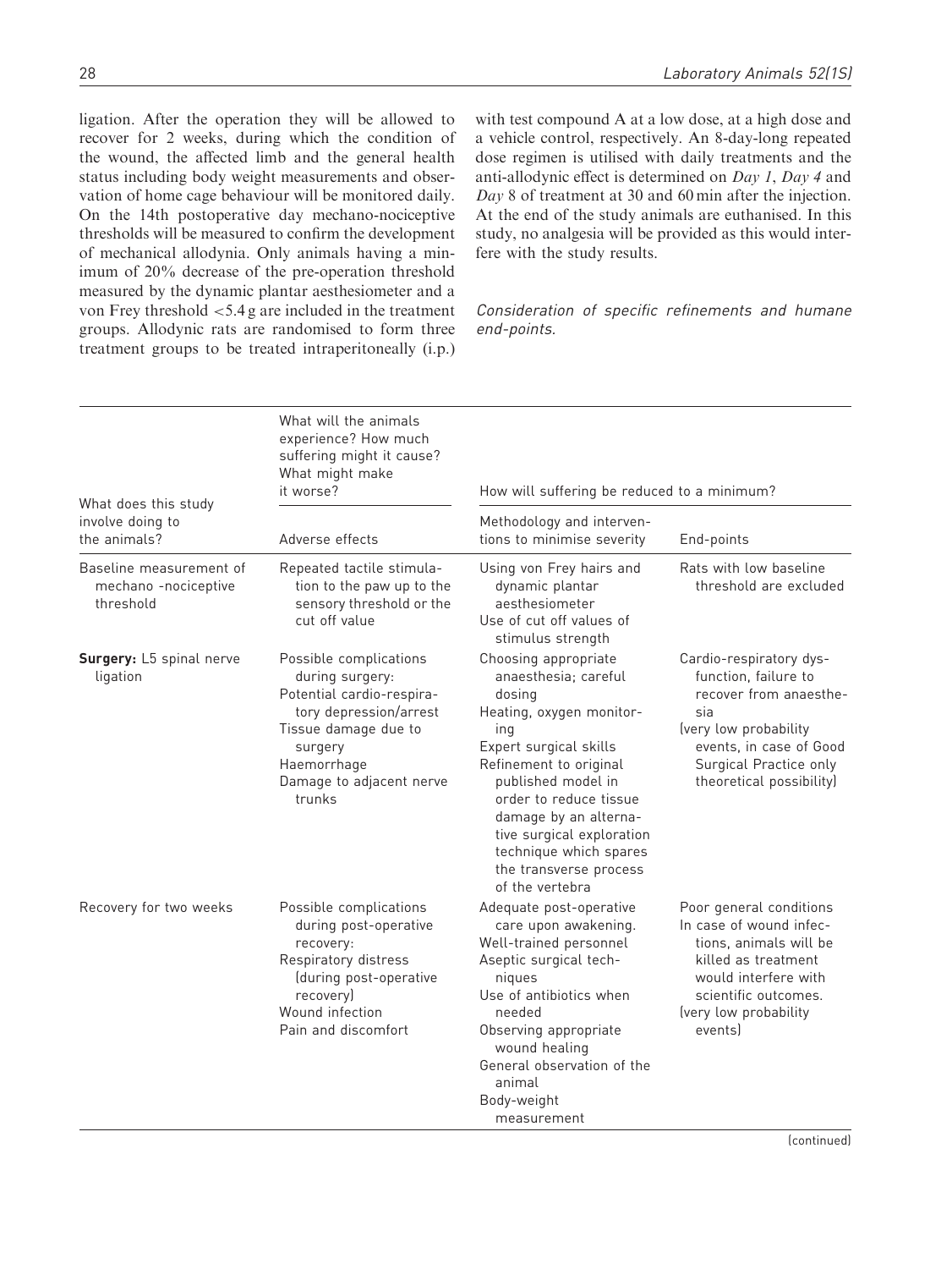ligation. After the operation they will be allowed to recover for 2 weeks, during which the condition of the wound, the affected limb and the general health status including body weight measurements and observation of home cage behaviour will be monitored daily. On the 14th postoperative day mechano-nociceptive thresholds will be measured to confirm the development of mechanical allodynia. Only animals having a minimum of 20% decrease of the pre-operation threshold measured by the dynamic plantar aesthesiometer and a von Frey threshold <5.4 g are included in the treatment groups. Allodynic rats are randomised to form three treatment groups to be treated intraperitoneally (i.p.) with test compound A at a low dose, at a high dose and a vehicle control, respectively. An 8-day-long repeated dose regimen is utilised with daily treatments and the anti-allodynic effect is determined on *Day 1*, *Day 4* and *Day 8* of treatment at 30 and 60 min after the injection. At the end of the study animals are euthanised. In this study, no analgesia will be provided as this would interfere with the study results.

*Consideration of specific refinements and humane end-points.*

| What does this study involve doing to the animals? | What will the animals experience? How much suffering might it cause? What might make it worse? | How will suffering be reduced to a minimum? | |
|---|---|---|---|
| | Adverse effects | Methodology and interventions to minimise severity | End-points |
| Baseline measurement of mechano -nociceptive threshold | Repeated tactile stimulation to the paw up to the sensory threshold or the cut off value | Using von Frey hairs and dynamic plantar aesthesiometer<br>Use of cut off values of stimulus strength | Rats with low baseline threshold are excluded |
| **Surgery:** L5 spinal nerve ligation | Possible complications during surgery:<br>Potential cardio-respiratory depression/arrest<br>Tissue damage due to surgery<br>Haemorrhage<br>Damage to adjacent nerve trunks | Choosing appropriate anaesthesia; careful dosing<br>Heating, oxygen monitoring<br>Expert surgical skills<br>Refinement to original published model in order to reduce tissue damage by an alternative surgical exploration technique which spares the transverse process of the vertebra | Cardio-respiratory dysfunction, failure to recover from anaesthesia<br>(very low probability events, in case of Good Surgical Practice only theoretical possibility) |
| Recovery for two weeks | Possible complications during post-operative recovery:<br>Respiratory distress (during post-operative recovery)<br>Wound infection<br>Pain and discomfort | Adequate post-operative care upon awakening.<br>Well-trained personnel<br>Aseptic surgical techniques<br>Use of antibiotics when needed<br>Observing appropriate wound healing<br>General observation of the animal<br>Body-weight measurement | Poor general conditions<br>In case of wound infections, animals will be killed as treatment would interfere with scientific outcomes.<br>(very low probability events) |

(continued)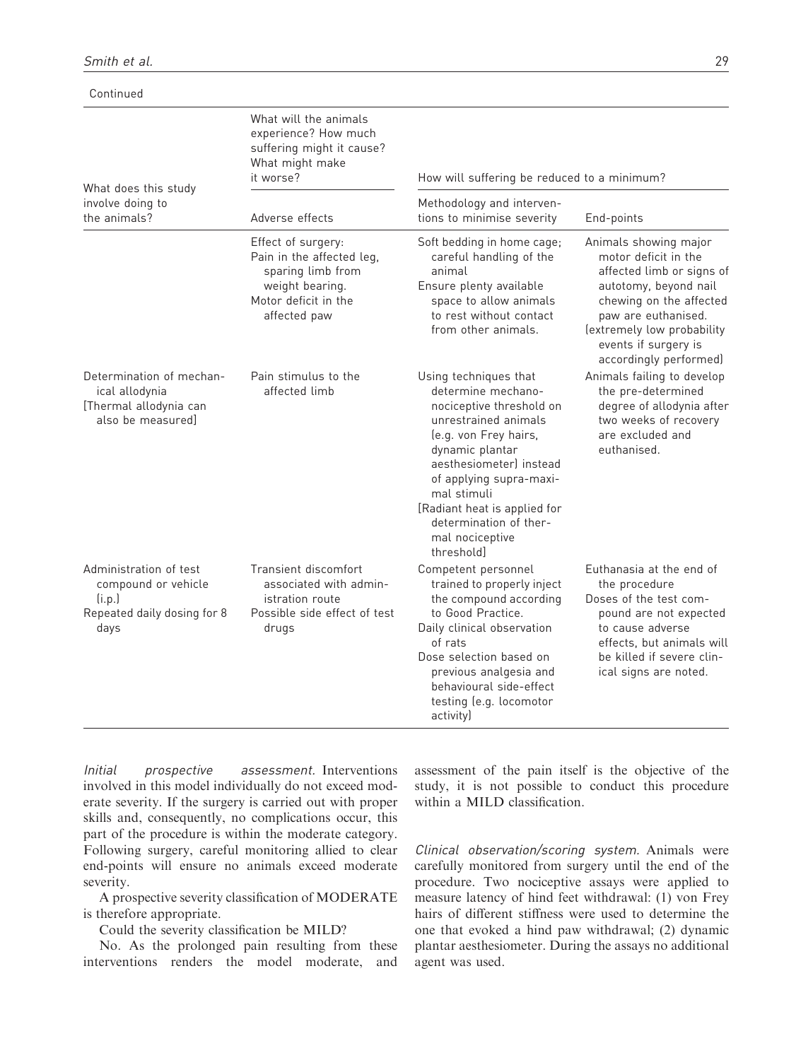Continued

| What does this study involve doing to the animals? | What will the animals experience? How much suffering might it cause? What might make it worse? | How will suffering be reduced to a minimum? | |
|---|---|---|---|
| | Adverse effects | Methodology and interventions to minimise severity | End-points |
| | Effect of surgery: Pain in the affected leg, sparing limb from weight bearing. Motor deficit in the affected paw | Soft bedding in home cage; careful handling of the animal Ensure plenty available space to allow animals to rest without contact from other animals. | Animals showing major motor deficit in the affected limb or signs of autotomy, beyond nail chewing on the affected paw are euthanised. (extremely low probability events if surgery is accordingly performed) |
| Determination of mechanical allodynia [Thermal allodynia can also be measured] | Pain stimulus to the affected limb | Using techniques that determine mechano-nociceptive threshold on unrestrained animals (e.g. von Frey hairs, dynamic plantar aesthesiometer) instead of applying supra-maximal stimuli [Radiant heat is applied for determination of thermal nociceptive threshold] | Animals failing to develop the pre-determined degree of allodynia after two weeks of recovery are excluded and euthanised. |
| Administration of test compound or vehicle (i.p.) Repeated daily dosing for 8 days | Transient discomfort associated with administration route Possible side effect of test drugs | Competent personnel trained to properly inject the compound according to Good Practice. Daily clinical observation of rats Dose selection based on previous analgesia and behavioural side-effect testing (e.g. locomotor activity) | Euthanasia at the end of the procedure Doses of the test compound are not expected to cause adverse effects, but animals will be killed if severe clinical signs are noted. |

*Initial prospective assessment.* Interventions involved in this model individually do not exceed moderate severity. If the surgery is carried out with proper skills and, consequently, no complications occur, this part of the procedure is within the moderate category. Following surgery, careful monitoring allied to clear end-points will ensure no animals exceed moderate severity.

A prospective severity classification of MODERATE is therefore appropriate.

Could the severity classification be MILD?

No. As the prolonged pain resulting from these interventions renders the model moderate, and assessment of the pain itself is the objective of the study, it is not possible to conduct this procedure within a MILD classification.

*Clinical observation/scoring system.* Animals were carefully monitored from surgery until the end of the procedure. Two nociceptive assays were applied to measure latency of hind feet withdrawal: (1) von Frey hairs of different stiffness were used to determine the one that evoked a hind paw withdrawal; (2) dynamic plantar aesthesiometer. During the assays no additional agent was used.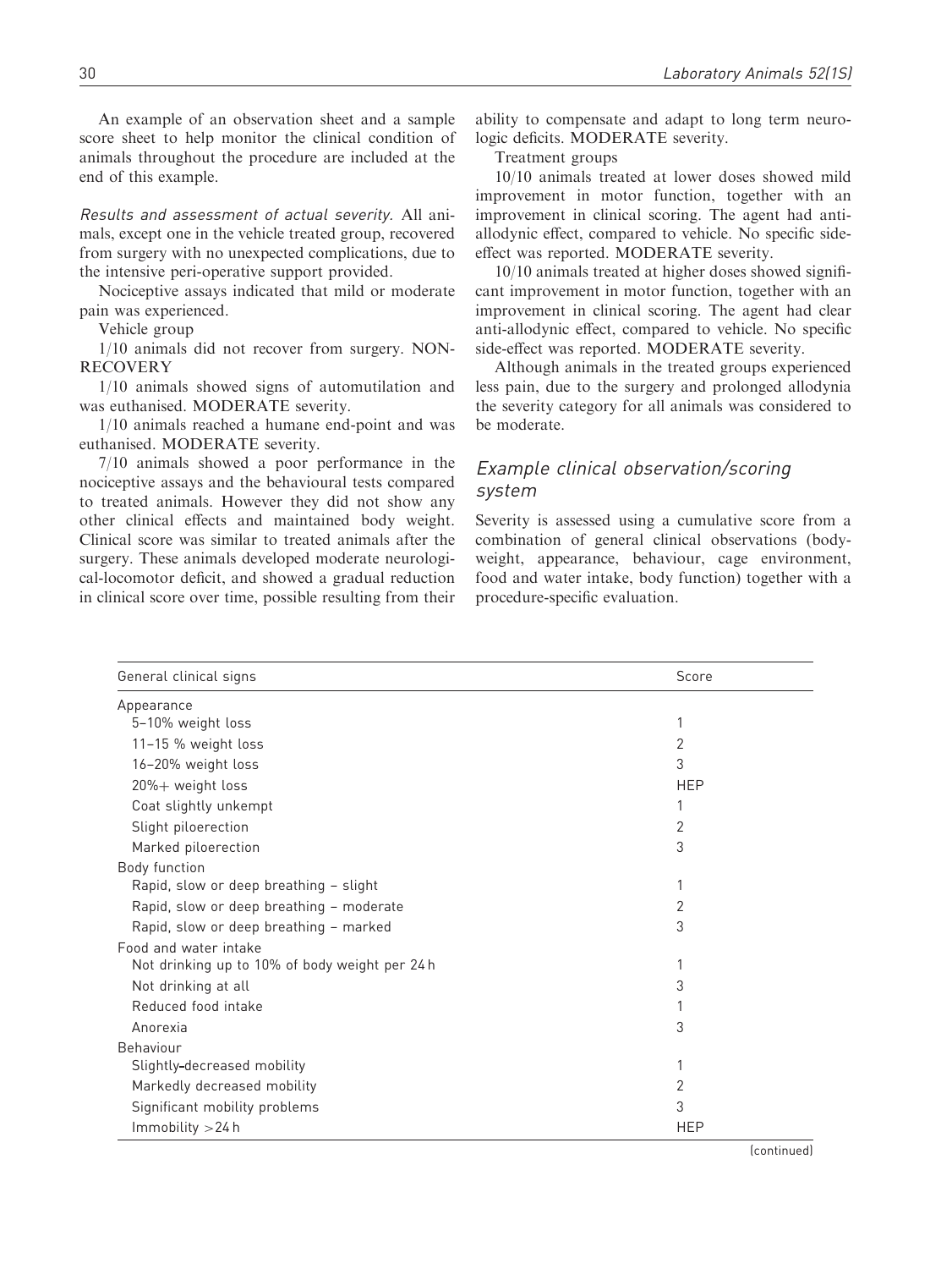An example of an observation sheet and a sample score sheet to help monitor the clinical condition of animals throughout the procedure are included at the end of this example.

*Results and assessment of actual severity.* All animals, except one in the vehicle treated group, recovered from surgery with no unexpected complications, due to the intensive peri-operative support provided.

Nociceptive assays indicated that mild or moderate pain was experienced.

Vehicle group

1/10 animals did not recover from surgery. NON-RECOVERY

1/10 animals showed signs of automutilation and was euthanised. MODERATE severity.

1/10 animals reached a humane end-point and was euthanised. MODERATE severity.

7/10 animals showed a poor performance in the nociceptive assays and the behavioural tests compared to treated animals. However they did not show any other clinical effects and maintained body weight. Clinical score was similar to treated animals after the surgery. These animals developed moderate neurological-locomotor deficit, and showed a gradual reduction in clinical score over time, possible resulting from their ability to compensate and adapt to long term neurologic deficits. MODERATE severity.

Treatment groups

10/10 animals treated at lower doses showed mild improvement in motor function, together with an improvement in clinical scoring. The agent had anti-allodynic effect, compared to vehicle. No specific side-effect was reported. MODERATE severity.

10/10 animals treated at higher doses showed significant improvement in motor function, together with an improvement in clinical scoring. The agent had clear anti-allodynic effect, compared to vehicle. No specific side-effect was reported. MODERATE severity.

Although animals in the treated groups experienced less pain, due to the surgery and prolonged allodynia the severity category for all animals was considered to be moderate.

### *Example clinical observation/scoring system*

Severity is assessed using a cumulative score from a combination of general clinical observations (body-weight, appearance, behaviour, cage environment, food and water intake, body function) together with a procedure-specific evaluation.

| General clinical signs | Score |
|---|---|
| Appearance | |
| 5–10% weight loss | 1 |
| 11–15 % weight loss | 2 |
| 16–20% weight loss | 3 |
| 20%+ weight loss | HEP |
| Coat slightly unkempt | 1 |
| Slight piloerection | 2 |
| Marked piloerection | 3 |
| Body function | |
| Rapid, slow or deep breathing – slight | 1 |
| Rapid, slow or deep breathing – moderate | 2 |
| Rapid, slow or deep breathing – marked | 3 |
| Food and water intake | |
| Not drinking up to 10% of body weight per 24 h | 1 |
| Not drinking at all | 3 |
| Reduced food intake | 1 |
| Anorexia | 3 |
| Behaviour | |
| Slightly-decreased mobility | 1 |
| Markedly decreased mobility | 2 |
| Significant mobility problems | 3 |
| Immobility >24 h | HEP |

(continued)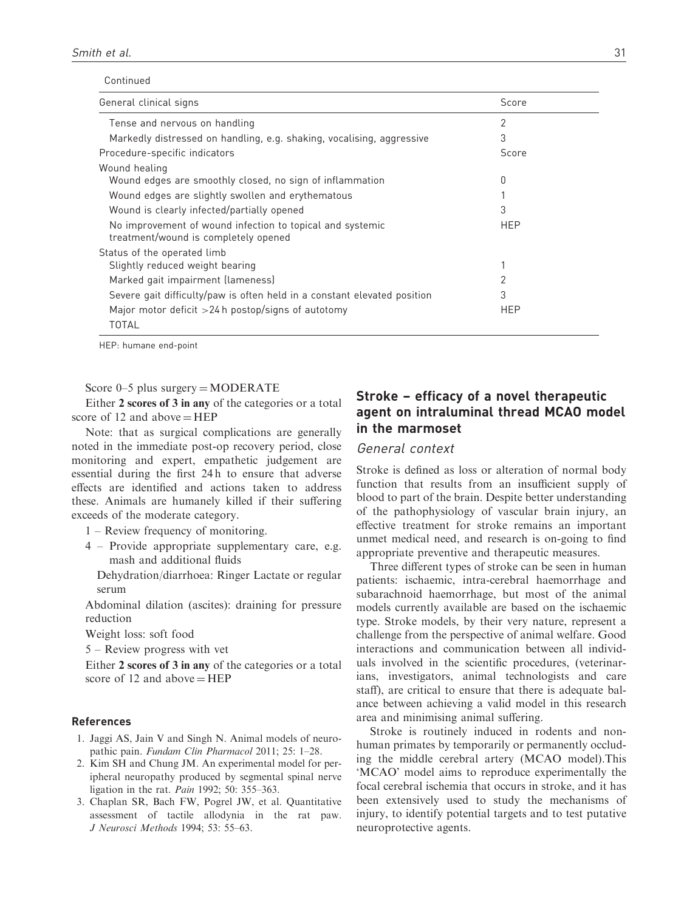Continued

| General clinical signs | Score |
|---|---|
| Tense and nervous on handling | 2 |
| Markedly distressed on handling, e.g. shaking, vocalising, aggressive | 3 |
| Procedure-specific indicators | Score |
| Wound healing | |
| Wound edges are smoothly closed, no sign of inflammation | 0 |
| Wound edges are slightly swollen and erythematous | 1 |
| Wound is clearly infected/partially opened | 3 |
| No improvement of wound infection to topical and systemic treatment/wound is completely opened | HEP |
| Status of the operated limb | |
| Slightly reduced weight bearing | 1 |
| Marked gait impairment (lameness) | 2 |
| Severe gait difficulty/paw is often held in a constant elevated position | 3 |
| Major motor deficit >24 h postop/signs of autotomy | HEP |
| TOTAL | |

HEP: humane end-point

Score 0–5 plus surgery = MODERATE

Either **2 scores of 3 in any** of the categories or a total score of 12 and above = HEP

Note: that as surgical complications are generally noted in the immediate post-op recovery period, close monitoring and expert, empathetic judgement are essential during the first 24 h to ensure that adverse effects are identified and actions taken to address these. Animals are humanely killed if their suffering exceeds of the moderate category.

1 – Review frequency of monitoring.

4 – Provide appropriate supplementary care, e.g. mash and additional fluids

Dehydration/diarrhoea: Ringer Lactate or regular serum

Abdominal dilation (ascites): draining for pressure reduction

Weight loss: soft food

5 – Review progress with vet

Either **2 scores of 3 in any** of the categories or a total score of 12 and above = HEP

#### References

1. Jaggi AS, Jain V and Singh N. Animal models of neuropathic pain. *Fundam Clin Pharmacol* 2011; 25: 1–28.
2. Kim SH and Chung JM. An experimental model for peripheral neuropathy produced by segmental spinal nerve ligation in the rat. *Pain* 1992; 50: 355–363.
3. Chaplan SR, Bach FW, Pogrel JW, et al. Quantitative assessment of tactile allodynia in the rat paw. *J Neurosci Methods* 1994; 53: 55–63.

## Stroke – efficacy of a novel therapeutic agent on intraluminal thread MCAO model in the marmoset

### *General context*

Stroke is defined as loss or alteration of normal body function that results from an insufficient supply of blood to part of the brain. Despite better understanding of the pathophysiology of vascular brain injury, an effective treatment for stroke remains an important unmet medical need, and research is on-going to find appropriate preventive and therapeutic measures.

Three different types of stroke can be seen in human patients: ischaemic, intra-cerebral haemorrhage and subarachnoid haemorrhage, but most of the animal models currently available are based on the ischaemic type. Stroke models, by their very nature, represent a challenge from the perspective of animal welfare. Good interactions and communication between all individuals involved in the scientific procedures, (veterinarians, investigators, animal technologists and care staff), are critical to ensure that there is adequate balance between achieving a valid model in this research area and minimising animal suffering.

Stroke is routinely induced in rodents and non-human primates by temporarily or permanently occluding the middle cerebral artery (MCAO model).This 'MCAO' model aims to reproduce experimentally the focal cerebral ischemia that occurs in stroke, and it has been extensively used to study the mechanisms of injury, to identify potential targets and to test putative neuroprotective agents.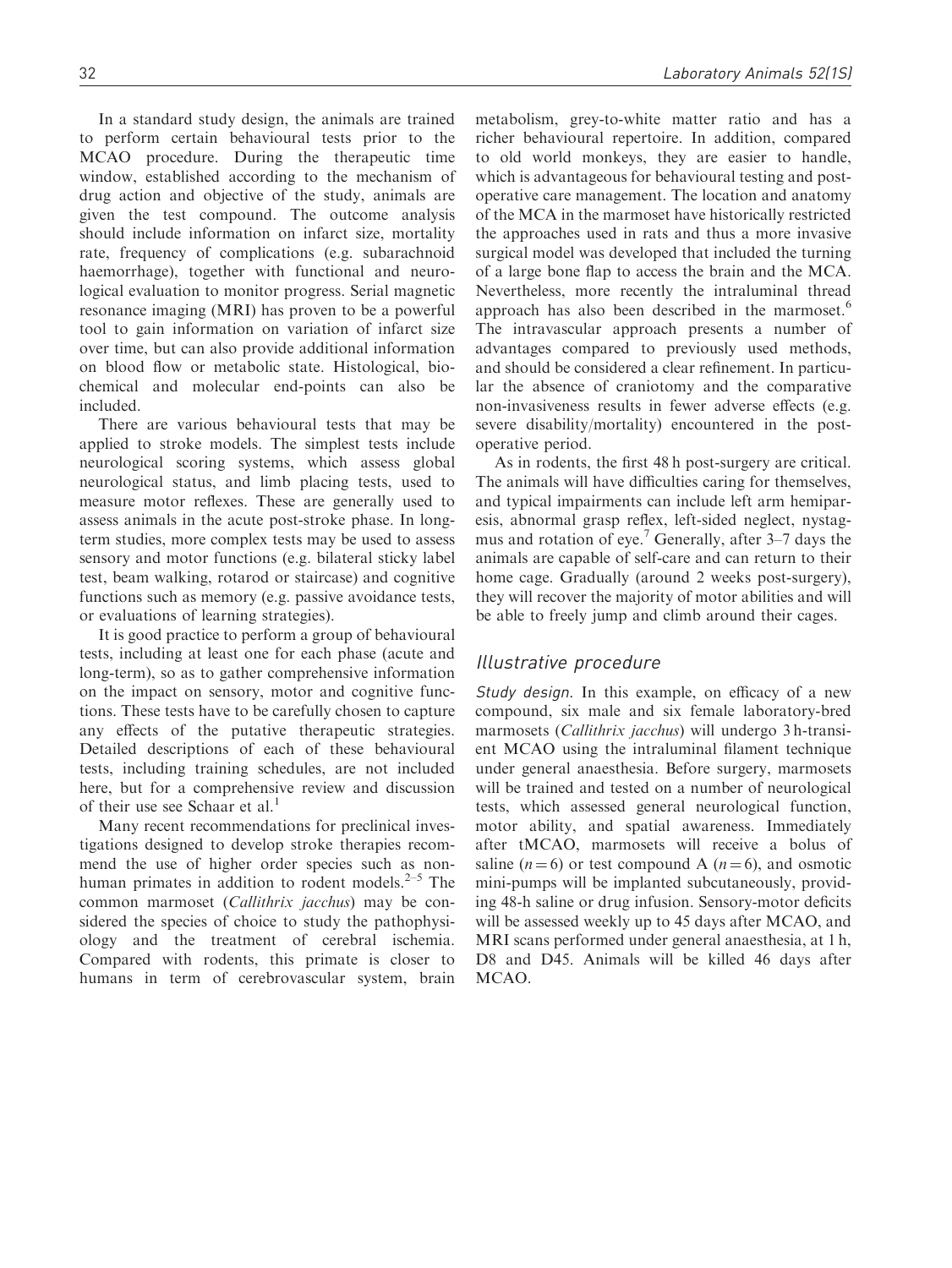In a standard study design, the animals are trained to perform certain behavioural tests prior to the MCAO procedure. During the therapeutic time window, established according to the mechanism of drug action and objective of the study, animals are given the test compound. The outcome analysis should include information on infarct size, mortality rate, frequency of complications (e.g. subarachnoid haemorrhage), together with functional and neurological evaluation to monitor progress. Serial magnetic resonance imaging (MRI) has proven to be a powerful tool to gain information on variation of infarct size over time, but can also provide additional information on blood flow or metabolic state. Histological, biochemical and molecular end-points can also be included.

There are various behavioural tests that may be applied to stroke models. The simplest tests include neurological scoring systems, which assess global neurological status, and limb placing tests, used to measure motor reflexes. These are generally used to assess animals in the acute post-stroke phase. In long-term studies, more complex tests may be used to assess sensory and motor functions (e.g. bilateral sticky label test, beam walking, rotarod or staircase) and cognitive functions such as memory (e.g. passive avoidance tests, or evaluations of learning strategies).

It is good practice to perform a group of behavioural tests, including at least one for each phase (acute and long-term), so as to gather comprehensive information on the impact on sensory, motor and cognitive functions. These tests have to be carefully chosen to capture any effects of the putative therapeutic strategies. Detailed descriptions of each of these behavioural tests, including training schedules, are not included here, but for a comprehensive review and discussion of their use see Schaar et al.[1]

Many recent recommendations for preclinical investigations designed to develop stroke therapies recommend the use of higher order species such as non-human primates in addition to rodent models.[2–5] The common marmoset (*Callithrix jacchus*) may be considered the species of choice to study the pathophysiology and the treatment of cerebral ischemia. Compared with rodents, this primate is closer to humans in term of cerebrovascular system, brain metabolism, grey-to-white matter ratio and has a richer behavioural repertoire. In addition, compared to old world monkeys, they are easier to handle, which is advantageous for behavioural testing and post-operative care management. The location and anatomy of the MCA in the marmoset have historically restricted the approaches used in rats and thus a more invasive surgical model was developed that included the turning of a large bone flap to access the brain and the MCA. Nevertheless, more recently the intraluminal thread approach has also been described in the marmoset.[6] The intravascular approach presents a number of advantages compared to previously used methods, and should be considered a clear refinement. In particular the absence of craniotomy and the comparative non-invasiveness results in fewer adverse effects (e.g. severe disability/mortality) encountered in the post-operative period.

As in rodents, the first 48 h post-surgery are critical. The animals will have difficulties caring for themselves, and typical impairments can include left arm hemiparesis, abnormal grasp reflex, left-sided neglect, nystagmus and rotation of eye.[7] Generally, after 3–7 days the animals are capable of self-care and can return to their home cage. Gradually (around 2 weeks post-surgery), they will recover the majority of motor abilities and will be able to freely jump and climb around their cages.

## *Illustrative procedure*

*Study design.* In this example, on efficacy of a new compound, six male and six female laboratory-bred marmosets (*Callithrix jacchus*) will undergo 3 h-transient MCAO using the intraluminal filament technique under general anaesthesia. Before surgery, marmosets will be trained and tested on a number of neurological tests, which assessed general neurological function, motor ability, and spatial awareness. Immediately after tMCAO, marmosets will receive a bolus of saline ($n = 6$) or test compound A ($n = 6$), and osmotic mini-pumps will be implanted subcutaneously, providing 48-h saline or drug infusion. Sensory-motor deficits will be assessed weekly up to 45 days after MCAO, and MRI scans performed under general anaesthesia, at 1 h, D8 and D45. Animals will be killed 46 days after MCAO.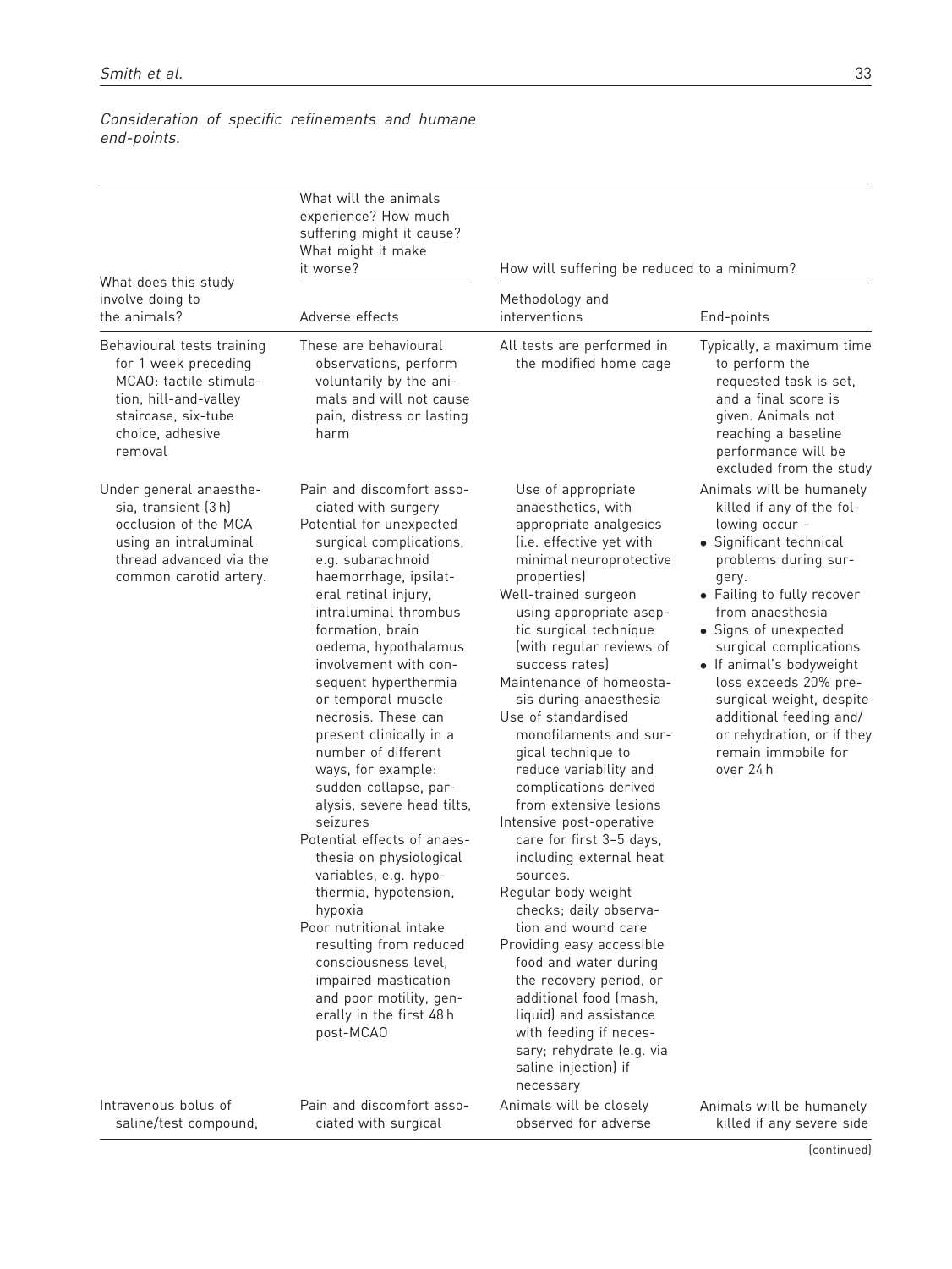*Consideration of specific refinements and humane end-points.*

| What does this study involve doing to the animals? | What will the animals experience? How much suffering might it cause? What might it make it worse? | How will suffering be reduced to a minimum? | |
|---|---|---|---|
| | Adverse effects | Methodology and interventions | End-points |
| Behavioural tests training for 1 week preceding MCAO: tactile stimulation, hill-and-valley staircase, six-tube choice, adhesive removal | These are behavioural observations, perform voluntarily by the animals and will not cause pain, distress or lasting harm | All tests are performed in the modified home cage | Typically, a maximum time to perform the requested task is set, and a final score is given. Animals not reaching a baseline performance will be excluded from the study |
| Under general anaesthesia, transient (3 h) occlusion of the MCA using an intraluminal thread advanced via the common carotid artery. | Pain and discomfort associated with surgery<br>Potential for unexpected surgical complications, e.g. subarachnoid haemorrhage, ipsilateral retinal injury, intraluminal thrombus formation, brain oedema, hypothalamus involvement with consequent hyperthermia or temporal muscle necrosis. These can present clinically in a number of different ways, for example: sudden collapse, paralysis, severe head tilts, seizures<br>Potential effects of anaesthesia on physiological variables, e.g. hypothermia, hypotension, hypoxia<br>Poor nutritional intake resulting from reduced consciousness level, impaired mastication and poor motility, generally in the first 48 h post-MCAO | Use of appropriate anaesthetics, with appropriate analgesics (i.e. effective yet with minimal neuroprotective properties)<br>Well-trained surgeon using appropriate aseptic surgical technique (with regular reviews of success rates)<br>Maintenance of homeostasis during anaesthesia<br>Use of standardised monofilaments and surgical technique to reduce variability and complications derived from extensive lesions<br>Intensive post-operative care for first 3–5 days, including external heat sources.<br>Regular body weight checks; daily observation and wound care<br>Providing easy accessible food and water during the recovery period, or additional food (mash, liquid) and assistance with feeding if necessary; rehydrate (e.g. via saline injection) if necessary | Animals will be humanely killed if any of the following occur –<br>• Significant technical problems during surgery.<br>• Failing to fully recover from anaesthesia<br>• Signs of unexpected surgical complications<br>• If animal's bodyweight loss exceeds 20% pre-surgical weight, despite additional feeding and/or rehydration, or if they remain immobile for over 24 h |
| Intravenous bolus of saline/test compound, | Pain and discomfort associated with surgical | Animals will be closely observed for adverse | Animals will be humanely killed if any severe side |

(continued)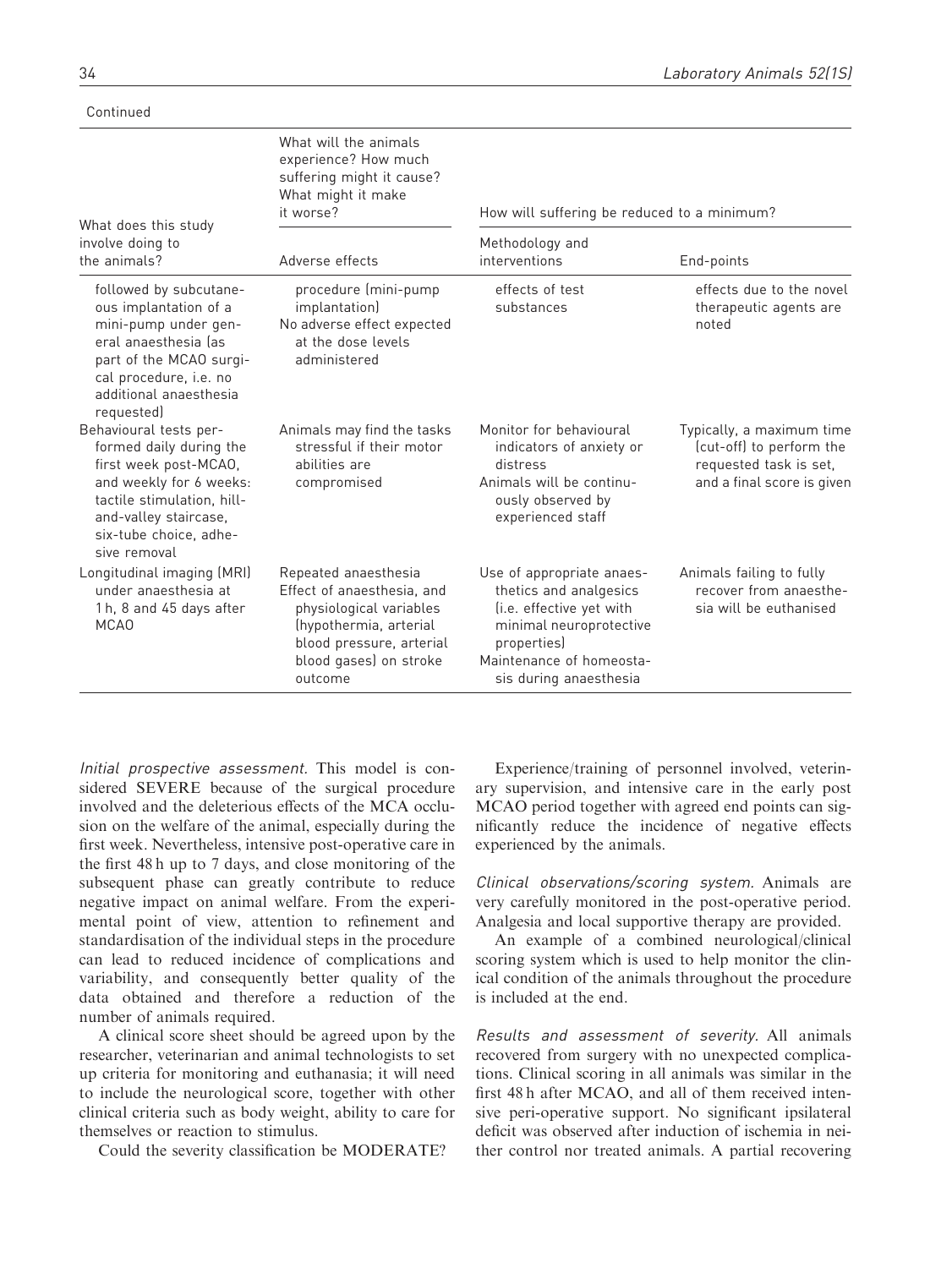Continued

| What does this study involve doing to the animals? | What will the animals experience? How much suffering might it cause? What might it make it worse? | How will suffering be reduced to a minimum? | |
|---|---|---|---|
| | Adverse effects | Methodology and interventions | End-points |
| followed by subcutaneous implantation of a mini-pump under general anaesthesia (as part of the MCAO surgical procedure, i.e. no additional anaesthesia requested) | procedure (mini-pump implantation)<br>No adverse effect expected at the dose levels administered | effects of test substances | effects due to the novel therapeutic agents are noted |
| Behavioural tests performed daily during the first week post-MCAO, and weekly for 6 weeks: tactile stimulation, hill-and-valley staircase, six-tube choice, adhesive removal | Animals may find the tasks stressful if their motor abilities are compromised | Monitor for behavioural indicators of anxiety or distress<br>Animals will be continuously observed by experienced staff | Typically, a maximum time (cut-off) to perform the requested task is set, and a final score is given |
| Longitudinal imaging (MRI) under anaesthesia at 1 h, 8 and 45 days after MCAO | Repeated anaesthesia<br>Effect of anaesthesia, and physiological variables (hypothermia, arterial blood pressure, arterial blood gases) on stroke outcome | Use of appropriate anaesthetics and analgesics (i.e. effective yet with minimal neuroprotective properties)<br>Maintenance of homeostasis during anaesthesia | Animals failing to fully recover from anaesthesia will be euthanised |

*Initial prospective assessment.* This model is considered SEVERE because of the surgical procedure involved and the deleterious effects of the MCA occlusion on the welfare of the animal, especially during the first week. Nevertheless, intensive post-operative care in the first 48 h up to 7 days, and close monitoring of the subsequent phase can greatly contribute to reduce negative impact on animal welfare. From the experimental point of view, attention to refinement and standardisation of the individual steps in the procedure can lead to reduced incidence of complications and variability, and consequently better quality of the data obtained and therefore a reduction of the number of animals required.

A clinical score sheet should be agreed upon by the researcher, veterinarian and animal technologists to set up criteria for monitoring and euthanasia; it will need to include the neurological score, together with other clinical criteria such as body weight, ability to care for themselves or reaction to stimulus.

Could the severity classification be MODERATE?

Experience/training of personnel involved, veterinary supervision, and intensive care in the early post MCAO period together with agreed end points can significantly reduce the incidence of negative effects experienced by the animals.

*Clinical observations/scoring system.* Animals are very carefully monitored in the post-operative period. Analgesia and local supportive therapy are provided.

An example of a combined neurological/clinical scoring system which is used to help monitor the clinical condition of the animals throughout the procedure is included at the end.

*Results and assessment of severity.* All animals recovered from surgery with no unexpected complications. Clinical scoring in all animals was similar in the first 48 h after MCAO, and all of them received intensive peri-operative support. No significant ipsilateral deficit was observed after induction of ischemia in neither control nor treated animals. A partial recovering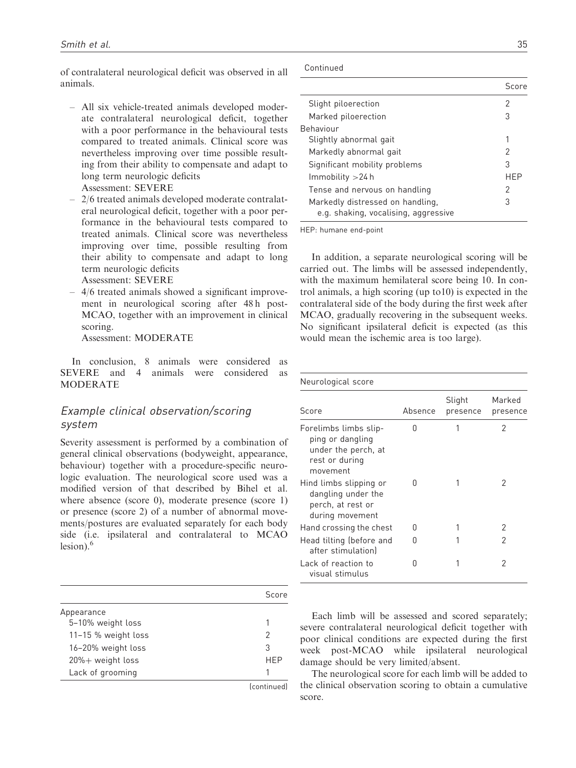of contralateral neurological deficit was observed in all animals.

- All six vehicle-treated animals developed moderate contralateral neurological deficit, together with a poor performance in the behavioural tests compared to treated animals. Clinical score was nevertheless improving over time possible resulting from their ability to compensate and adapt to long term neurologic deficits
  Assessment: SEVERE
- 2/6 treated animals developed moderate contralateral neurological deficit, together with a poor performance in the behavioural tests compared to treated animals. Clinical score was nevertheless improving over time, possible resulting from their ability to compensate and adapt to long term neurologic deficits
  Assessment: SEVERE
- 4/6 treated animals showed a significant improvement in neurological scoring after 48 h post-MCAO, together with an improvement in clinical scoring.
  Assessment: MODERATE

In conclusion, 8 animals were considered as SEVERE and 4 animals were considered as MODERATE

## *Example clinical observation/scoring system*

Severity assessment is performed by a combination of general clinical observations (bodyweight, appearance, behaviour) together with a procedure-specific neurologic evaluation. The neurological score used was a modified version of that described by Bihel et al. where absence (score 0), moderate presence (score 1) or presence (score 2) of a number of abnormal movements/postures are evaluated separately for each body side (i.e. ipsilateral and contralateral to MCAO lesion).[6]

| | Score |
|---|---|
| Appearance | |
| 5–10% weight loss | 1 |
| 11–15 % weight loss | 2 |
| 16–20% weight loss | 3 |
| 20%+ weight loss | HEP |
| Lack of grooming | 1 |
| Slight piloerection | 2 |
| Marked piloerection | 3 |
| Behaviour | |
| Slightly abnormal gait | 1 |
| Markedly abnormal gait | 2 |
| Significant mobility problems | 3 |
| Immobility >24 h | HEP |
| Tense and nervous on handling | 2 |
| Markedly distressed on handling, e.g. shaking, vocalising, aggressive | 3 |

HEP: humane end-point

In addition, a separate neurological scoring will be carried out. The limbs will be assessed independently, with the maximum hemilateral score being 10. In control animals, a high scoring (up to10) is expected in the contralateral side of the body during the first week after MCAO, gradually recovering in the subsequent weeks. No significant ipsilateral deficit is expected (as this would mean the ischemic area is too large).

Neurological score

| Score | Absence | Slight presence | Marked presence |
|---|---|---|---|
| Forelimbs limbs slipping or dangling under the perch, at rest or during movement | 0 | 1 | 2 |
| Hind limbs slipping or dangling under the perch, at rest or during movement | 0 | 1 | 2 |
| Hand crossing the chest | 0 | 1 | 2 |
| Head tilting (before and after stimulation) | 0 | 1 | 2 |
| Lack of reaction to visual stimulus | 0 | 1 | 2 |

Each limb will be assessed and scored separately; severe contralateral neurological deficit together with poor clinical conditions are expected during the first week post-MCAO while ipsilateral neurological damage should be very limited/absent.

The neurological score for each limb will be added to the clinical observation scoring to obtain a cumulative score.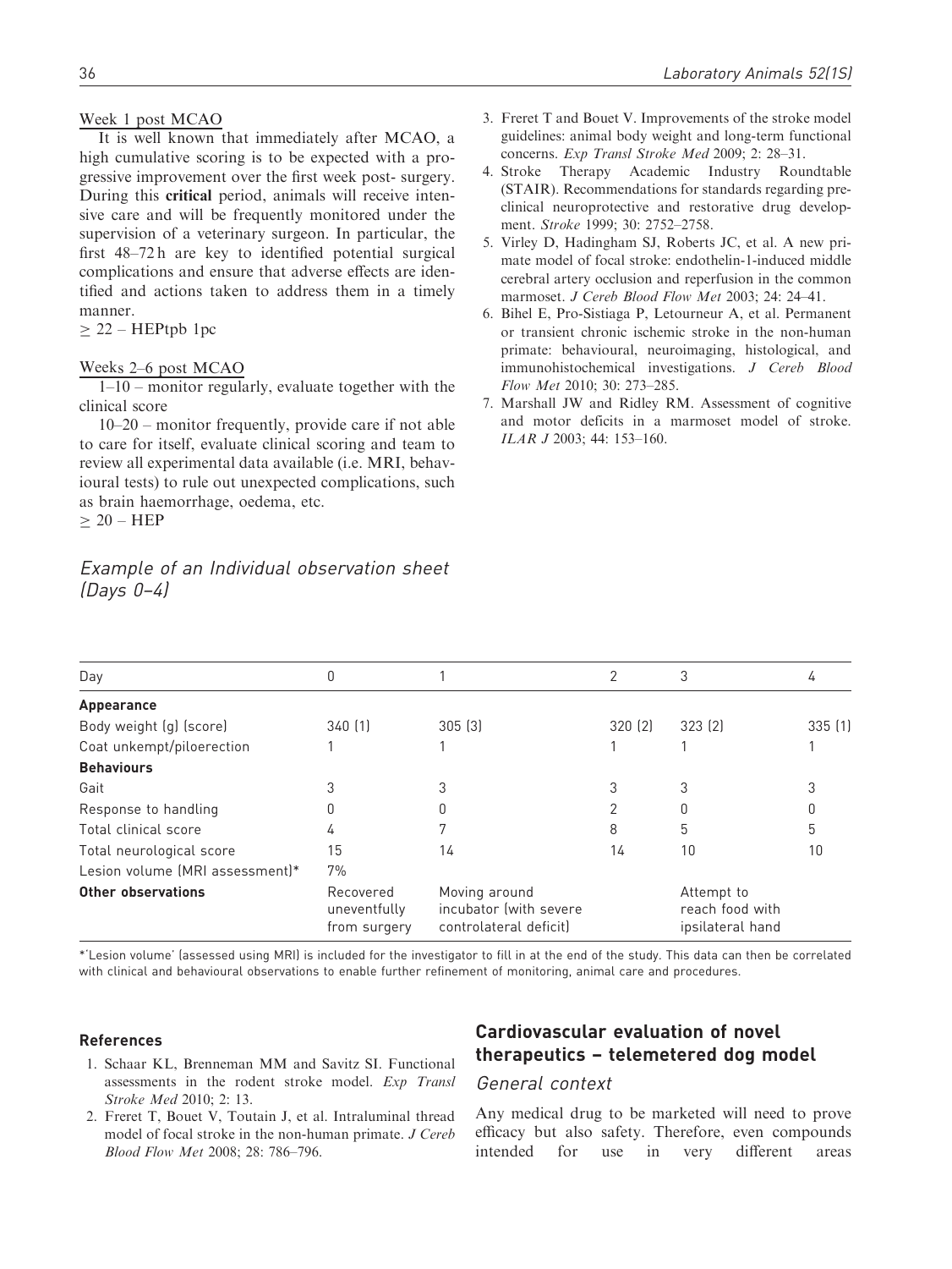Week 1 post MCAO

It is well known that immediately after MCAO, a high cumulative scoring is to be expected with a progressive improvement over the first week post- surgery. During this **critical** period, animals will receive intensive care and will be frequently monitored under the supervision of a veterinary surgeon. In particular, the first 48–72 h are key to identified potential surgical complications and ensure that adverse effects are identified and actions taken to address them in a timely manner.

≥ 22 – HEPtpb 1pc

Weeks 2–6 post MCAO

1–10 – monitor regularly, evaluate together with the clinical score

10–20 – monitor frequently, provide care if not able to care for itself, evaluate clinical scoring and team to review all experimental data available (i.e. MRI, behavioural tests) to rule out unexpected complications, such as brain haemorrhage, oedema, etc.

≥ 20 – HEP

### *Example of an Individual observation sheet (Days 0–4)*

| Day | 0 | 1 | 2 | 3 | 4 |
|---|---|---|---|---|---|
| **Appearance** | | | | | |
| Body weight (g) (score) | 340 (1) | 305 (3) | 320 (2) | 323 (2) | 335 (1) |
| Coat unkempt/piloerection | 1 | 1 | 1 | 1 | 1 |
| **Behaviours** | | | | | |
| Gait | 3 | 3 | 3 | 3 | 3 |
| Response to handling | 0 | 0 | 2 | 0 | 0 |
| Total clinical score | 4 | 7 | 8 | 5 | 5 |
| Total neurological score | 15 | 14 | 14 | 10 | 10 |
| Lesion volume (MRI assessment)* | 7% | | | | |
| **Other observations** | Recovered uneventfully from surgery | Moving around incubator (with severe controlateral deficit) | | Attempt to reach food with ipsilateral hand | |

*'Lesion volume' (assessed using MRI) is included for the investigator to fill in at the end of the study. This data can then be correlated with clinical and behavioural observations to enable further refinement of monitoring, animal care and procedures.

#### References

1. Schaar KL, Brenneman MM and Savitz SI. Functional assessments in the rodent stroke model. *Exp Transl Stroke Med* 2010; 2: 13.
2. Freret T, Bouet V, Toutain J, et al. Intraluminal thread model of focal stroke in the non-human primate. *J Cereb Blood Flow Met* 2008; 28: 786–796.
3. Freret T and Bouet V. Improvements of the stroke model guidelines: animal body weight and long-term functional concerns. *Exp Transl Stroke Med* 2009; 2: 28–31.
4. Stroke Therapy Academic Industry Roundtable (STAIR). Recommendations for standards regarding preclinical neuroprotective and restorative drug development. *Stroke* 1999; 30: 2752–2758.
5. Virley D, Hadingham SJ, Roberts JC, et al. A new primate model of focal stroke: endothelin-1-induced middle cerebral artery occlusion and reperfusion in the common marmoset. *J Cereb Blood Flow Met* 2003; 24: 24–41.
6. Bihel E, Pro-Sistiaga P, Letourneur A, et al. Permanent or transient chronic ischemic stroke in the non-human primate: behavioural, neuroimaging, histological, and immunohistochemical investigations. *J Cereb Blood Flow Met* 2010; 30: 273–285.
7. Marshall JW and Ridley RM. Assessment of cognitive and motor deficits in a marmoset model of stroke. *ILAR J* 2003; 44: 153–160.

## Cardiovascular evaluation of novel therapeutics – telemetered dog model

### *General context*

Any medical drug to be marketed will need to prove efficacy but also safety. Therefore, even compounds intended for use in very different areas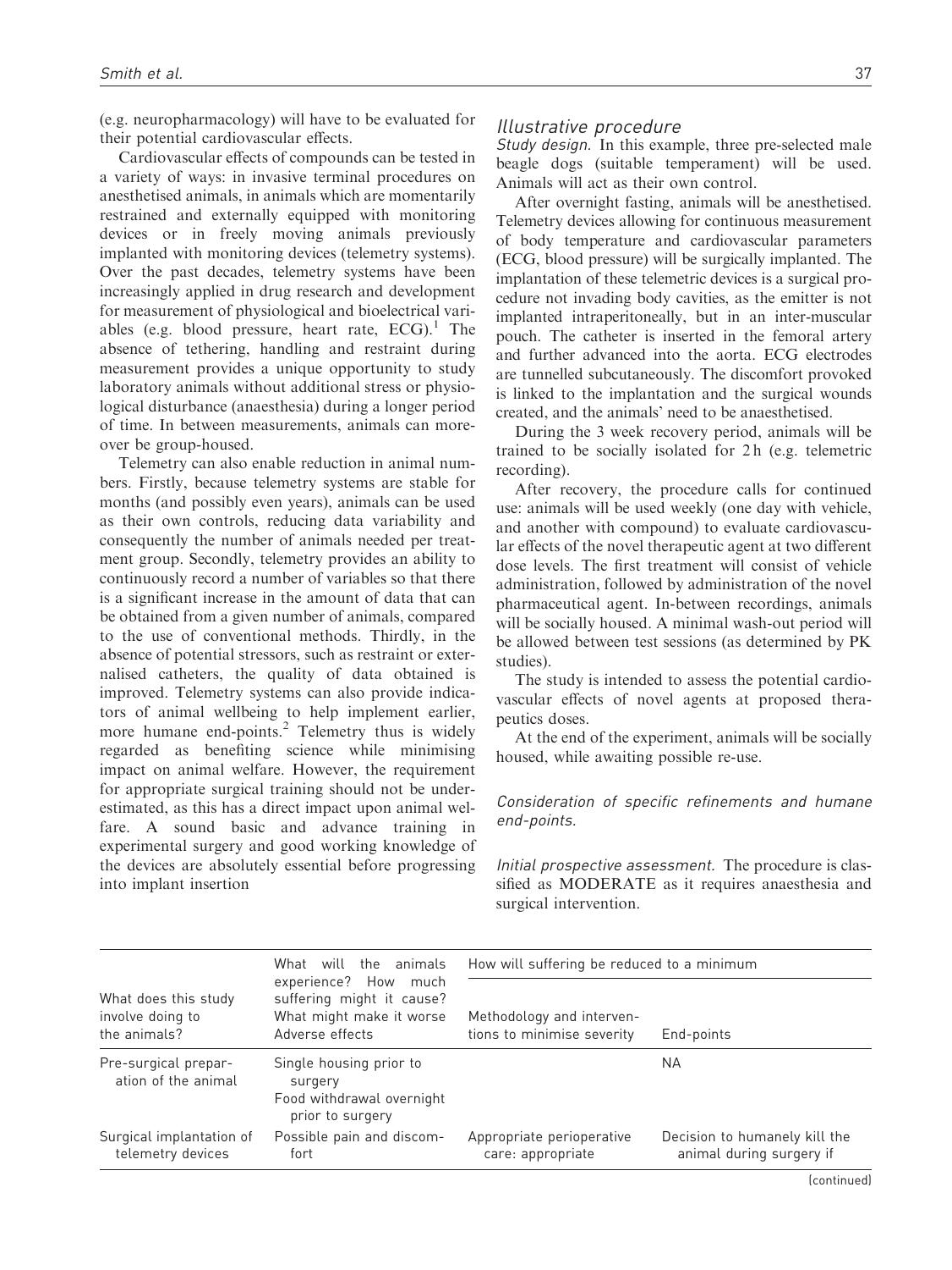(e.g. neuropharmacology) will have to be evaluated for their potential cardiovascular effects.

Cardiovascular effects of compounds can be tested in a variety of ways: in invasive terminal procedures on anesthetised animals, in animals which are momentarily restrained and externally equipped with monitoring devices or in freely moving animals previously implanted with monitoring devices (telemetry systems). Over the past decades, telemetry systems have been increasingly applied in drug research and development for measurement of physiological and bioelectrical variables (e.g. blood pressure, heart rate, ECG).[1] The absence of tethering, handling and restraint during measurement provides a unique opportunity to study laboratory animals without additional stress or physiological disturbance (anaesthesia) during a longer period of time. In between measurements, animals can moreover be group-housed.

Telemetry can also enable reduction in animal numbers. Firstly, because telemetry systems are stable for months (and possibly even years), animals can be used as their own controls, reducing data variability and consequently the number of animals needed per treatment group. Secondly, telemetry provides an ability to continuously record a number of variables so that there is a significant increase in the amount of data that can be obtained from a given number of animals, compared to the use of conventional methods. Thirdly, in the absence of potential stressors, such as restraint or externalised catheters, the quality of data obtained is improved. Telemetry systems can also provide indicators of animal wellbeing to help implement earlier, more humane end-points.[2] Telemetry thus is widely regarded as benefiting science while minimising impact on animal welfare. However, the requirement for appropriate surgical training should not be underestimated, as this has a direct impact upon animal welfare. A sound basic and advance training in experimental surgery and good working knowledge of the devices are absolutely essential before progressing into implant insertion

### Illustrative procedure

*Study design.* In this example, three pre-selected male beagle dogs (suitable temperament) will be used. Animals will act as their own control.

After overnight fasting, animals will be anesthetised. Telemetry devices allowing for continuous measurement of body temperature and cardiovascular parameters (ECG, blood pressure) will be surgically implanted. The implantation of these telemetric devices is a surgical procedure not invading body cavities, as the emitter is not implanted intraperitoneally, but in an inter-muscular pouch. The catheter is inserted in the femoral artery and further advanced into the aorta. ECG electrodes are tunnelled subcutaneously. The discomfort provoked is linked to the implantation and the surgical wounds created, and the animals' need to be anaesthetised.

During the 3 week recovery period, animals will be trained to be socially isolated for 2 h (e.g. telemetric recording).

After recovery, the procedure calls for continued use: animals will be used weekly (one day with vehicle, and another with compound) to evaluate cardiovascular effects of the novel therapeutic agent at two different dose levels. The first treatment will consist of vehicle administration, followed by administration of the novel pharmaceutical agent. In-between recordings, animals will be socially housed. A minimal wash-out period will be allowed between test sessions (as determined by PK studies).

The study is intended to assess the potential cardiovascular effects of novel agents at proposed therapeutics doses.

At the end of the experiment, animals will be socially housed, while awaiting possible re-use.

*Consideration of specific refinements and humane end-points.*

*Initial prospective assessment.* The procedure is classified as MODERATE as it requires anaesthesia and surgical intervention.

| What does this study involve doing to the animals? | What will the animals experience? How much suffering might it cause? What might make it worse Adverse effects | How will suffering be reduced to a minimum | |
|---|---|---|---|
| | | Methodology and interventions to minimise severity | End-points |
| Pre-surgical preparation of the animal | Single housing prior to surgery<br>Food withdrawal overnight prior to surgery | | NA |
| Surgical implantation of telemetry devices | Possible pain and discomfort | Appropriate perioperative care: appropriate | Decision to humanely kill the animal during surgery if |

(continued)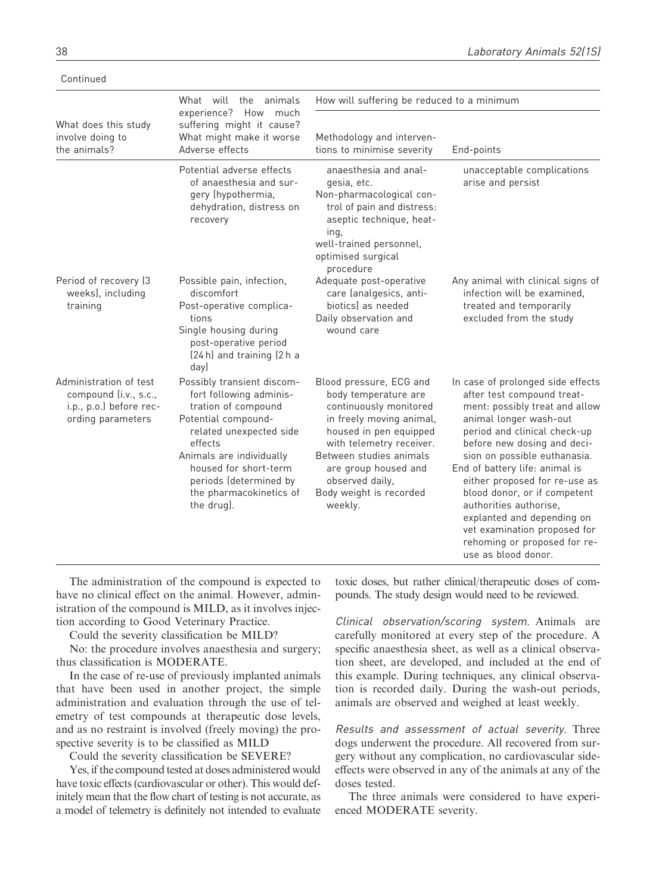Continued

| What does this study involve doing to the animals? | What will the animals experience? How much suffering might it cause? What might make it worse Adverse effects | How will suffering be reduced to a minimum | |
|---|---|---|---|
| | | Methodology and interventions to minimise severity | End-points |
| | Potential adverse effects of anaesthesia and surgery (hypothermia, dehydration, distress on recovery | anaesthesia and analgesia, etc.<br>Non-pharmacological control of pain and distress: aseptic technique, heating,<br>well-trained personnel, optimised surgical procedure | unacceptable complications arise and persist |
| Period of recovery (3 weeks), including training | Possible pain, infection, discomfort<br>Post-operative complications<br>Single housing during post-operative period (24 h) and training (2 h a day) | Adequate post-operative care (analgesics, antibiotics) as needed<br>Daily observation and wound care | Any animal with clinical signs of infection will be examined, treated and temporarily excluded from the study |
| Administration of test compound (i.v., s.c., i.p., p.o.) before recording parameters | Possibly transient discomfort following administration of compound<br>Potential compound-related unexpected side effects<br>Animals are individually housed for short-term periods (determined by the pharmacokinetics of the drug). | Blood pressure, ECG and body temperature are continuously monitored in freely moving animal, housed in pen equipped with telemetry receiver.<br>Between studies animals are group housed and observed daily,<br>Body weight is recorded weekly. | In case of prolonged side effects after test compound treatment: possibly treat and allow animal longer wash-out period and clinical check-up before new dosing and decision on possible euthanasia.<br>End of battery life: animal is either proposed for re-use as blood donor, or if competent authorities authorise, explanted and depending on vet examination proposed for rehoming or proposed for re-use as blood donor. |

The administration of the compound is expected to have no clinical effect on the animal. However, administration of the compound is MILD, as it involves injection according to Good Veterinary Practice.

Could the severity classification be MILD?

No: the procedure involves anaesthesia and surgery; thus classification is MODERATE.

In the case of re-use of previously implanted animals that have been used in another project, the simple administration and evaluation through the use of telemetry of test compounds at therapeutic dose levels, and as no restraint is involved (freely moving) the prospective severity is to be classified as MILD

Could the severity classification be SEVERE?

Yes, if the compound tested at doses administered would have toxic effects (cardiovascular or other). This would definitely mean that the flow chart of testing is not accurate, as a model of telemetry is definitely not intended to evaluate toxic doses, but rather clinical/therapeutic doses of compounds. The study design would need to be reviewed.

*Clinical observation/scoring system.* Animals are carefully monitored at every step of the procedure. A specific anaesthesia sheet, as well as a clinical observation sheet, are developed, and included at the end of this example. During techniques, any clinical observation is recorded daily. During the wash-out periods, animals are observed and weighed at least weekly.

*Results and assessment of actual severity.* Three dogs underwent the procedure. All recovered from surgery without any complication, no cardiovascular side-effects were observed in any of the animals at any of the doses tested.

The three animals were considered to have experienced MODERATE severity.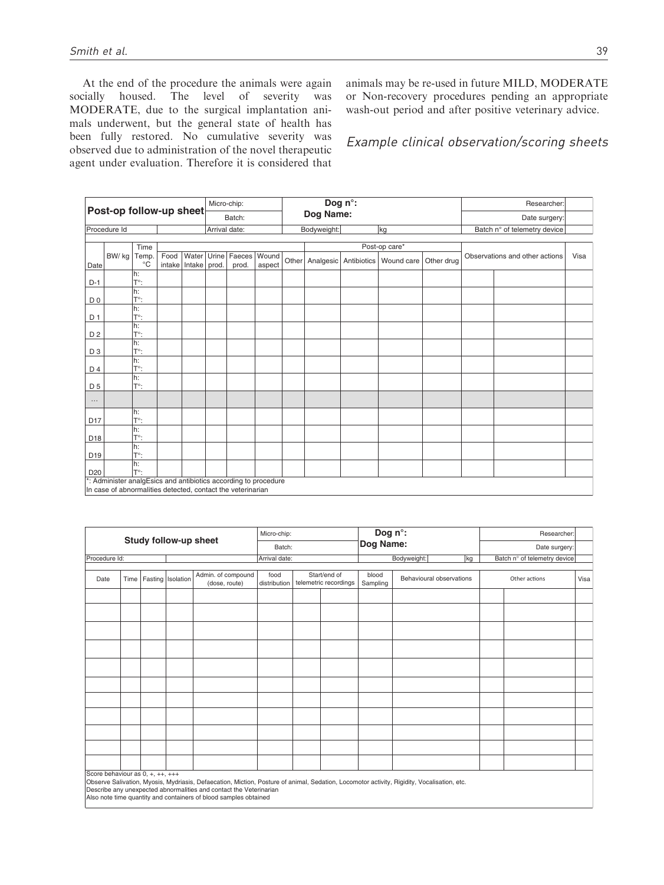At the end of the procedure the animals were again socially housed. The level of severity was MODERATE, due to the surgical implantation animals underwent, but the general state of health has been fully restored. No cumulative severity was observed due to administration of the novel therapeutic agent under evaluation. Therefore it is considered that animals may be re-used in future MILD, MODERATE or Non-recovery procedures pending an appropriate wash-out period and after positive veterinary advice.

## Example clinical observation/scoring sheets

| **Post-op follow-up sheet** | | | | | Micro-chip: | | | **Dog n°:** | | | | | Researcher: | | |
|---|---|---|---|---|---|---|---|---|---|---|---|---|---|---|---|
| | | | | | Batch: | | | **Dog Name:** | | | | | Date surgery: | | |
| Procedure Id | | | | | Arrival date: | | | Bodyweight: | | kg | | | Batch n° of telemetry device | | |
| Date | BW/ kg | Time Temp. °C | Food intake | Water Intake | Urine prod. | Faeces prod. | Wound aspect | Other | Post-op care* Analgesic | Antibiotics | Wound care | Other drug | Observations and other actions | | Visa |
| D-1 | | h: T°: | | | | | | | | | | | | | |
| D 0 | | h: T°: | | | | | | | | | | | | | |
| D 1 | | h: T°: | | | | | | | | | | | | | |
| D 2 | | h: T°: | | | | | | | | | | | | | |
| D 3 | | h: T°: | | | | | | | | | | | | | |
| D 4 | | h: T°: | | | | | | | | | | | | | |
| D 5 | | h: T°: | | | | | | | | | | | | | |
| ... | | | | | | | | | | | | | | | |
| D17 | | h: T°: | | | | | | | | | | | | | |
| D18 | | h: T°: | | | | | | | | | | | | | |
| D19 | | h: T°: | | | | | | | | | | | | | |
| D20 | | h: T°: | | | | | | | | | | | | | |

*: Administer analgEsics and antibiotics according to procedure
In case of abnormalities detected, contact the veterinarian

| **Study follow-up sheet** | | | | | Micro-chip: | | | **Dog n°:** | | | | Researcher: |
|---|---|---|---|---|---|---|---|---|---|---|---|---|
| | | | | | Batch: | | | **Dog Name:** | | | | Date surgery: |
| Procedure Id: | | | | | Arrival date: | | | | Bodyweight: kg | | | Batch n° of telemetry device |
| Date | Time | Fasting | Isolation | Admin. of compound (dose, route) | food distribution | Start/end of telemetric recordings | | blood Sampling | Behavioural observations | Other actions | | Visa |
| | | | | | | | | | | | | |
| | | | | | | | | | | | | |
| | | | | | | | | | | | | |
| | | | | | | | | | | | | |
| | | | | | | | | | | | | |
| | | | | | | | | | | | | |
| | | | | | | | | | | | | |
| | | | | | | | | | | | | |
| | | | | | | | | | | | | |
| | | | | | | | | | | | | |
| | | | | | | | | | | | | |

Score behaviour as 0, +, ++, +++
Observe Salivation, Myosis, Mydriasis, Defaecation, Miction, Posture of animal, Sedation, Locomotor activity, Rigidity, Vocalisation, etc.
Describe any unexpected abnormalities and contact the Veterinarian
Also note time quantity and containers of blood samples obtained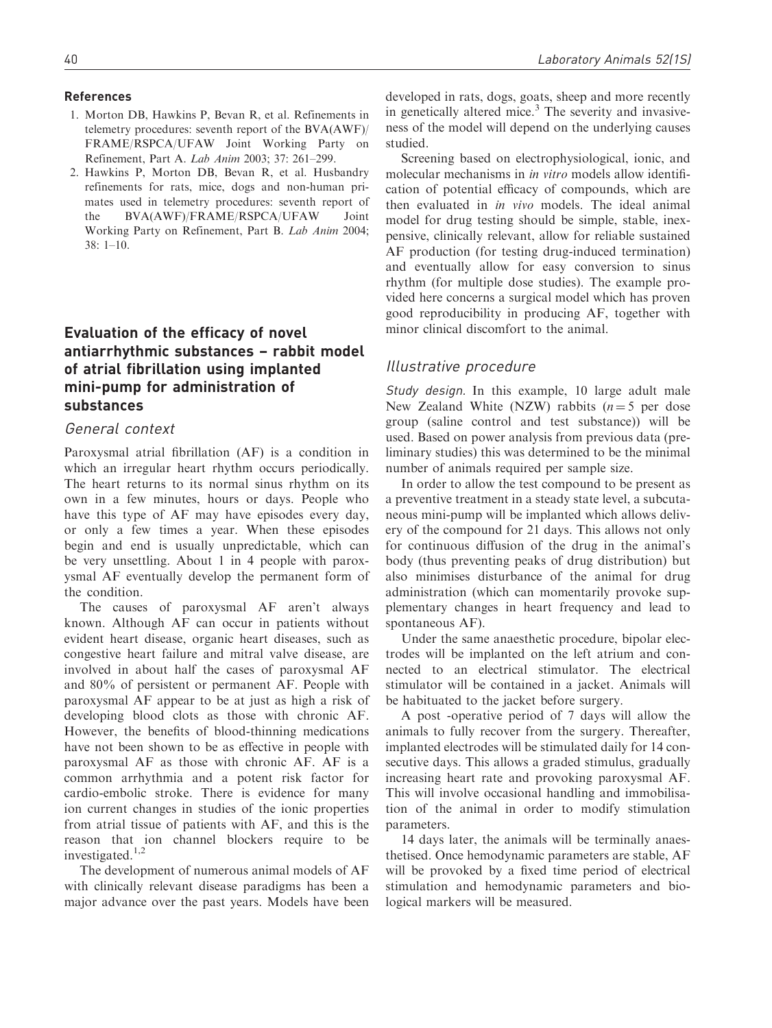### References

1. Morton DB, Hawkins P, Bevan R, et al. Refinements in telemetry procedures: seventh report of the BVA(AWF)/FRAME/RSPCA/UFAW Joint Working Party on Refinement, Part A. *Lab Anim* 2003; 37: 261–299.
2. Hawkins P, Morton DB, Bevan R, et al. Husbandry refinements for rats, mice, dogs and non-human primates used in telemetry procedures: seventh report of the BVA(AWF)/FRAME/RSPCA/UFAW Joint Working Party on Refinement, Part B. *Lab Anim* 2004; 38: 1–10.

## Evaluation of the efficacy of novel antiarrhythmic substances – rabbit model of atrial fibrillation using implanted mini-pump for administration of substances

### General context

Paroxysmal atrial fibrillation (AF) is a condition in which an irregular heart rhythm occurs periodically. The heart returns to its normal sinus rhythm on its own in a few minutes, hours or days. People who have this type of AF may have episodes every day, or only a few times a year. When these episodes begin and end is usually unpredictable, which can be very unsettling. About 1 in 4 people with paroxysmal AF eventually develop the permanent form of the condition.

The causes of paroxysmal AF aren't always known. Although AF can occur in patients without evident heart disease, organic heart diseases, such as congestive heart failure and mitral valve disease, are involved in about half the cases of paroxysmal AF and 80% of persistent or permanent AF. People with paroxysmal AF appear to be at just as high a risk of developing blood clots as those with chronic AF. However, the benefits of blood-thinning medications have not been shown to be as effective in people with paroxysmal AF as those with chronic AF. AF is a common arrhythmia and a potent risk factor for cardio-embolic stroke. There is evidence for many ion current changes in studies of the ionic properties from atrial tissue of patients with AF, and this is the reason that ion channel blockers require to be investigated.[1,2]

The development of numerous animal models of AF with clinically relevant disease paradigms has been a major advance over the past years. Models have been developed in rats, dogs, goats, sheep and more recently in genetically altered mice.[3] The severity and invasiveness of the model will depend on the underlying causes studied.

Screening based on electrophysiological, ionic, and molecular mechanisms in *in vitro* models allow identification of potential efficacy of compounds, which are then evaluated in *in vivo* models. The ideal animal model for drug testing should be simple, stable, inexpensive, clinically relevant, allow for reliable sustained AF production (for testing drug-induced termination) and eventually allow for easy conversion to sinus rhythm (for multiple dose studies). The example provided here concerns a surgical model which has proven good reproducibility in producing AF, together with minor clinical discomfort to the animal.

### Illustrative procedure

*Study design.* In this example, 10 large adult male New Zealand White (NZW) rabbits ($n = 5$ per dose group (saline control and test substance)) will be used. Based on power analysis from previous data (preliminary studies) this was determined to be the minimal number of animals required per sample size.

In order to allow the test compound to be present as a preventive treatment in a steady state level, a subcutaneous mini-pump will be implanted which allows delivery of the compound for 21 days. This allows not only for continuous diffusion of the drug in the animal's body (thus preventing peaks of drug distribution) but also minimises disturbance of the animal for drug administration (which can momentarily provoke supplementary changes in heart frequency and lead to spontaneous AF).

Under the same anaesthetic procedure, bipolar electrodes will be implanted on the left atrium and connected to an electrical stimulator. The electrical stimulator will be contained in a jacket. Animals will be habituated to the jacket before surgery.

A post -operative period of 7 days will allow the animals to fully recover from the surgery. Thereafter, implanted electrodes will be stimulated daily for 14 consecutive days. This allows a graded stimulus, gradually increasing heart rate and provoking paroxysmal AF. This will involve occasional handling and immobilisation of the animal in order to modify stimulation parameters.

14 days later, the animals will be terminally anaesthetised. Once hemodynamic parameters are stable, AF will be provoked by a fixed time period of electrical stimulation and hemodynamic parameters and biological markers will be measured.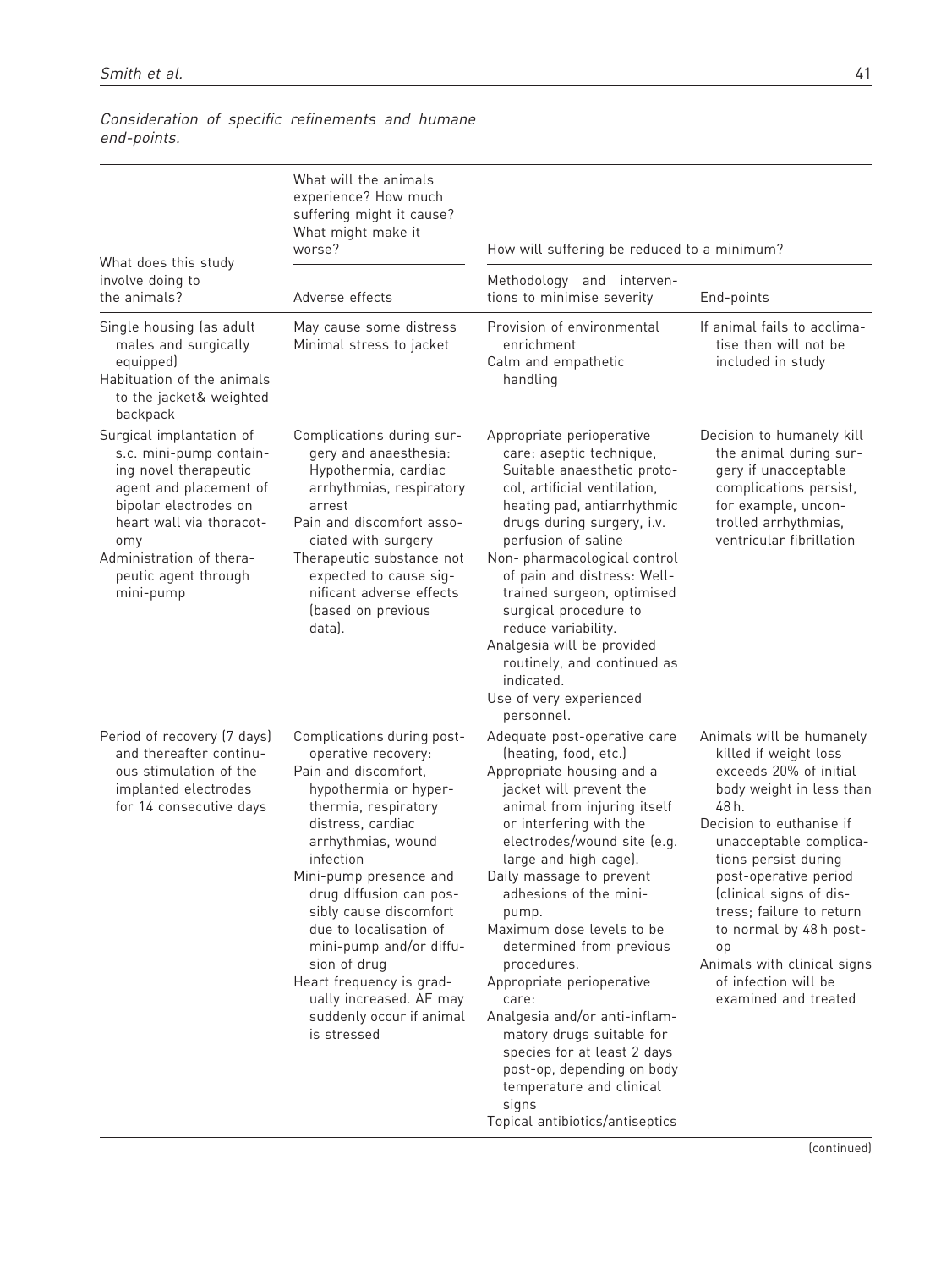*Consideration of specific refinements and humane end-points.*

| What does this study involve doing to the animals? | What will the animals experience? How much suffering might it cause? What might make it worse? | How will suffering be reduced to a minimum? | |
|---|---|---|---|
| | Adverse effects | Methodology and interventions to minimise severity | End-points |
| Single housing (as adult males and surgically equipped)<br>Habituation of the animals to the jacket& weighted backpack | May cause some distress<br>Minimal stress to jacket | Provision of environmental enrichment<br>Calm and empathetic handling | If animal fails to acclimatise then will not be included in study |
| Surgical implantation of s.c. mini-pump containing novel therapeutic agent and placement of bipolar electrodes on heart wall via thoracotomy<br>Administration of therapeutic agent through mini-pump | Complications during surgery and anaesthesia: Hypothermia, cardiac arrhythmias, respiratory arrest<br>Pain and discomfort associated with surgery<br>Therapeutic substance not expected to cause significant adverse effects (based on previous data). | Appropriate perioperative care: aseptic technique, Suitable anaesthetic protocol, artificial ventilation, heating pad, antiarrhythmic drugs during surgery, i.v. perfusion of saline<br>Non- pharmacological control of pain and distress: Well-trained surgeon, optimised surgical procedure to reduce variability.<br>Analgesia will be provided routinely, and continued as indicated.<br>Use of very experienced personnel. | Decision to humanely kill the animal during surgery if unacceptable complications persist, for example, uncontrolled arrhythmias, ventricular fibrillation |
| Period of recovery (7 days) and thereafter continuous stimulation of the implanted electrodes for 14 consecutive days | Complications during post-operative recovery:<br>Pain and discomfort, hypothermia or hyperthermia, respiratory distress, cardiac arrhythmias, wound infection<br>Mini-pump presence and drug diffusion can possibly cause discomfort due to localisation of mini-pump and/or diffusion of drug<br>Heart frequency is gradually increased. AF may suddenly occur if animal is stressed | Adequate post-operative care (heating, food, etc.)<br>Appropriate housing and a jacket will prevent the animal from injuring itself or interfering with the electrodes/wound site (e.g. large and high cage).<br>Daily massage to prevent adhesions of the mini-pump.<br>Maximum dose levels to be determined from previous procedures.<br>Appropriate perioperative care:<br>Analgesia and/or anti-inflammatory drugs suitable for species for at least 2 days post-op, depending on body temperature and clinical signs<br>Topical antibiotics/antiseptics | Animals will be humanely killed if weight loss exceeds 20% of initial body weight in less than 48 h.<br>Decision to euthanise if unacceptable complications persist during post-operative period (clinical signs of distress; failure to return to normal by 48 h post-op<br>Animals with clinical signs of infection will be examined and treated |

(continued)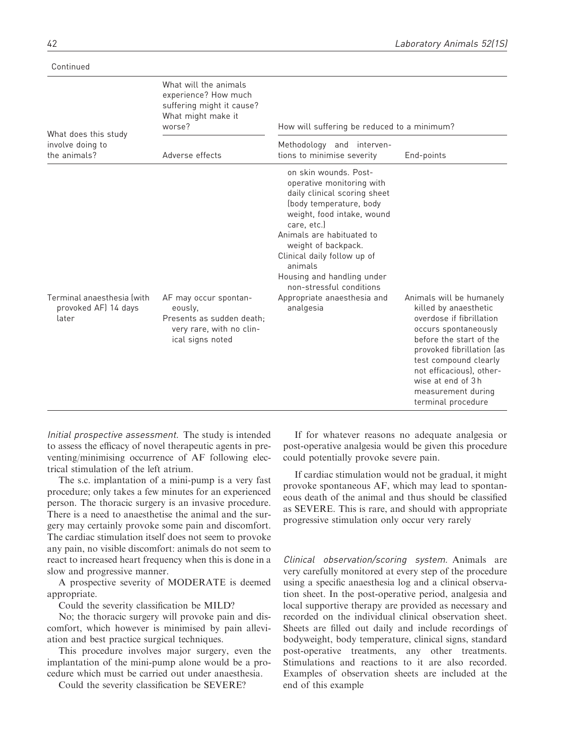Continued

| What does this study involve doing to the animals? | What will the animals experience? How much suffering might it cause? What might make it worse? | How will suffering be reduced to a minimum? | |
|---|---|---|---|
| | Adverse effects | Methodology and interventions to minimise severity | End-points |
| | | on skin wounds. Post-operative monitoring with daily clinical scoring sheet (body temperature, body weight, food intake, wound care, etc.)<br>Animals are habituated to weight of backpack.<br>Clinical daily follow up of animals<br>Housing and handling under non-stressful conditions | |
| Terminal anaesthesia (with provoked AF) 14 days later | AF may occur spontaneously,<br>Presents as sudden death; very rare, with no clinical signs noted | Appropriate anaesthesia and analgesia | Animals will be humanely killed by anaesthetic overdose if fibrillation occurs spontaneously before the start of the provoked fibrillation (as test compound clearly not efficacious), otherwise at end of 3 h measurement during terminal procedure |

*Initial prospective assessment.* The study is intended to assess the efficacy of novel therapeutic agents in preventing/minimising occurrence of AF following electrical stimulation of the left atrium.

The s.c. implantation of a mini-pump is a very fast procedure; only takes a few minutes for an experienced person. The thoracic surgery is an invasive procedure. There is a need to anaesthetise the animal and the surgery may certainly provoke some pain and discomfort. The cardiac stimulation itself does not seem to provoke any pain, no visible discomfort: animals do not seem to react to increased heart frequency when this is done in a slow and progressive manner.

A prospective severity of MODERATE is deemed appropriate.

Could the severity classification be MILD?

No; the thoracic surgery will provoke pain and discomfort, which however is minimised by pain alleviation and best practice surgical techniques.

This procedure involves major surgery, even the implantation of the mini-pump alone would be a procedure which must be carried out under anaesthesia.

Could the severity classification be SEVERE?

If for whatever reasons no adequate analgesia or post-operative analgesia would be given this procedure could potentially provoke severe pain.

If cardiac stimulation would not be gradual, it might provoke spontaneous AF, which may lead to spontaneous death of the animal and thus should be classified as SEVERE. This is rare, and should with appropriate progressive stimulation only occur very rarely

*Clinical observation/scoring system.* Animals are very carefully monitored at every step of the procedure using a specific anaesthesia log and a clinical observation sheet. In the post-operative period, analgesia and local supportive therapy are provided as necessary and recorded on the individual clinical observation sheet. Sheets are filled out daily and include recordings of bodyweight, body temperature, clinical signs, standard post-operative treatments, any other treatments. Stimulations and reactions to it are also recorded. Examples of observation sheets are included at the end of this example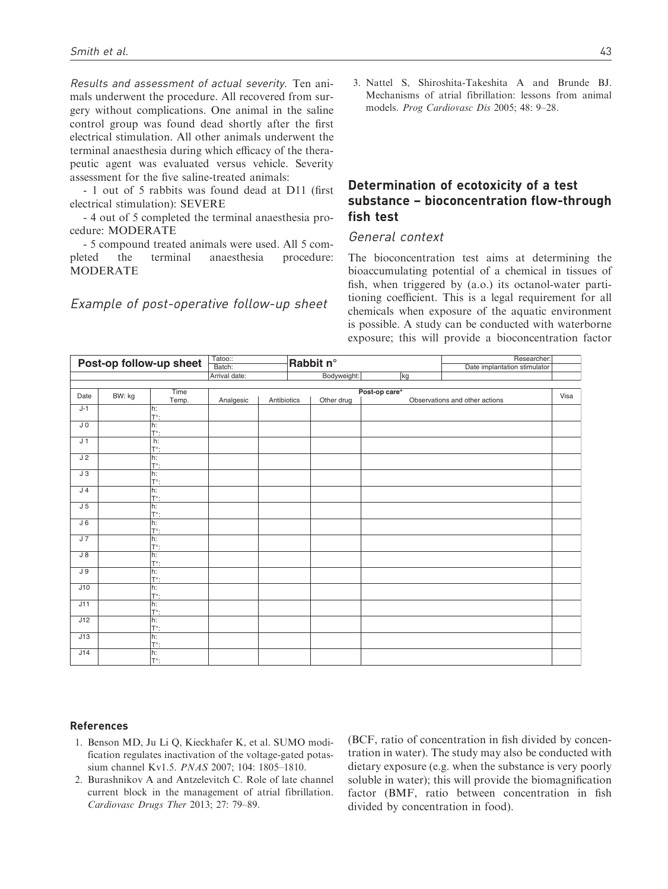*Results and assessment of actual severity.* Ten animals underwent the procedure. All recovered from surgery without complications. One animal in the saline control group was found dead shortly after the first electrical stimulation. All other animals underwent the terminal anaesthesia during which efficacy of the therapeutic agent was evaluated versus vehicle. Severity assessment for the five saline-treated animals:

- 1 out of 5 rabbits was found dead at D11 (first electrical stimulation): SEVERE

- 4 out of 5 completed the terminal anaesthesia procedure: MODERATE

- 5 compound treated animals were used. All 5 completed the terminal anaesthesia procedure: MODERATE

### *Example of post-operative follow-up sheet*

| **Post-op follow-up sheet** | | | Tatoo:: Batch: | | **Rabbit n°** | | Researcher: Date implantation stimulator | |
|---|---|---|---|---|---|---|---|---|
| | | | Arrival date: | | Bodyweight: | kg | | |
| Date | BW: kg | Time Temp. | **Post-op care*** | | | | | Visa |
| | | | Analgesic | Antibiotics | Other drug | Observations and other actions | | |
| J-1 | | h: T°: | | | | | | |
| J 0 | | h: T°: | | | | | | |
| J 1 | | h: T°: | | | | | | |
| J 2 | | h: T°: | | | | | | |
| J 3 | | h: T°: | | | | | | |
| J 4 | | h: T°: | | | | | | |
| J 5 | | h: T°: | | | | | | |
| J 6 | | h: T°: | | | | | | |
| J 7 | | h: T°: | | | | | | |
| J 8 | | h: T°: | | | | | | |
| J 9 | | h: T°: | | | | | | |
| J10 | | h: T°: | | | | | | |
| J11 | | h: T°: | | | | | | |
| J12 | | h: T°: | | | | | | |
| J13 | | h: T°: | | | | | | |
| J14 | | h: T°: | | | | | | |

#### References

1. Benson MD, Ju Li Q, Kieckhafer K, et al. SUMO modification regulates inactivation of the voltage-gated potassium channel Kv1.5. *PNAS* 2007; 104: 1805–1810.
2. Burashnikov A and Antzelevitch C. Role of late channel current block in the management of atrial fibrillation. *Cardiovasc Drugs Ther* 2013; 27: 79–89.
3. Nattel S, Shiroshita-Takeshita A and Brunde BJ. Mechanisms of atrial fibrillation: lessons from animal models. *Prog Cardiovasc Dis* 2005; 48: 9–28.

## Determination of ecotoxicity of a test substance – bioconcentration flow-through fish test

### *General context*

The bioconcentration test aims at determining the bioaccumulating potential of a chemical in tissues of fish, when triggered by (a.o.) its octanol-water partitioning coefficient. This is a legal requirement for all chemicals when exposure of the aquatic environment is possible. A study can be conducted with waterborne exposure; this will provide a bioconcentration factor (BCF, ratio of concentration in fish divided by concentration in water). The study may also be conducted with dietary exposure (e.g. when the substance is very poorly soluble in water); this will provide the biomagnification factor (BMF, ratio between concentration in fish divided by concentration in food).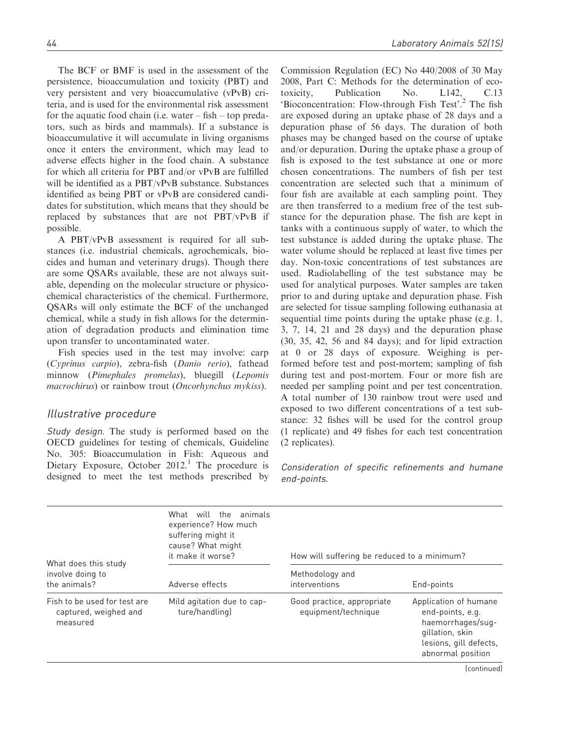The BCF or BMF is used in the assessment of the persistence, bioaccumulation and toxicity (PBT) and very persistent and very bioaccumulative (vPvB) criteria, and is used for the environmental risk assessment for the aquatic food chain (i.e. water – fish – top predators, such as birds and mammals). If a substance is bioaccumulative it will accumulate in living organisms once it enters the environment, which may lead to adverse effects higher in the food chain. A substance for which all criteria for PBT and/or vPvB are fulfilled will be identified as a PBT/vPvB substance. Substances identified as being PBT or vPvB are considered candidates for substitution, which means that they should be replaced by substances that are not PBT/vPvB if possible.

A PBT/vPvB assessment is required for all substances (i.e. industrial chemicals, agrochemicals, biocides and human and veterinary drugs). Though there are some QSARs available, these are not always suitable, depending on the molecular structure or physicochemical characteristics of the chemical. Furthermore, QSARs will only estimate the BCF of the unchanged chemical, while a study in fish allows for the determination of degradation products and elimination time upon transfer to uncontaminated water.

Fish species used in the test may involve: carp (*Cyprinus carpio*), zebra-fish (*Danio rerio*), fathead minnow (*Pimephales promelas*), bluegill (*Lepomis macrochirus*) or rainbow trout (*Oncorhynchus mykiss*).

## Illustrative procedure

*Study design.* The study is performed based on the OECD guidelines for testing of chemicals, Guideline No. 305: Bioaccumulation in Fish: Aqueous and Dietary Exposure, October 2012.[1] The procedure is designed to meet the test methods prescribed by Commission Regulation (EC) No 440/2008 of 30 May 2008, Part C: Methods for the determination of ecotoxicity, Publication No. L142, C.13 'Bioconcentration: Flow-through Fish Test'.[2] The fish are exposed during an uptake phase of 28 days and a depuration phase of 56 days. The duration of both phases may be changed based on the course of uptake and/or depuration. During the uptake phase a group of fish is exposed to the test substance at one or more chosen concentrations. The numbers of fish per test concentration are selected such that a minimum of four fish are available at each sampling point. They are then transferred to a medium free of the test substance for the depuration phase. The fish are kept in tanks with a continuous supply of water, to which the test substance is added during the uptake phase. The water volume should be replaced at least five times per day. Non-toxic concentrations of test substances are used. Radiolabelling of the test substance may be used for analytical purposes. Water samples are taken prior to and during uptake and depuration phase. Fish are selected for tissue sampling following euthanasia at sequential time points during the uptake phase (e.g. 1, 3, 7, 14, 21 and 28 days) and the depuration phase (30, 35, 42, 56 and 84 days); and for lipid extraction at 0 or 28 days of exposure. Weighing is performed before test and post-mortem; sampling of fish during test and post-mortem. Four or more fish are needed per sampling point and per test concentration. A total number of 130 rainbow trout were used and exposed to two different concentrations of a test substance: 32 fishes will be used for the control group (1 replicate) and 49 fishes for each test concentration (2 replicates).

*Consideration of specific refinements and humane end-points.*

| What does this study involve doing to the animals? | What will the animals experience? How much suffering might it cause? What might it make it worse? | How will suffering be reduced to a minimum? | |
|---|---|---|---|
| | Adverse effects | Methodology and interventions | End-points |
| Fish to be used for test are captured, weighed and measured | Mild agitation due to capture/handling) | Good practice, appropriate equipment/technique | Application of humane end-points, e.g. haemorrhages/suggillation, skin lesions, gill defects, abnormal position |

(continued)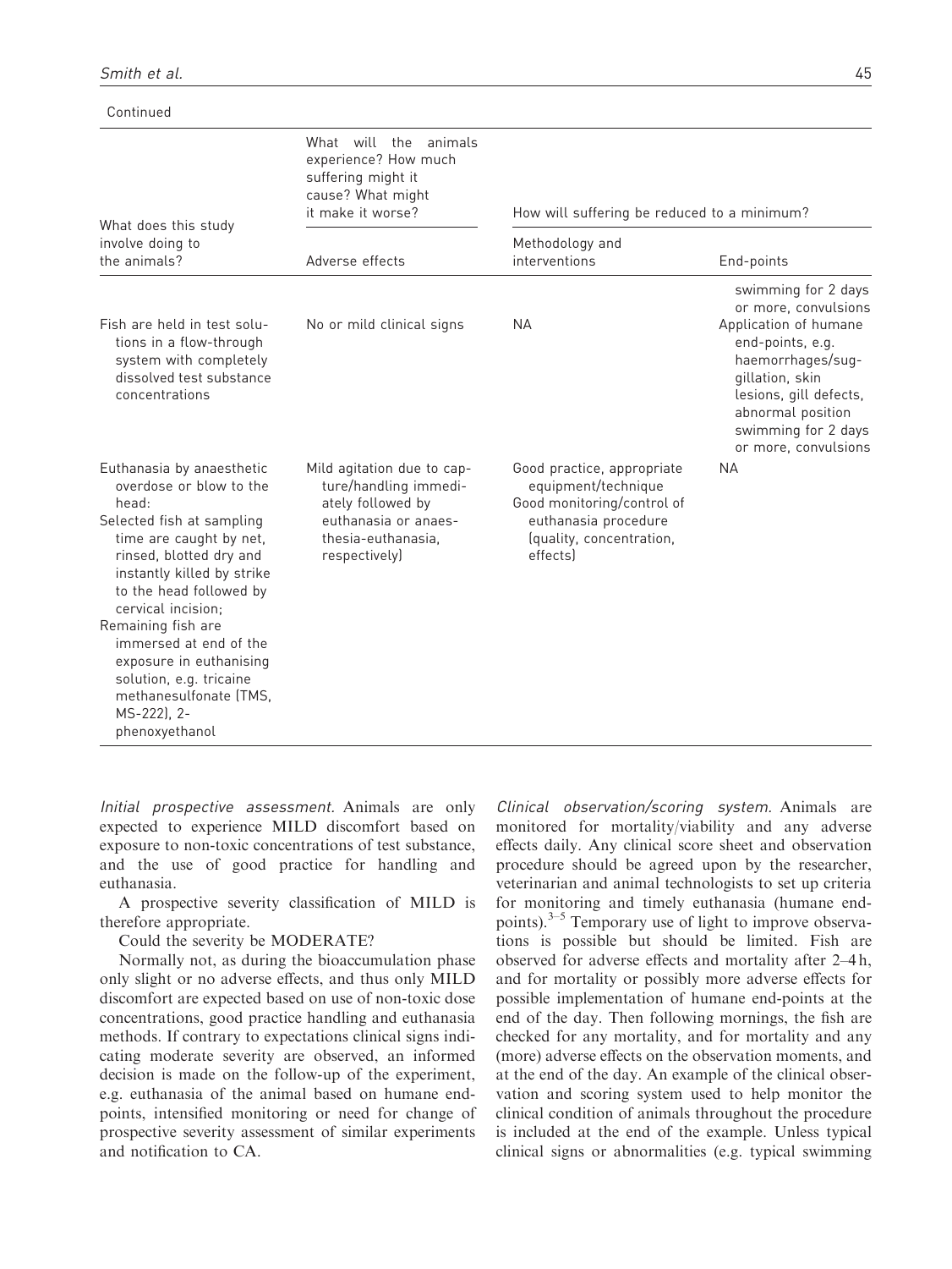Continued

| What does this study involve doing to the animals? | What will the animals experience? How much suffering might it cause? What might it make it worse? | How will suffering be reduced to a minimum? | |
|---|---|---|---|
| | Adverse effects | Methodology and interventions | End-points |
| | | | swimming for 2 days or more, convulsions |
| Fish are held in test solutions in a flow-through system with completely dissolved test substance concentrations | No or mild clinical signs | NA | Application of humane end-points, e.g. haemorrhages/suggillation, skin lesions, gill defects, abnormal position swimming for 2 days or more, convulsions |
| Euthanasia by anaesthetic overdose or blow to the head:<br>Selected fish at sampling time are caught by net, rinsed, blotted dry and instantly killed by strike to the head followed by cervical incision;<br>Remaining fish are immersed at end of the exposure in euthanising solution, e.g. tricaine methanesulfonate (TMS, MS-222), 2-phenoxyethanol | Mild agitation due to capture/handling immediately followed by euthanasia or anaesthesia-euthanasia, respectively) | Good practice, appropriate equipment/technique<br>Good monitoring/control of euthanasia procedure (quality, concentration, effects) | NA |

*Initial prospective assessment.* Animals are only expected to experience MILD discomfort based on exposure to non-toxic concentrations of test substance, and the use of good practice for handling and euthanasia.

A prospective severity classification of MILD is therefore appropriate.

Could the severity be MODERATE?

Normally not, as during the bioaccumulation phase only slight or no adverse effects, and thus only MILD discomfort are expected based on use of non-toxic dose concentrations, good practice handling and euthanasia methods. If contrary to expectations clinical signs indicating moderate severity are observed, an informed decision is made on the follow-up of the experiment, e.g. euthanasia of the animal based on humane end-points, intensified monitoring or need for change of prospective severity assessment of similar experiments and notification to CA.

*Clinical observation/scoring system.* Animals are monitored for mortality/viability and any adverse effects daily. Any clinical score sheet and observation procedure should be agreed upon by the researcher, veterinarian and animal technologists to set up criteria for monitoring and timely euthanasia (humane end-points).[3–5] Temporary use of light to improve observations is possible but should be limited. Fish are observed for adverse effects and mortality after 2–4 h, and for mortality or possibly more adverse effects for possible implementation of humane end-points at the end of the day. Then following mornings, the fish are checked for any mortality, and for mortality and any (more) adverse effects on the observation moments, and at the end of the day. An example of the clinical observation and scoring system used to help monitor the clinical condition of animals throughout the procedure is included at the end of the example. Unless typical clinical signs or abnormalities (e.g. typical swimming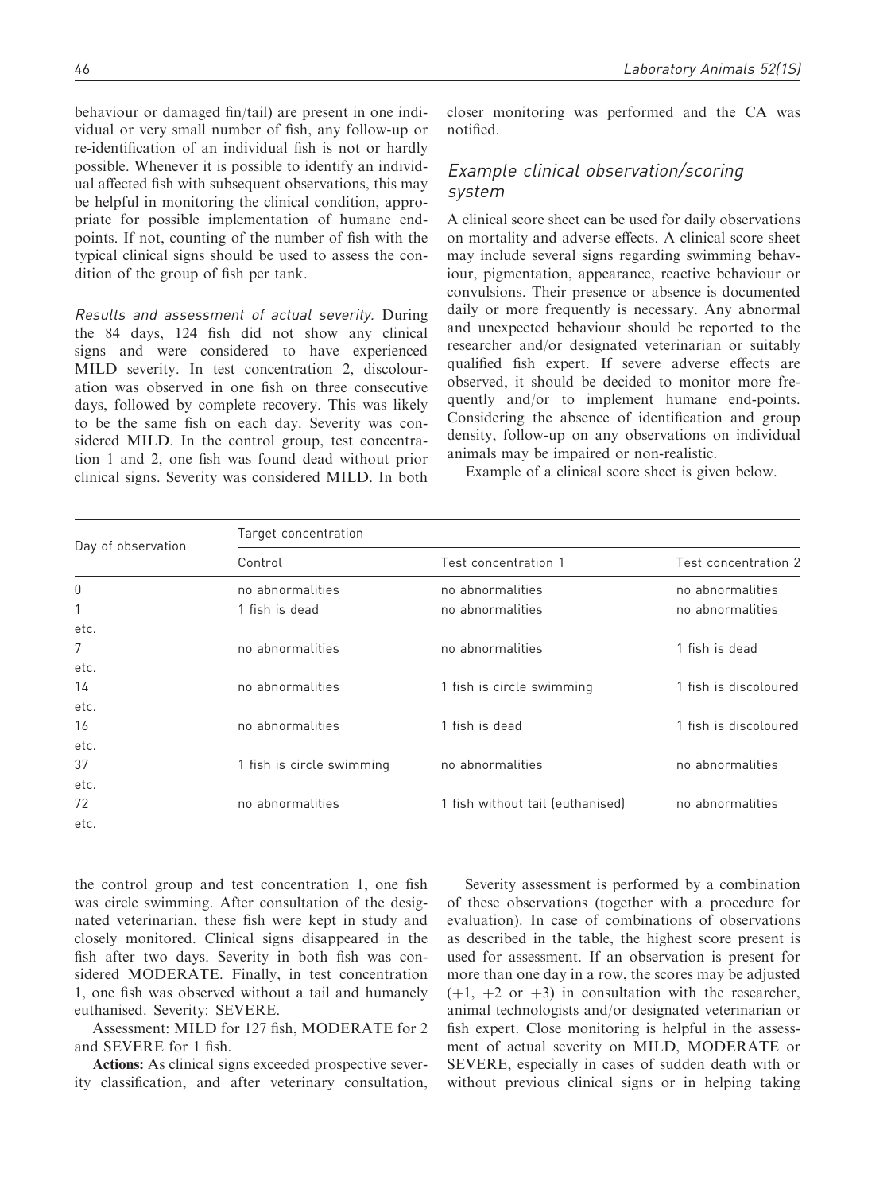behaviour or damaged fin/tail) are present in one individual or very small number of fish, any follow-up or re-identification of an individual fish is not or hardly possible. Whenever it is possible to identify an individual affected fish with subsequent observations, this may be helpful in monitoring the clinical condition, appropriate for possible implementation of humane endpoints. If not, counting of the number of fish with the typical clinical signs should be used to assess the condition of the group of fish per tank.

*Results and assessment of actual severity.* During the 84 days, 124 fish did not show any clinical signs and were considered to have experienced MILD severity. In test concentration 2, discolouration was observed in one fish on three consecutive days, followed by complete recovery. This was likely to be the same fish on each day. Severity was considered MILD. In the control group, test concentration 1 and 2, one fish was found dead without prior clinical signs. Severity was considered MILD. In both the control group and test concentration 1, one fish was circle swimming. After consultation of the designated veterinarian, these fish were kept in study and closely monitored. Clinical signs disappeared in the fish after two days. Severity in both fish was considered MODERATE. Finally, in test concentration 1, one fish was observed without a tail and humanely euthanised. Severity: SEVERE.

Assessment: MILD for 127 fish, MODERATE for 2 and SEVERE for 1 fish.

**Actions:** As clinical signs exceeded prospective severity classification, and after veterinary consultation, closer monitoring was performed and the CA was notified.

### Example clinical observation/scoring system

A clinical score sheet can be used for daily observations on mortality and adverse effects. A clinical score sheet may include several signs regarding swimming behaviour, pigmentation, appearance, reactive behaviour or convulsions. Their presence or absence is documented daily or more frequently is necessary. Any abnormal and unexpected behaviour should be reported to the researcher and/or designated veterinarian or suitably qualified fish expert. If severe adverse effects are observed, it should be decided to monitor more frequently and/or to implement humane end-points. Considering the absence of identification and group density, follow-up on any observations on individual animals may be impaired or non-realistic.

Example of a clinical score sheet is given below.

| Day of observation | Target concentration | | |
|---|---|---|---|
| | Control | Test concentration 1 | Test concentration 2 |
| 0 | no abnormalities | no abnormalities | no abnormalities |
| 1 | 1 fish is dead | no abnormalities | no abnormalities |
| etc. | | | |
| 7 | no abnormalities | no abnormalities | 1 fish is dead |
| etc. | | | |
| 14 | no abnormalities | 1 fish is circle swimming | 1 fish is discoloured |
| etc. | | | |
| 16 | no abnormalities | 1 fish is dead | 1 fish is discoloured |
| etc. | | | |
| 37 | 1 fish is circle swimming | no abnormalities | no abnormalities |
| etc. | | | |
| 72 | no abnormalities | 1 fish without tail (euthanised) | no abnormalities |
| etc. | | | |

Severity assessment is performed by a combination of these observations (together with a procedure for evaluation). In case of combinations of observations as described in the table, the highest score present is used for assessment. If an observation is present for more than one day in a row, the scores may be adjusted (+1, +2 or +3) in consultation with the researcher, animal technologists and/or designated veterinarian or fish expert. Close monitoring is helpful in the assessment of actual severity on MILD, MODERATE or SEVERE, especially in cases of sudden death with or without previous clinical signs or in helping taking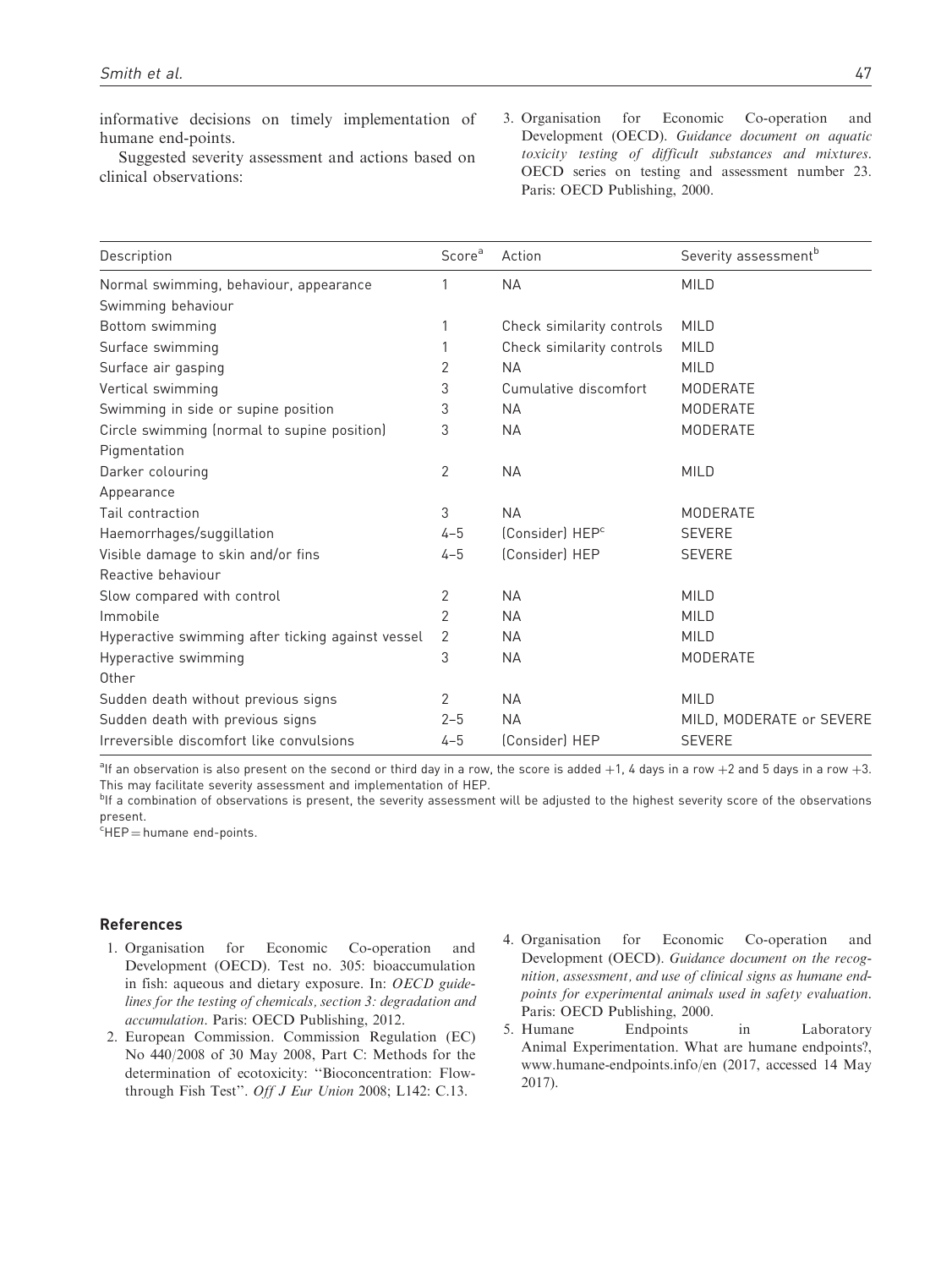informative decisions on timely implementation of humane end-points.

Suggested severity assessment and actions based on clinical observations:

3. Organisation for Economic Co-operation and Development (OECD). *Guidance document on aquatic toxicity testing of difficult substances and mixtures*. OECD series on testing and assessment number 23. Paris: OECD Publishing, 2000.

| Description | Score[a] | Action | Severity assessment[b] |
|---|---|---|---|
| Normal swimming, behaviour, appearance | 1 | NA | MILD |
| Swimming behaviour | | | |
| Bottom swimming | 1 | Check similarity controls | MILD |
| Surface swimming | 1 | Check similarity controls | MILD |
| Surface air gasping | 2 | NA | MILD |
| Vertical swimming | 3 | Cumulative discomfort | MODERATE |
| Swimming in side or supine position | 3 | NA | MODERATE |
| Circle swimming (normal to supine position) | 3 | NA | MODERATE |
| Pigmentation | | | |
| Darker colouring | 2 | NA | MILD |
| Appearance | | | |
| Tail contraction | 3 | NA | MODERATE |
| Haemorrhages/suggillation | 4–5 | (Consider) HEP[c] | SEVERE |
| Visible damage to skin and/or fins | 4–5 | (Consider) HEP | SEVERE |
| Reactive behaviour | | | |
| Slow compared with control | 2 | NA | MILD |
| Immobile | 2 | NA | MILD |
| Hyperactive swimming after ticking against vessel | 2 | NA | MILD |
| Hyperactive swimming | 3 | NA | MODERATE |
| Other | | | |
| Sudden death without previous signs | 2 | NA | MILD |
| Sudden death with previous signs | 2–5 | NA | MILD, MODERATE or SEVERE |
| Irreversible discomfort like convulsions | 4–5 | (Consider) HEP | SEVERE |

[a]If an observation is also present on the second or third day in a row, the score is added +1, 4 days in a row +2 and 5 days in a row +3. This may facilitate severity assessment and implementation of HEP.
[b]If a combination of observations is present, the severity assessment will be adjusted to the highest severity score of the observations present.
[c]HEP = humane end-points.

## References

1. Organisation for Economic Co-operation and Development (OECD). Test no. 305: bioaccumulation in fish: aqueous and dietary exposure. In: *OECD guidelines for the testing of chemicals, section 3: degradation and accumulation*. Paris: OECD Publishing, 2012.
2. European Commission. Commission Regulation (EC) No 440/2008 of 30 May 2008, Part C: Methods for the determination of ecotoxicity: ''Bioconcentration: Flow-through Fish Test''. *Off J Eur Union* 2008; L142: C.13.
4. Organisation for Economic Co-operation and Development (OECD). *Guidance document on the recognition, assessment, and use of clinical signs as humane endpoints for experimental animals used in safety evaluation*. Paris: OECD Publishing, 2000.
5. Humane Endpoints in Laboratory Animal Experimentation. What are humane endpoints?, www.humane-endpoints.info/en (2017, accessed 14 May 2017).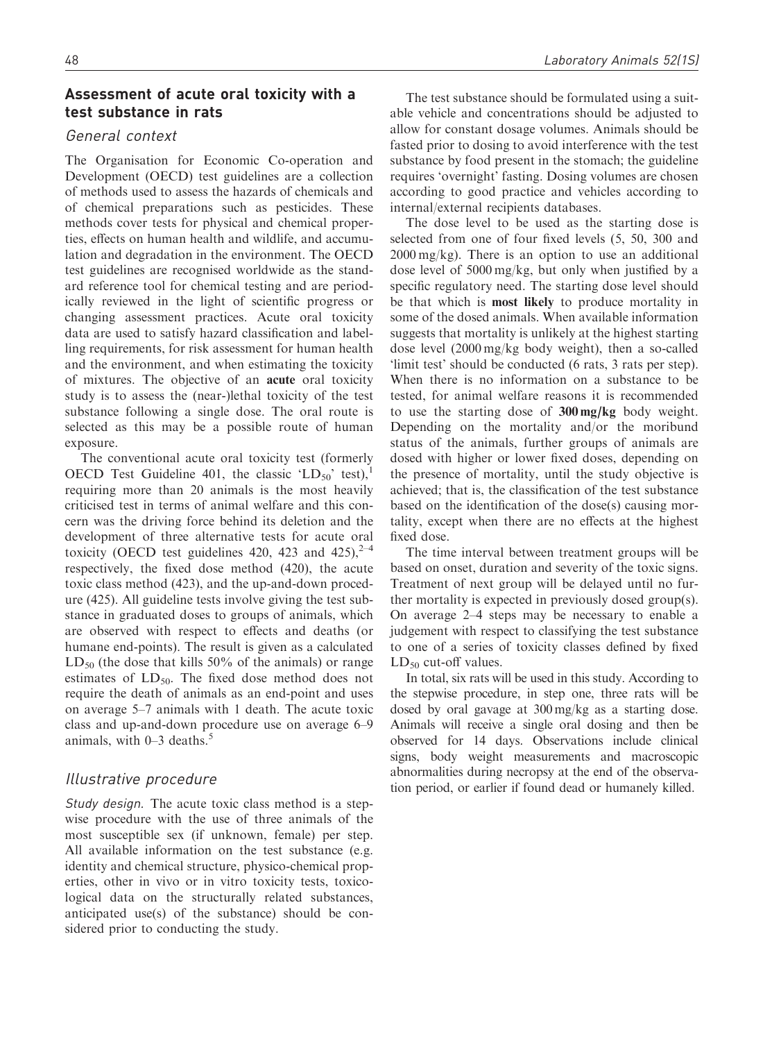## Assessment of acute oral toxicity with a test substance in rats

### General context

The Organisation for Economic Co-operation and Development (OECD) test guidelines are a collection of methods used to assess the hazards of chemicals and of chemical preparations such as pesticides. These methods cover tests for physical and chemical properties, effects on human health and wildlife, and accumulation and degradation in the environment. The OECD test guidelines are recognised worldwide as the standard reference tool for chemical testing and are periodically reviewed in the light of scientific progress or changing assessment practices. Acute oral toxicity data are used to satisfy hazard classification and labelling requirements, for risk assessment for human health and the environment, and when estimating the toxicity of mixtures. The objective of an **acute** oral toxicity study is to assess the (near-)lethal toxicity of the test substance following a single dose. The oral route is selected as this may be a possible route of human exposure.

The conventional acute oral toxicity test (formerly OECD Test Guideline 401, the classic '$LD_{50}$' test),[1] requiring more than 20 animals is the most heavily criticised test in terms of animal welfare and this concern was the driving force behind its deletion and the development of three alternative tests for acute oral toxicity (OECD test guidelines 420, 423 and 425),[2–4] respectively, the fixed dose method (420), the acute toxic class method (423), and the up-and-down procedure (425). All guideline tests involve giving the test substance in graduated doses to groups of animals, which are observed with respect to effects and deaths (or humane end-points). The result is given as a calculated $LD_{50}$ (the dose that kills 50% of the animals) or range estimates of $LD_{50}$. The fixed dose method does not require the death of animals as an end-point and uses on average 5–7 animals with 1 death. The acute toxic class and up-and-down procedure use on average 6–9 animals, with 0–3 deaths.[5]

### Illustrative procedure

*Study design.* The acute toxic class method is a stepwise procedure with the use of three animals of the most susceptible sex (if unknown, female) per step. All available information on the test substance (e.g. identity and chemical structure, physico-chemical properties, other in vivo or in vitro toxicity tests, toxicological data on the structurally related substances, anticipated use(s) of the substance) should be considered prior to conducting the study.

The test substance should be formulated using a suitable vehicle and concentrations should be adjusted to allow for constant dosage volumes. Animals should be fasted prior to dosing to avoid interference with the test substance by food present in the stomach; the guideline requires 'overnight' fasting. Dosing volumes are chosen according to good practice and vehicles according to internal/external recipients databases.

The dose level to be used as the starting dose is selected from one of four fixed levels (5, 50, 300 and 2000 mg/kg). There is an option to use an additional dose level of 5000 mg/kg, but only when justified by a specific regulatory need. The starting dose level should be that which is **most likely** to produce mortality in some of the dosed animals. When available information suggests that mortality is unlikely at the highest starting dose level (2000 mg/kg body weight), then a so-called 'limit test' should be conducted (6 rats, 3 rats per step). When there is no information on a substance to be tested, for animal welfare reasons it is recommended to use the starting dose of **300 mg/kg** body weight. Depending on the mortality and/or the moribund status of the animals, further groups of animals are dosed with higher or lower fixed doses, depending on the presence of mortality, until the study objective is achieved; that is, the classification of the test substance based on the identification of the dose(s) causing mortality, except when there are no effects at the highest fixed dose.

The time interval between treatment groups will be based on onset, duration and severity of the toxic signs. Treatment of next group will be delayed until no further mortality is expected in previously dosed group(s). On average 2–4 steps may be necessary to enable a judgement with respect to classifying the test substance to one of a series of toxicity classes defined by fixed $LD_{50}$ cut-off values.

In total, six rats will be used in this study. According to the stepwise procedure, in step one, three rats will be dosed by oral gavage at 300 mg/kg as a starting dose. Animals will receive a single oral dosing and then be observed for 14 days. Observations include clinical signs, body weight measurements and macroscopic abnormalities during necropsy at the end of the observation period, or earlier if found dead or humanely killed.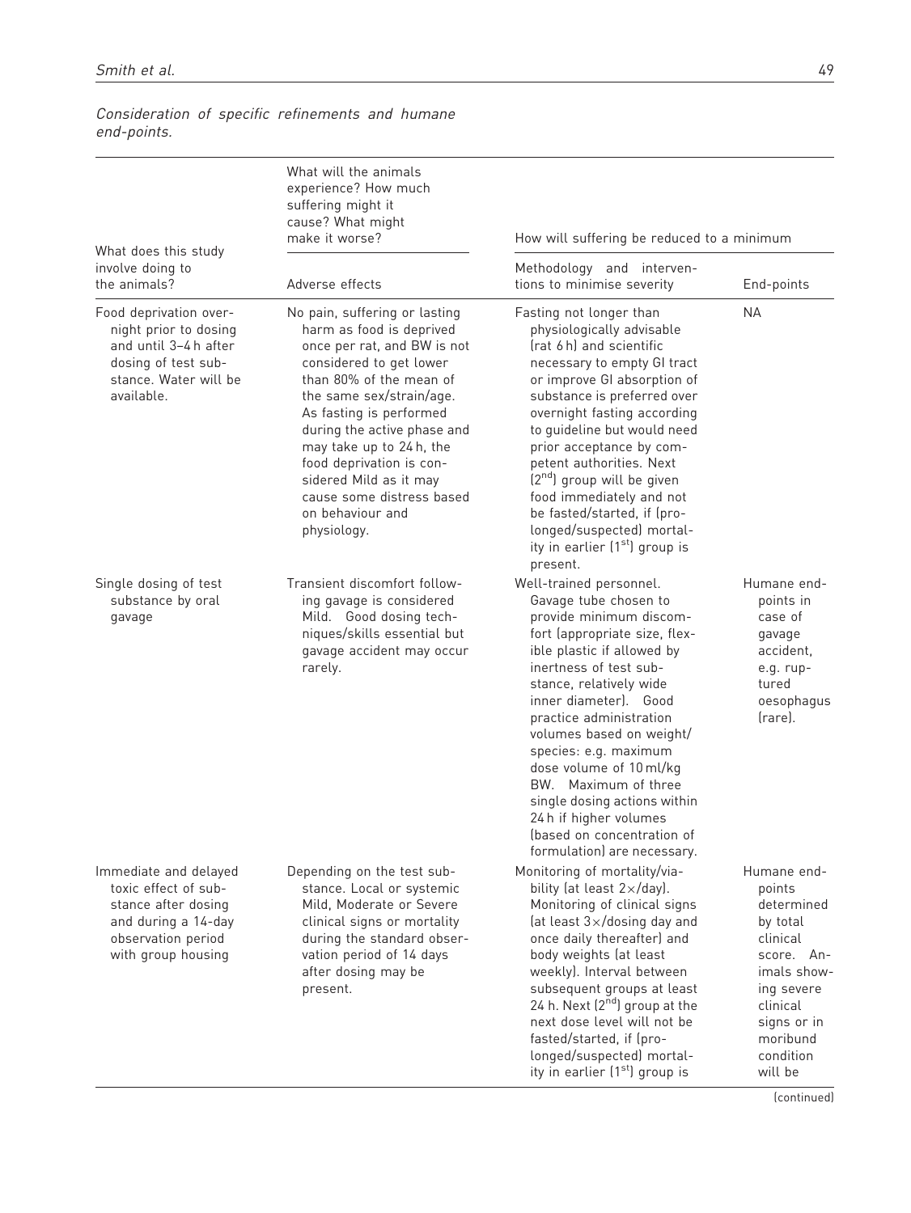*Consideration of specific refinements and humane end-points.*

| What does this study involve doing to the animals? | What will the animals experience? How much suffering might it cause? What might make it worse? | How will suffering be reduced to a minimum | |
|---|---|---|---|
| | Adverse effects | Methodology and interventions to minimise severity | End-points |
| Food deprivation overnight prior to dosing and until 3–4 h after dosing of test substance. Water will be available. | No pain, suffering or lasting harm as food is deprived once per rat, and BW is not considered to get lower than 80% of the mean of the same sex/strain/age. As fasting is performed during the active phase and may take up to 24 h, the food deprivation is considered Mild as it may cause some distress based on behaviour and physiology. | Fasting not longer than physiologically advisable (rat 6 h) and scientific necessary to empty GI tract or improve GI absorption of substance is preferred over overnight fasting according to guideline but would need prior acceptance by competent authorities. Next (2[nd]) group will be given food immediately and not be fasted/started, if (prolonged/suspected) mortality in earlier (1[st]) group is present. | NA |
| Single dosing of test substance by oral gavage | Transient discomfort following gavage is considered Mild. Good dosing techniques/skills essential but gavage accident may occur rarely. | Well-trained personnel. Gavage tube chosen to provide minimum discomfort (appropriate size, flexible plastic if allowed by inertness of test substance, relatively wide inner diameter). Good practice administration volumes based on weight/species: e.g. maximum dose volume of 10 ml/kg BW. Maximum of three single dosing actions within 24 h if higher volumes (based on concentration of formulation) are necessary. | Humane end-points in case of gavage accident, e.g. ruptured oesophagus (rare). |
| Immediate and delayed toxic effect of substance after dosing and during a 14-day observation period with group housing | Depending on the test substance. Local or systemic Mild, Moderate or Severe clinical signs or mortality during the standard observation period of 14 days after dosing may be present. | Monitoring of mortality/viability (at least 2×/day). Monitoring of clinical signs (at least 3×/dosing day and once daily thereafter) and body weights (at least weekly). Interval between subsequent groups at least 24 h. Next (2[nd]) group at the next dose level will not be fasted/started, if (prolonged/suspected) mortality in earlier (1[st]) group is | Humane end-points determined by total clinical score. Animals showing severe clinical signs or in moribund condition will be |

(continued)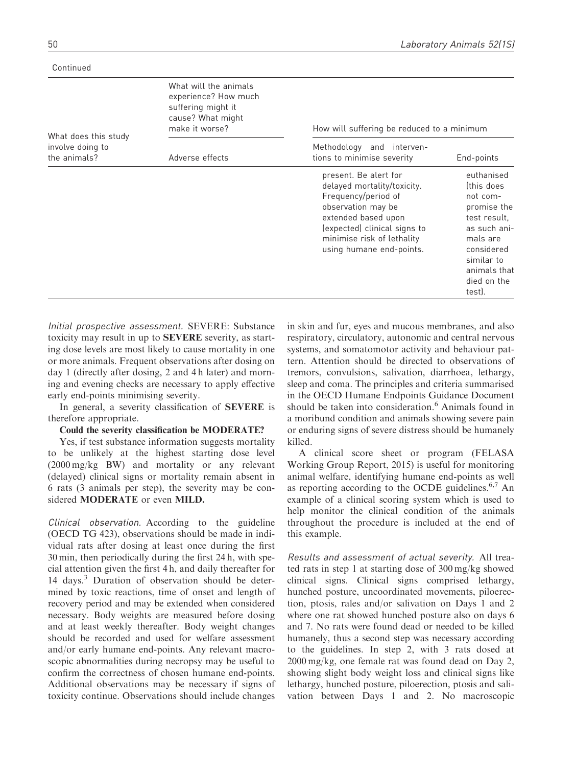Continued

| What does this study involve doing to the animals? | What will the animals experience? How much suffering might it cause? What might make it worse? | How will suffering be reduced to a minimum | |
|---|---|---|---|
| | Adverse effects | Methodology and interventions to minimise severity | End-points |
| | | present. Be alert for delayed mortality/toxicity. Frequency/period of observation may be extended based upon (expected) clinical signs to minimise risk of lethality using humane end-points. | euthanised (this does not compromise the test result, as such animals are considered similar to animals that died on the test). |

*Initial prospective assessment.* SEVERE: Substance toxicity may result in up to **SEVERE** severity, as starting dose levels are most likely to cause mortality in one or more animals. Frequent observations after dosing on day 1 (directly after dosing, 2 and 4 h later) and morning and evening checks are necessary to apply effective early end-points minimising severity.

In general, a severity classification of **SEVERE** is therefore appropriate.

**Could the severity classification be MODERATE?**

Yes, if test substance information suggests mortality to be unlikely at the highest starting dose level (2000 mg/kg BW) and mortality or any relevant (delayed) clinical signs or mortality remain absent in 6 rats (3 animals per step), the severity may be considered **MODERATE** or even **MILD.**

*Clinical observation.* According to the guideline (OECD TG 423), observations should be made in individual rats after dosing at least once during the first 30 min, then periodically during the first 24 h, with special attention given the first 4 h, and daily thereafter for 14 days.[3] Duration of observation should be determined by toxic reactions, time of onset and length of recovery period and may be extended when considered necessary. Body weights are measured before dosing and at least weekly thereafter. Body weight changes should be recorded and used for welfare assessment and/or early humane end-points. Any relevant macroscopic abnormalities during necropsy may be useful to confirm the correctness of chosen humane end-points. Additional observations may be necessary if signs of toxicity continue. Observations should include changes in skin and fur, eyes and mucous membranes, and also respiratory, circulatory, autonomic and central nervous systems, and somatomotor activity and behaviour pattern. Attention should be directed to observations of tremors, convulsions, salivation, diarrhoea, lethargy, sleep and coma. The principles and criteria summarised in the OECD Humane Endpoints Guidance Document should be taken into consideration.[6] Animals found in a moribund condition and animals showing severe pain or enduring signs of severe distress should be humanely killed.

A clinical score sheet or program (FELASA Working Group Report, 2015) is useful for monitoring animal welfare, identifying humane end-points as well as reporting according to the OCDE guidelines.[6,7] An example of a clinical scoring system which is used to help monitor the clinical condition of the animals throughout the procedure is included at the end of this example.

*Results and assessment of actual severity.* All treated rats in step 1 at starting dose of 300 mg/kg showed clinical signs. Clinical signs comprised lethargy, hunched posture, uncoordinated movements, piloerection, ptosis, rales and/or salivation on Days 1 and 2 where one rat showed hunched posture also on days 6 and 7. No rats were found dead or needed to be killed humanely, thus a second step was necessary according to the guidelines. In step 2, with 3 rats dosed at 2000 mg/kg, one female rat was found dead on Day 2, showing slight body weight loss and clinical signs like lethargy, hunched posture, piloerection, ptosis and salivation between Days 1 and 2. No macroscopic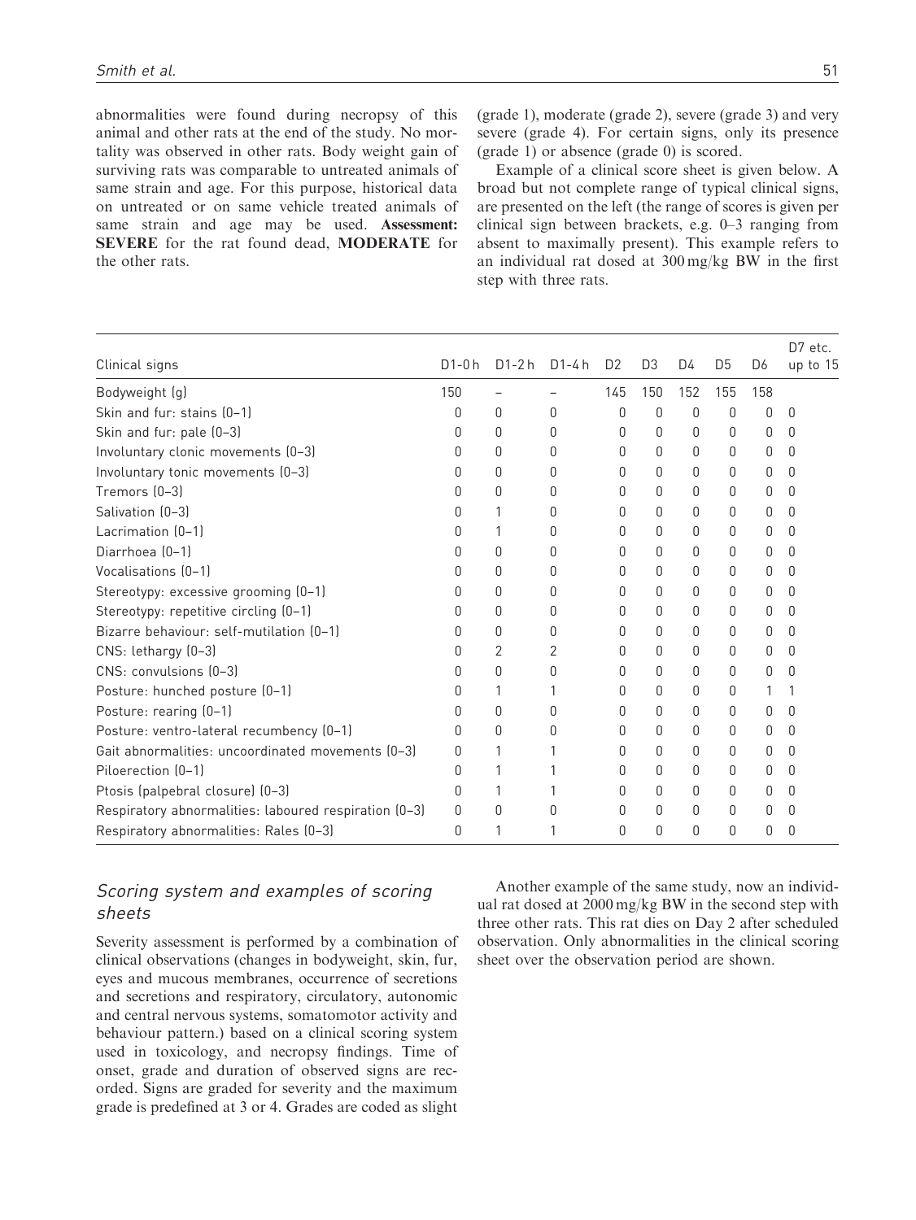abnormalities were found during necropsy of this animal and other rats at the end of the study. No mortality was observed in other rats. Body weight gain of surviving rats was comparable to untreated animals of same strain and age. For this purpose, historical data on untreated or on same vehicle treated animals of same strain and age may be used. **Assessment: SEVERE** for the rat found dead, **MODERATE** for the other rats.

(grade 1), moderate (grade 2), severe (grade 3) and very severe (grade 4). For certain signs, only its presence (grade 1) or absence (grade 0) is scored.

Example of a clinical score sheet is given below. A broad but not complete range of typical clinical signs, are presented on the left (the range of scores is given per clinical sign between brackets, e.g. 0–3 ranging from absent to maximally present). This example refers to an individual rat dosed at 300 mg/kg BW in the first step with three rats.

| Clinical signs | D1-0 h | D1-2 h | D1-4 h | D2 | D3 | D4 | D5 | D6 | D7 etc. up to 15 |
|---|---|---|---|---|---|---|---|---|---|
| Bodyweight (g) | 150 | – | – | 145 | 150 | 152 | 155 | 158 | |
| Skin and fur: stains (0–1) | 0 | 0 | 0 | 0 | 0 | 0 | 0 | 0 | 0 |
| Skin and fur: pale (0–3) | 0 | 0 | 0 | 0 | 0 | 0 | 0 | 0 | 0 |
| Involuntary clonic movements (0–3) | 0 | 0 | 0 | 0 | 0 | 0 | 0 | 0 | 0 |
| Involuntary tonic movements (0–3) | 0 | 0 | 0 | 0 | 0 | 0 | 0 | 0 | 0 |
| Tremors (0–3) | 0 | 0 | 0 | 0 | 0 | 0 | 0 | 0 | 0 |
| Salivation (0–3) | 0 | 1 | 0 | 0 | 0 | 0 | 0 | 0 | 0 |
| Lacrimation (0–1) | 0 | 1 | 0 | 0 | 0 | 0 | 0 | 0 | 0 |
| Diarrhoea (0–1) | 0 | 0 | 0 | 0 | 0 | 0 | 0 | 0 | 0 |
| Vocalisations (0–1) | 0 | 0 | 0 | 0 | 0 | 0 | 0 | 0 | 0 |
| Stereotypy: excessive grooming (0–1) | 0 | 0 | 0 | 0 | 0 | 0 | 0 | 0 | 0 |
| Stereotypy: repetitive circling (0–1) | 0 | 0 | 0 | 0 | 0 | 0 | 0 | 0 | 0 |
| Bizarre behaviour: self-mutilation (0–1) | 0 | 0 | 0 | 0 | 0 | 0 | 0 | 0 | 0 |
| CNS: lethargy (0–3) | 0 | 2 | 2 | 0 | 0 | 0 | 0 | 0 | 0 |
| CNS: convulsions (0–3) | 0 | 0 | 0 | 0 | 0 | 0 | 0 | 0 | 0 |
| Posture: hunched posture (0–1) | 0 | 1 | 1 | 0 | 0 | 0 | 0 | 1 | 1 |
| Posture: rearing (0–1) | 0 | 0 | 0 | 0 | 0 | 0 | 0 | 0 | 0 |
| Posture: ventro-lateral recumbency (0–1) | 0 | 0 | 0 | 0 | 0 | 0 | 0 | 0 | 0 |
| Gait abnormalities: uncoordinated movements (0–3) | 0 | 1 | 1 | 0 | 0 | 0 | 0 | 0 | 0 |
| Piloerection (0–1) | 0 | 1 | 1 | 0 | 0 | 0 | 0 | 0 | 0 |
| Ptosis (palpebral closure) (0–3) | 0 | 1 | 1 | 0 | 0 | 0 | 0 | 0 | 0 |
| Respiratory abnormalities: laboured respiration (0–3) | 0 | 0 | 0 | 0 | 0 | 0 | 0 | 0 | 0 |
| Respiratory abnormalities: Rales (0–3) | 0 | 1 | 1 | 0 | 0 | 0 | 0 | 0 | 0 |

### *Scoring system and examples of scoring sheets*

Severity assessment is performed by a combination of clinical observations (changes in bodyweight, skin, fur, eyes and mucous membranes, occurrence of secretions and secretions and respiratory, circulatory, autonomic and central nervous systems, somatomotor activity and behaviour pattern.) based on a clinical scoring system used in toxicology, and necropsy findings. Time of onset, grade and duration of observed signs are recorded. Signs are graded for severity and the maximum grade is predefined at 3 or 4. Grades are coded as slight

Another example of the same study, now an individual rat dosed at 2000 mg/kg BW in the second step with three other rats. This rat dies on Day 2 after scheduled observation. Only abnormalities in the clinical scoring sheet over the observation period are shown.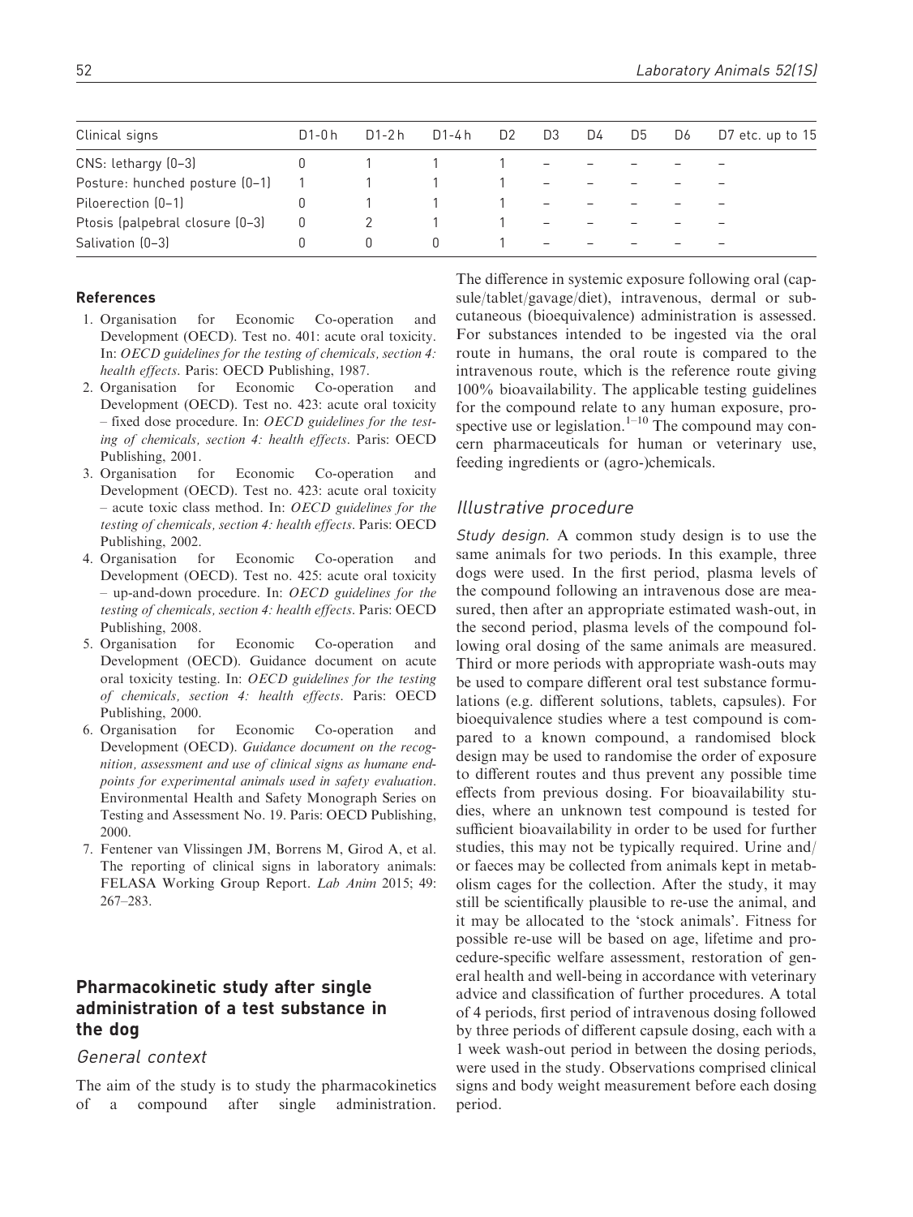| Clinical signs | D1-0 h | D1-2 h | D1-4 h | D2 | D3 | D4 | D5 | D6 | D7 etc. up to 15 |
|---|---|---|---|---|---|---|---|---|---|
| CNS: lethargy (0–3) | 0 | 1 | 1 | 1 | – | – | – | – | – |
| Posture: hunched posture (0–1) | 1 | 1 | 1 | 1 | – | – | – | – | – |
| Piloerection (0–1) | 0 | 1 | 1 | 1 | – | – | – | – | – |
| Ptosis (palpebral closure (0–3) | 0 | 2 | 1 | 1 | – | – | – | – | – |
| Salivation (0–3) | 0 | 0 | 0 | 1 | – | – | – | – | – |

#### References

1. Organisation for Economic Co-operation and Development (OECD). Test no. 401: acute oral toxicity. In: *OECD guidelines for the testing of chemicals, section 4: health effects*. Paris: OECD Publishing, 1987.
2. Organisation for Economic Co-operation and Development (OECD). Test no. 423: acute oral toxicity – fixed dose procedure. In: *OECD guidelines for the testing of chemicals, section 4: health effects*. Paris: OECD Publishing, 2001.
3. Organisation for Economic Co-operation and Development (OECD). Test no. 423: acute oral toxicity – acute toxic class method. In: *OECD guidelines for the testing of chemicals, section 4: health effects*. Paris: OECD Publishing, 2002.
4. Organisation for Economic Co-operation and Development (OECD). Test no. 425: acute oral toxicity – up-and-down procedure. In: *OECD guidelines for the testing of chemicals, section 4: health effects*. Paris: OECD Publishing, 2008.
5. Organisation for Economic Co-operation and Development (OECD). Guidance document on acute oral toxicity testing. In: *OECD guidelines for the testing of chemicals, section 4: health effects*. Paris: OECD Publishing, 2000.
6. Organisation for Economic Co-operation and Development (OECD). *Guidance document on the recognition, assessment and use of clinical signs as humane endpoints for experimental animals used in safety evaluation*. Environmental Health and Safety Monograph Series on Testing and Assessment No. 19. Paris: OECD Publishing, 2000.
7. Fentener van Vlissingen JM, Borrens M, Girod A, et al. The reporting of clinical signs in laboratory animals: FELASA Working Group Report. *Lab Anim* 2015; 49: 267–283.

## Pharmacokinetic study after single administration of a test substance in the dog

### General context

The aim of the study is to study the pharmacokinetics of a compound after single administration. The difference in systemic exposure following oral (capsule/tablet/gavage/diet), intravenous, dermal or subcutaneous (bioequivalence) administration is assessed. For substances intended to be ingested via the oral route in humans, the oral route is compared to the intravenous route, which is the reference route giving 100% bioavailability. The applicable testing guidelines for the compound relate to any human exposure, prospective use or legislation.[1–10] The compound may concern pharmaceuticals for human or veterinary use, feeding ingredients or (agro-)chemicals.

### Illustrative procedure

*Study design.* A common study design is to use the same animals for two periods. In this example, three dogs were used. In the first period, plasma levels of the compound following an intravenous dose are measured, then after an appropriate estimated wash-out, in the second period, plasma levels of the compound following oral dosing of the same animals are measured. Third or more periods with appropriate wash-outs may be used to compare different oral test substance formulations (e.g. different solutions, tablets, capsules). For bioequivalence studies where a test compound is compared to a known compound, a randomised block design may be used to randomise the order of exposure to different routes and thus prevent any possible time effects from previous dosing. For bioavailability studies, where an unknown test compound is tested for sufficient bioavailability in order to be used for further studies, this may not be typically required. Urine and/or faeces may be collected from animals kept in metabolism cages for the collection. After the study, it may still be scientifically plausible to re-use the animal, and it may be allocated to the 'stock animals'. Fitness for possible re-use will be based on age, lifetime and procedure-specific welfare assessment, restoration of general health and well-being in accordance with veterinary advice and classification of further procedures. A total of 4 periods, first period of intravenous dosing followed by three periods of different capsule dosing, each with a 1 week wash-out period in between the dosing periods, were used in the study. Observations comprised clinical signs and body weight measurement before each dosing period.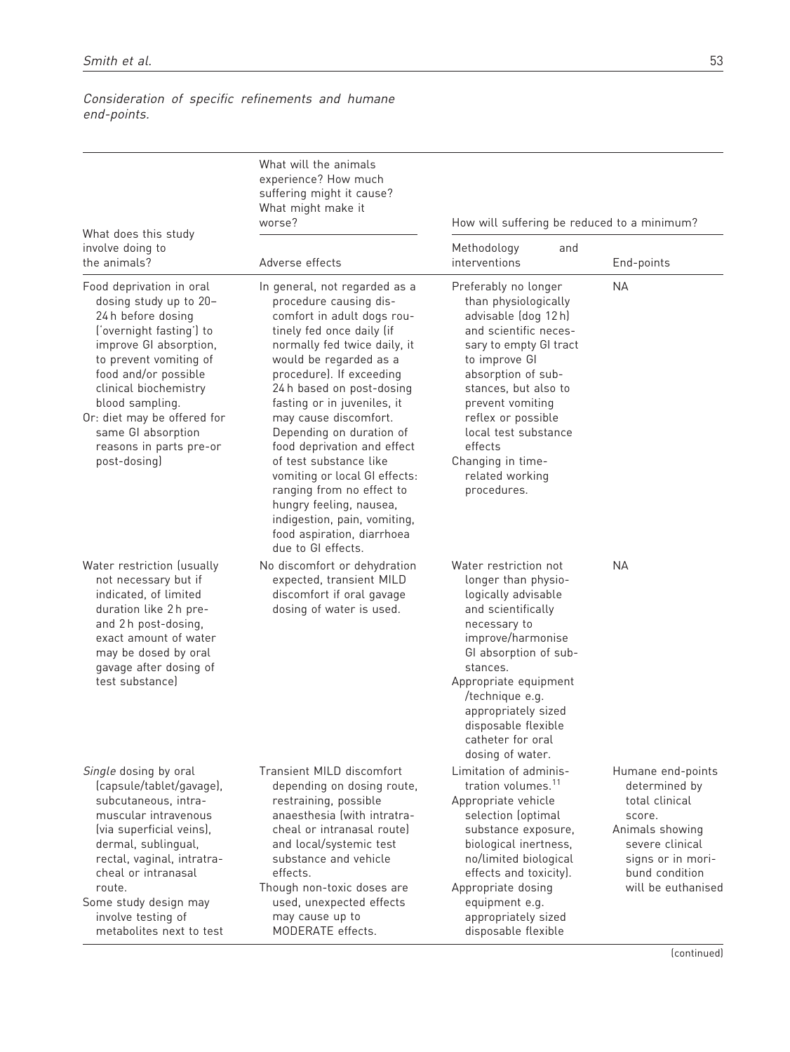*Consideration of specific refinements and humane end-points.*

| What does this study involve doing to the animals? | What will the animals experience? How much suffering might it cause? What might make it worse? | How will suffering be reduced to a minimum? | |
|---|---|---|---|
| | Adverse effects | Methodology and interventions | End-points |
| Food deprivation in oral dosing study up to 20–24 h before dosing ('overnight fasting') to improve GI absorption, to prevent vomiting of food and/or possible clinical biochemistry blood sampling. Or: diet may be offered for same GI absorption reasons in parts pre-or post-dosing) | In general, not regarded as a procedure causing discomfort in adult dogs routinely fed once daily (if normally fed twice daily, it would be regarded as a procedure). If exceeding 24 h based on post-dosing fasting or in juveniles, it may cause discomfort. Depending on duration of food deprivation and effect of test substance like vomiting or local GI effects: ranging from no effect to hungry feeling, nausea, indigestion, pain, vomiting, food aspiration, diarrhoea due to GI effects. | Preferably no longer than physiologically advisable (dog 12 h) and scientific necessary to empty GI tract to improve GI absorption of substances, but also to prevent vomiting reflex or possible local test substance effects. Changing in time-related working procedures. | NA |
| Water restriction (usually not necessary but if indicated, of limited duration like 2 h pre- and 2 h post-dosing, exact amount of water may be dosed by oral gavage after dosing of test substance) | No discomfort or dehydration expected, transient MILD discomfort if oral gavage dosing of water is used. | Water restriction not longer than physiologically advisable and scientifically necessary to improve/harmonise GI absorption of substances. Appropriate equipment /technique e.g. appropriately sized disposable flexible catheter for oral dosing of water. | NA |
| *Single* dosing by oral (capsule/tablet/gavage), subcutaneous, intramuscular intravenous (via superficial veins), dermal, sublingual, rectal, vaginal, intratracheal or intranasal route. Some study design may involve testing of metabolites next to test | Transient MILD discomfort depending on dosing route, restraining, possible anaesthesia (with intratracheal or intranasal route) and local/systemic test substance and vehicle effects. Though non-toxic doses are used, unexpected effects may cause up to MODERATE effects. | Limitation of administration volumes.[11] Appropriate vehicle selection (optimal substance exposure, biological inertness, no/limited biological effects and toxicity). Appropriate dosing equipment e.g. appropriately sized disposable flexible | Humane end-points determined by total clinical score. Animals showing severe clinical signs or in moribund condition will be euthanised |

(continued)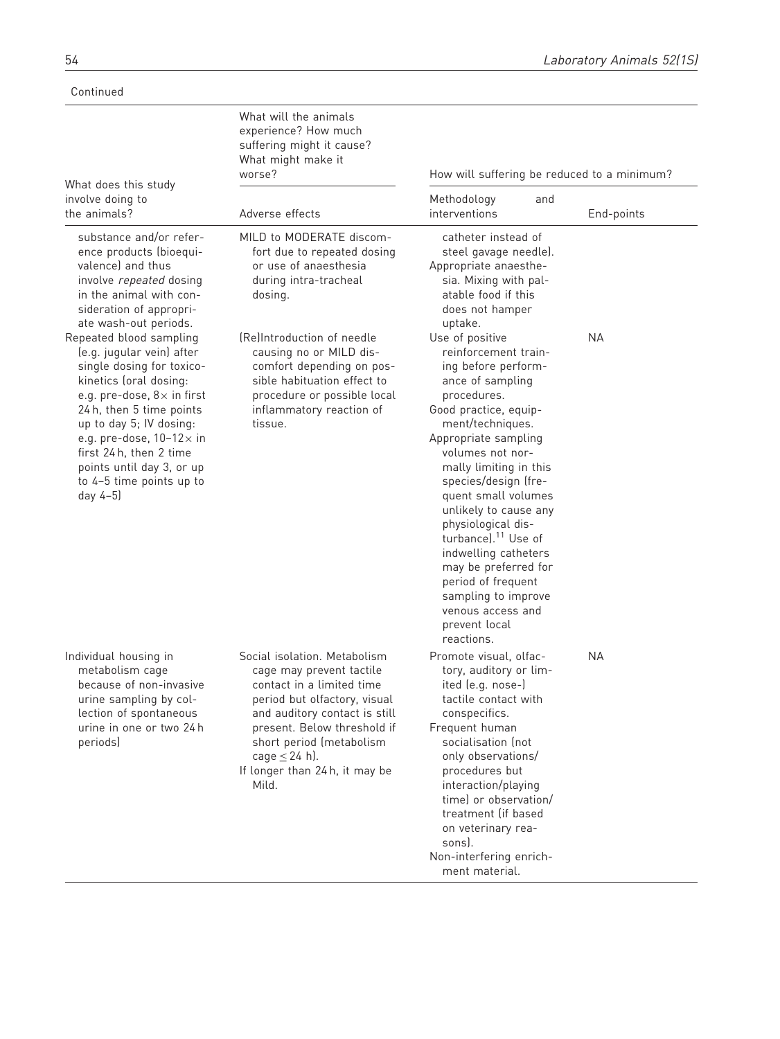Continued

| What does this study involve doing to the animals? | What will the animals experience? How much suffering might it cause? What might make it worse? | How will suffering be reduced to a minimum? | |
|---|---|---|---|
| | Adverse effects | Methodology and interventions | End-points |
| substance and/or reference products (bioequivalence) and thus involve *repeated* dosing in the animal with consideration of appropriate wash-out periods. | MILD to MODERATE discomfort due to repeated dosing or use of anaesthesia during intra-tracheal dosing. | catheter instead of steel gavage needle). Appropriate anaesthesia. Mixing with palatable food if this does not hamper uptake. | |
| Repeated blood sampling (e.g. jugular vein) after single dosing for toxicokinetics (oral dosing: e.g. pre-dose, 8× in first 24 h, then 5 time points up to day 5; IV dosing: e.g. pre-dose, 10–12× in first 24 h, then 2 time points until day 3, or up to 4–5 time points up to day 4–5) | (Re)Introduction of needle causing no or MILD discomfort depending on possible habituation effect to procedure or possible local inflammatory reaction of tissue. | Use of positive reinforcement training before performance of sampling procedures. Good practice, equipment/techniques. Appropriate sampling volumes not normally limiting in this species/design (frequent small volumes unlikely to cause any physiological disturbance).[11] Use of indwelling catheters may be preferred for period of frequent sampling to improve venous access and prevent local reactions. | NA |
| Individual housing in metabolism cage because of non-invasive urine sampling by collection of spontaneous urine in one or two 24 h periods) | Social isolation. Metabolism cage may prevent tactile contact in a limited time period but olfactory, visual and auditory contact is still present. Below threshold if short period (metabolism cage $\leq$ 24 h). If longer than 24 h, it may be Mild. | Promote visual, olfactory, auditory or limited (e.g. nose-) tactile contact with conspecifics. Frequent human socialisation (not only observations/ procedures but interaction/playing time) or observation/ treatment (if based on veterinary reasons). Non-interfering enrichment material. | NA |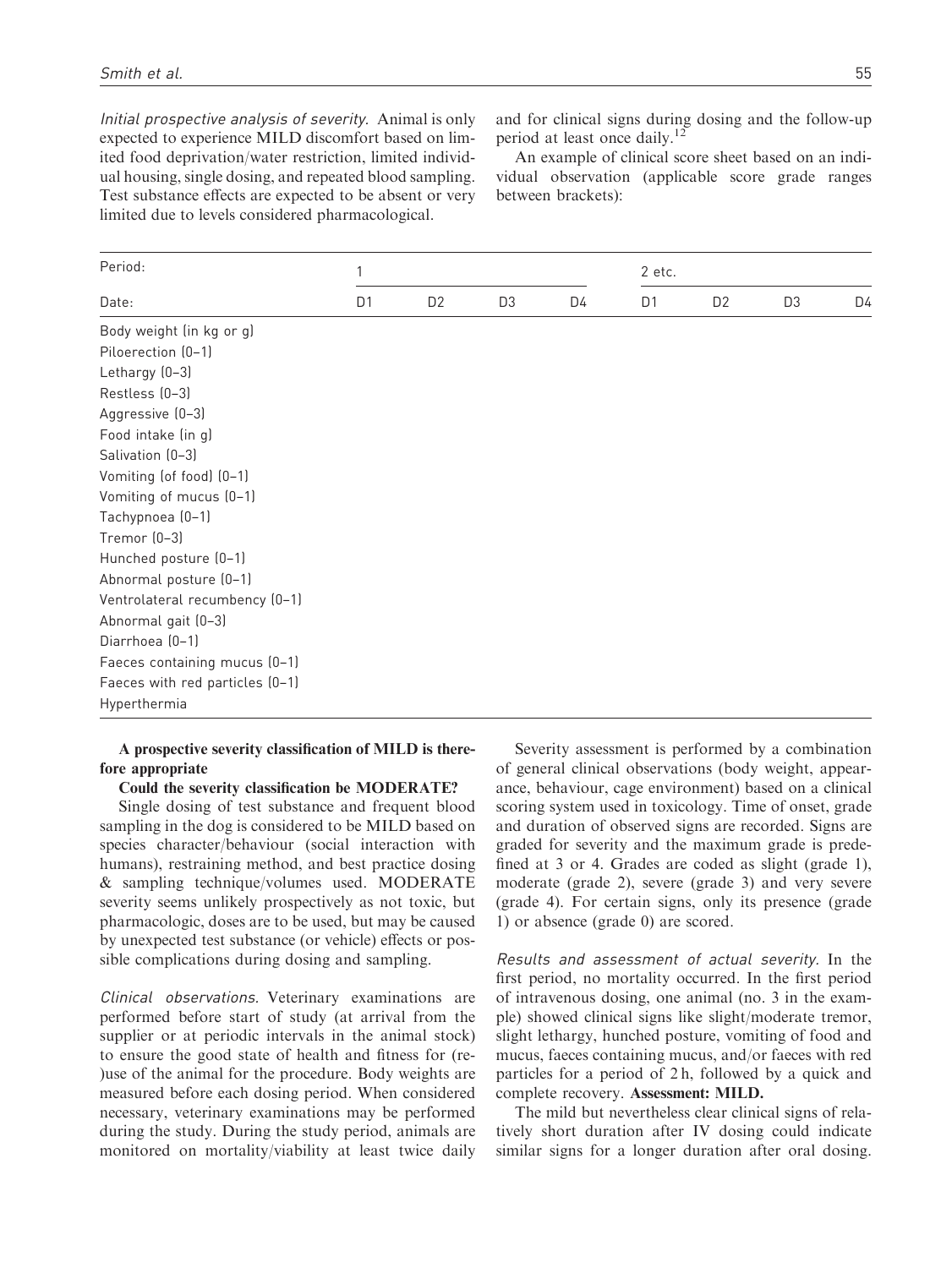*Initial prospective analysis of severity.* Animal is only expected to experience MILD discomfort based on limited food deprivation/water restriction, limited individual housing, single dosing, and repeated blood sampling. Test substance effects are expected to be absent or very limited due to levels considered pharmacological.

and for clinical signs during dosing and the follow-up period at least once daily.[12]

An example of clinical score sheet based on an individual observation (applicable score grade ranges between brackets):

| Period: | 1 | | | | 2 etc. | | | |
|---|---|---|---|---|---|---|---|---|
| Date: | D1 | D2 | D3 | D4 | D1 | D2 | D3 | D4 |
| Body weight (in kg or g) | | | | | | | | |
| Piloerection (0–1) | | | | | | | | |
| Lethargy (0–3) | | | | | | | | |
| Restless (0–3) | | | | | | | | |
| Aggressive (0–3) | | | | | | | | |
| Food intake (in g) | | | | | | | | |
| Salivation (0–3) | | | | | | | | |
| Vomiting (of food) (0–1) | | | | | | | | |
| Vomiting of mucus (0–1) | | | | | | | | |
| Tachypnoea (0–1) | | | | | | | | |
| Tremor (0–3) | | | | | | | | |
| Hunched posture (0–1) | | | | | | | | |
| Abnormal posture (0–1) | | | | | | | | |
| Ventrolateral recumbency (0–1) | | | | | | | | |
| Abnormal gait (0–3) | | | | | | | | |
| Diarrhoea (0–1) | | | | | | | | |
| Faeces containing mucus (0–1) | | | | | | | | |
| Faeces with red particles (0–1) | | | | | | | | |
| Hyperthermia | | | | | | | | |

**A prospective severity classification of MILD is therefore appropriate**

**Could the severity classification be MODERATE?**

Single dosing of test substance and frequent blood sampling in the dog is considered to be MILD based on species character/behaviour (social interaction with humans), restraining method, and best practice dosing & sampling technique/volumes used. MODERATE severity seems unlikely prospectively as not toxic, but pharmacologic, doses are to be used, but may be caused by unexpected test substance (or vehicle) effects or possible complications during dosing and sampling.

*Clinical observations.* Veterinary examinations are performed before start of study (at arrival from the supplier or at periodic intervals in the animal stock) to ensure the good state of health and fitness for (re-)use of the animal for the procedure. Body weights are measured before each dosing period. When considered necessary, veterinary examinations may be performed during the study. During the study period, animals are monitored on mortality/viability at least twice daily

Severity assessment is performed by a combination of general clinical observations (body weight, appearance, behaviour, cage environment) based on a clinical scoring system used in toxicology. Time of onset, grade and duration of observed signs are recorded. Signs are graded for severity and the maximum grade is predefined at 3 or 4. Grades are coded as slight (grade 1), moderate (grade 2), severe (grade 3) and very severe (grade 4). For certain signs, only its presence (grade 1) or absence (grade 0) are scored.

*Results and assessment of actual severity.* In the first period, no mortality occurred. In the first period of intravenous dosing, one animal (no. 3 in the example) showed clinical signs like slight/moderate tremor, slight lethargy, hunched posture, vomiting of food and mucus, faeces containing mucus, and/or faeces with red particles for a period of 2 h, followed by a quick and complete recovery. **Assessment: MILD.**

The mild but nevertheless clear clinical signs of relatively short duration after IV dosing could indicate similar signs for a longer duration after oral dosing.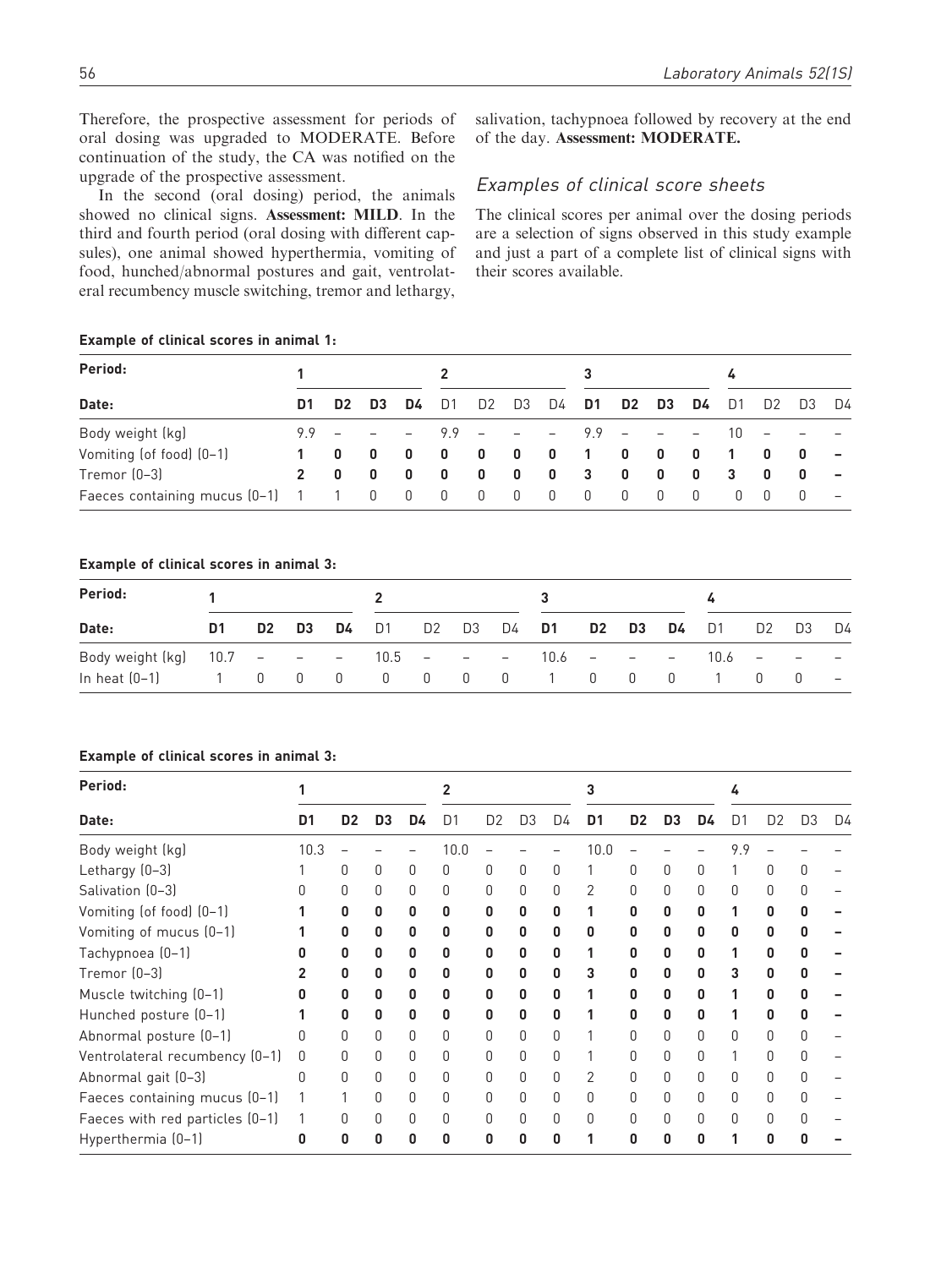Therefore, the prospective assessment for periods of oral dosing was upgraded to MODERATE. Before continuation of the study, the CA was notified on the upgrade of the prospective assessment.

In the second (oral dosing) period, the animals showed no clinical signs. **Assessment: MILD**. In the third and fourth period (oral dosing with different capsules), one animal showed hyperthermia, vomiting of food, hunched/abnormal postures and gait, ventrolateral recumbency muscle switching, tremor and lethargy, salivation, tachypnoea followed by recovery at the end of the day. **Assessment: MODERATE.**

### *Examples of clinical score sheets*

The clinical scores per animal over the dosing periods are a selection of signs observed in this study example and just a part of a complete list of clinical signs with their scores available.

**Example of clinical scores in animal 1:**

| Period: | 1 | | | | 2 | | | | 3 | | | | 4 | | | |
|---|---|---|---|---|---|---|---|---|---|---|---|---|---|---|---|---|
| Date: | **D1** | **D2** | **D3** | **D4** | D1 | D2 | D3 | D4 | **D1** | **D2** | **D3** | **D4** | D1 | D2 | D3 | D4 |
| Body weight (kg) | 9.9 | – | – | – | 9.9 | – | – | – | 9.9 | – | – | – | 10 | – | – | – |
| Vomiting (of food) (0–1) | **1** | **0** | **0** | **0** | **0** | **0** | **0** | **0** | **1** | **0** | **0** | **0** | **1** | **0** | **0** | **–** |
| Tremor (0–3) | **2** | **0** | **0** | **0** | **0** | **0** | **0** | **0** | **3** | **0** | **0** | **0** | **3** | **0** | **0** | **–** |
| Faeces containing mucus (0–1) | 1 | 1 | 0 | 0 | 0 | 0 | 0 | 0 | 0 | 0 | 0 | 0 | 0 | 0 | 0 | – |

**Example of clinical scores in animal 3:**

| Period: | 1 | | | | 2 | | | | 3 | | | | 4 | | | |
|---|---|---|---|---|---|---|---|---|---|---|---|---|---|---|---|---|
| Date: | **D1** | **D2** | **D3** | **D4** | D1 | D2 | D3 | D4 | **D1** | **D2** | **D3** | **D4** | D1 | D2 | D3 | D4 |
| Body weight (kg) | 10.7 | – | – | – | 10.5 | – | – | – | 10.6 | – | – | – | 10.6 | – | – | – |
| In heat (0–1) | 1 | 0 | 0 | 0 | 0 | 0 | 0 | 0 | 1 | 0 | 0 | 0 | 1 | 0 | 0 | – |

**Example of clinical scores in animal 3:**

| Period: | 1 | | | | 2 | | | | 3 | | | | 4 | | | |
|---|---|---|---|---|---|---|---|---|---|---|---|---|---|---|---|---|
| Date: | **D1** | **D2** | **D3** | **D4** | D1 | D2 | D3 | D4 | **D1** | **D2** | **D3** | **D4** | D1 | D2 | D3 | D4 |
| Body weight (kg) | 10.3 | – | – | – | 10.0 | – | – | – | 10.0 | – | – | – | 9.9 | – | – | – |
| Lethargy (0–3) | 1 | 0 | 0 | 0 | 0 | 0 | 0 | 0 | 1 | 0 | 0 | 0 | 1 | 0 | 0 | – |
| Salivation (0–3) | 0 | 0 | 0 | 0 | 0 | 0 | 0 | 0 | 2 | 0 | 0 | 0 | 0 | 0 | 0 | – |
| Vomiting (of food) (0–1) | **1** | **0** | **0** | **0** | **0** | **0** | **0** | **0** | **1** | **0** | **0** | **0** | **1** | **0** | **0** | **–** |
| Vomiting of mucus (0–1) | **1** | **0** | **0** | **0** | **0** | **0** | **0** | **0** | **0** | **0** | **0** | **0** | **0** | **0** | **0** | **–** |
| Tachypnoea (0–1) | **0** | **0** | **0** | **0** | **0** | **0** | **0** | **0** | **1** | **0** | **0** | **0** | **1** | **0** | **0** | **–** |
| Tremor (0–3) | **2** | **0** | **0** | **0** | **0** | **0** | **0** | **0** | **3** | **0** | **0** | **0** | **3** | **0** | **0** | **–** |
| Muscle twitching (0–1) | **0** | **0** | **0** | **0** | **0** | **0** | **0** | **0** | **1** | **0** | **0** | **0** | **1** | **0** | **0** | **–** |
| Hunched posture (0–1) | **1** | **0** | **0** | **0** | **0** | **0** | **0** | **0** | **1** | **0** | **0** | **0** | **1** | **0** | **0** | **–** |
| Abnormal posture (0–1) | 0 | 0 | 0 | 0 | 0 | 0 | 0 | 0 | 1 | 0 | 0 | 0 | 0 | 0 | 0 | – |
| Ventrolateral recumbency (0–1) | 0 | 0 | 0 | 0 | 0 | 0 | 0 | 0 | 1 | 0 | 0 | 0 | 1 | 0 | 0 | – |
| Abnormal gait (0–3) | 0 | 0 | 0 | 0 | 0 | 0 | 0 | 0 | 2 | 0 | 0 | 0 | 0 | 0 | 0 | – |
| Faeces containing mucus (0–1) | 1 | 1 | 0 | 0 | 0 | 0 | 0 | 0 | 0 | 0 | 0 | 0 | 0 | 0 | 0 | – |
| Faeces with red particles (0–1) | 1 | 0 | 0 | 0 | 0 | 0 | 0 | 0 | 0 | 0 | 0 | 0 | 0 | 0 | 0 | – |
| Hyperthermia (0–1) | **0** | **0** | **0** | **0** | **0** | **0** | **0** | **0** | **1** | **0** | **0** | **0** | **1** | **0** | **0** | **–** |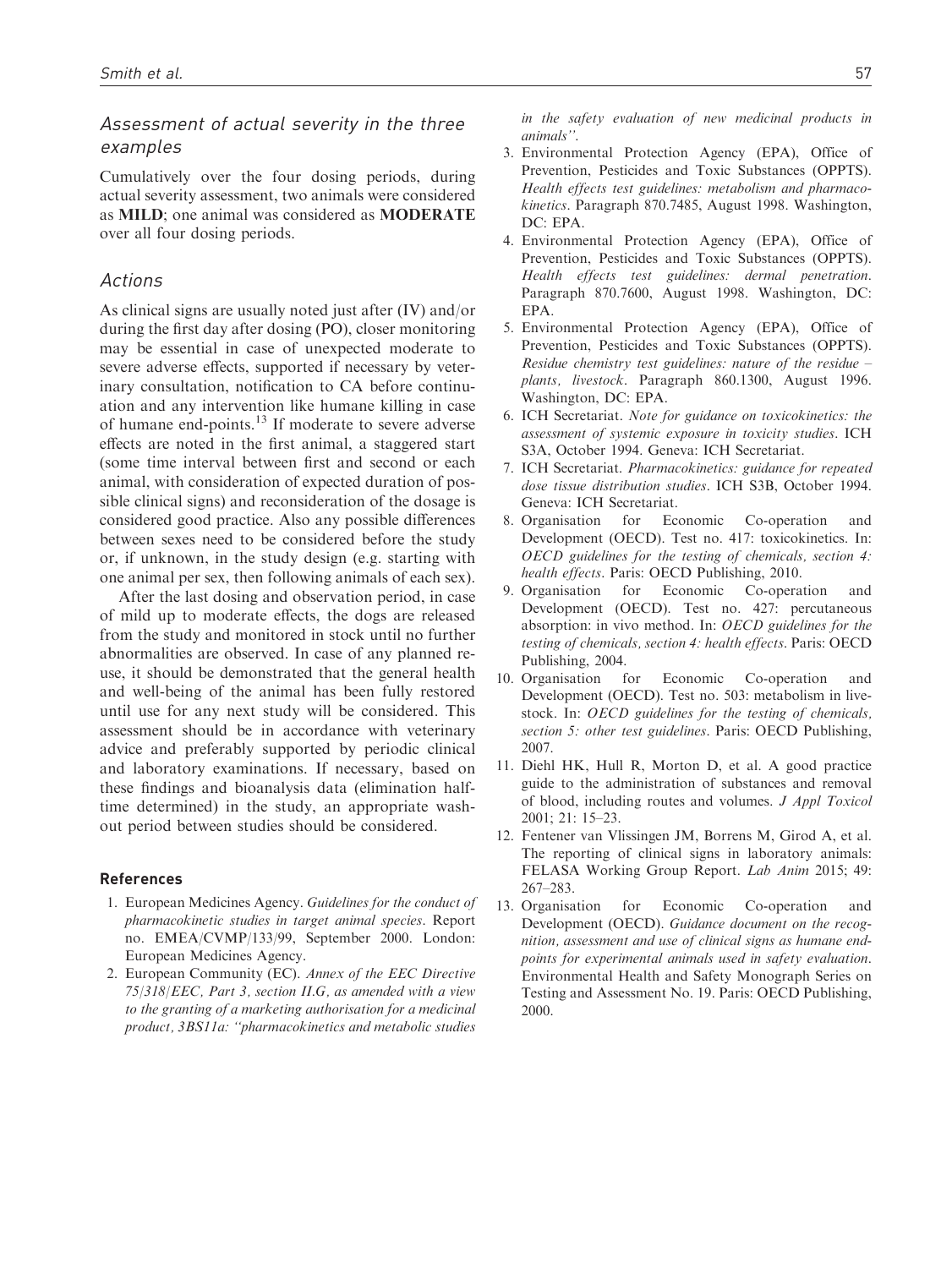## *Assessment of actual severity in the three examples*

Cumulatively over the four dosing periods, during actual severity assessment, two animals were considered as **MILD**; one animal was considered as **MODERATE** over all four dosing periods.

## *Actions*

As clinical signs are usually noted just after (IV) and/or during the first day after dosing (PO), closer monitoring may be essential in case of unexpected moderate to severe adverse effects, supported if necessary by veterinary consultation, notification to CA before continuation and any intervention like humane killing in case of humane end-points.[13] If moderate to severe adverse effects are noted in the first animal, a staggered start (some time interval between first and second or each animal, with consideration of expected duration of possible clinical signs) and reconsideration of the dosage is considered good practice. Also any possible differences between sexes need to be considered before the study or, if unknown, in the study design (e.g. starting with one animal per sex, then following animals of each sex).

After the last dosing and observation period, in case of mild up to moderate effects, the dogs are released from the study and monitored in stock until no further abnormalities are observed. In case of any planned re-use, it should be demonstrated that the general health and well-being of the animal has been fully restored until use for any next study will be considered. This assessment should be in accordance with veterinary advice and preferably supported by periodic clinical and laboratory examinations. If necessary, based on these findings and bioanalysis data (elimination half-time determined) in the study, an appropriate wash-out period between studies should be considered.

### References

1. European Medicines Agency. *Guidelines for the conduct of pharmacokinetic studies in target animal species*. Report no. EMEA/CVMP/133/99, September 2000. London: European Medicines Agency.
2. European Community (EC). *Annex of the EEC Directive 75/318/EEC, Part 3, section II.G, as amended with a view to the granting of a marketing authorisation for a medicinal product, 3BS11a: "pharmacokinetics and metabolic studies in the safety evaluation of new medicinal products in animals"*.
3. Environmental Protection Agency (EPA), Office of Prevention, Pesticides and Toxic Substances (OPPTS). *Health effects test guidelines: metabolism and pharmacokinetics*. Paragraph 870.7485, August 1998. Washington, DC: EPA.
4. Environmental Protection Agency (EPA), Office of Prevention, Pesticides and Toxic Substances (OPPTS). *Health effects test guidelines: dermal penetration*. Paragraph 870.7600, August 1998. Washington, DC: EPA.
5. Environmental Protection Agency (EPA), Office of Prevention, Pesticides and Toxic Substances (OPPTS). *Residue chemistry test guidelines: nature of the residue – plants, livestock*. Paragraph 860.1300, August 1996. Washington, DC: EPA.
6. ICH Secretariat. *Note for guidance on toxicokinetics: the assessment of systemic exposure in toxicity studies*. ICH S3A, October 1994. Geneva: ICH Secretariat.
7. ICH Secretariat. *Pharmacokinetics: guidance for repeated dose tissue distribution studies*. ICH S3B, October 1994. Geneva: ICH Secretariat.
8. Organisation for Economic Co-operation and Development (OECD). Test no. 417: toxicokinetics. In: *OECD guidelines for the testing of chemicals, section 4: health effects*. Paris: OECD Publishing, 2010.
9. Organisation for Economic Co-operation and Development (OECD). Test no. 427: percutaneous absorption: in vivo method. In: *OECD guidelines for the testing of chemicals, section 4: health effects*. Paris: OECD Publishing, 2004.
10. Organisation for Economic Co-operation and Development (OECD). Test no. 503: metabolism in livestock. In: *OECD guidelines for the testing of chemicals, section 5: other test guidelines*. Paris: OECD Publishing, 2007.
11. Diehl HK, Hull R, Morton D, et al. A good practice guide to the administration of substances and removal of blood, including routes and volumes. *J Appl Toxicol* 2001; 21: 15–23.
12. Fentener van Vlissingen JM, Borrens M, Girod A, et al. The reporting of clinical signs in laboratory animals: FELASA Working Group Report. *Lab Anim* 2015; 49: 267–283.
13. Organisation for Economic Co-operation and Development (OECD). *Guidance document on the recognition, assessment and use of clinical signs as humane endpoints for experimental animals used in safety evaluation*. Environmental Health and Safety Monograph Series on Testing and Assessment No. 19. Paris: OECD Publishing, 2000.